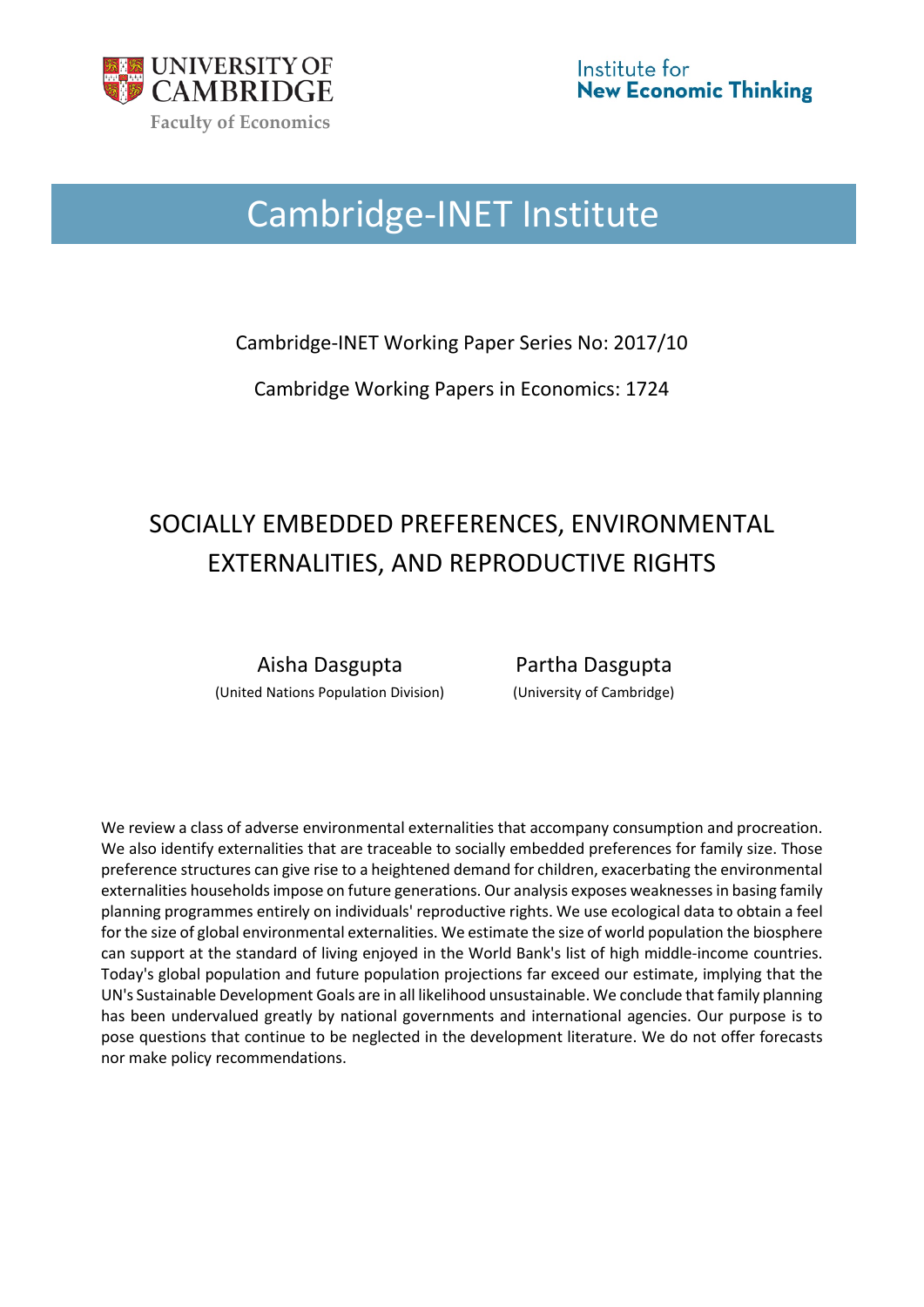UNIVERSITY OF CAMBRIDGE
Faculty of Economics

Institute for **New Economic Thinking**

# Cambridge-INET Institute

Cambridge-INET Working Paper Series No: 2017/10

Cambridge Working Papers in Economics: 1724

## SOCIALLY EMBEDDED PREFERENCES, ENVIRONMENTAL EXTERNALITIES, AND REPRODUCTIVE RIGHTS

Aisha Dasgupta (United Nations Population Division)

Partha Dasgupta (University of Cambridge)

We review a class of adverse environmental externalities that accompany consumption and procreation. We also identify externalities that are traceable to socially embedded preferences for family size. Those preference structures can give rise to a heightened demand for children, exacerbating the environmental externalities households impose on future generations. Our analysis exposes weaknesses in basing family planning programmes entirely on individuals' reproductive rights. We use ecological data to obtain a feel for the size of global environmental externalities. We estimate the size of world population the biosphere can support at the standard of living enjoyed in the World Bank's list of high middle-income countries. Today's global population and future population projections far exceed our estimate, implying that the UN's Sustainable Development Goals are in all likelihood unsustainable. We conclude that family planning has been undervalued greatly by national governments and international agencies. Our purpose is to pose questions that continue to be neglected in the development literature. We do not offer forecasts nor make policy recommendations.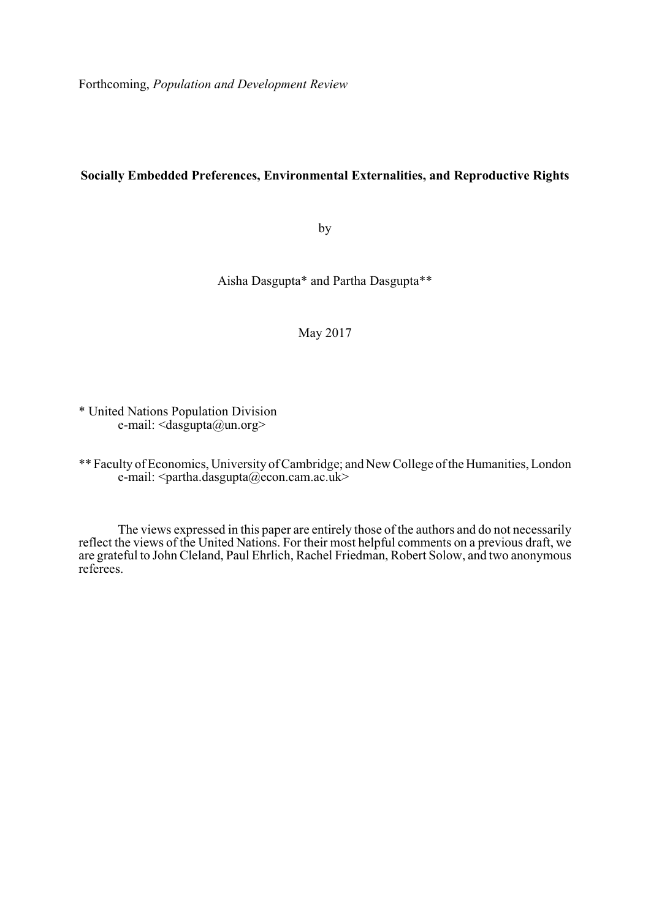Forthcoming, *Population and Development Review*

# Socially Embedded Preferences, Environmental Externalities, and Reproductive Rights

by

Aisha Dasgupta* and Partha Dasgupta**

May 2017

\* United Nations Population Division
e-mail: <dasgupta@un.org>

\** Faculty of Economics, University of Cambridge; and New College of the Humanities, London
e-mail: <partha.dasgupta@econ.cam.ac.uk>

The views expressed in this paper are entirely those of the authors and do not necessarily reflect the views of the United Nations. For their most helpful comments on a previous draft, we are grateful to John Cleland, Paul Ehrlich, Rachel Friedman, Robert Solow, and two anonymous referees.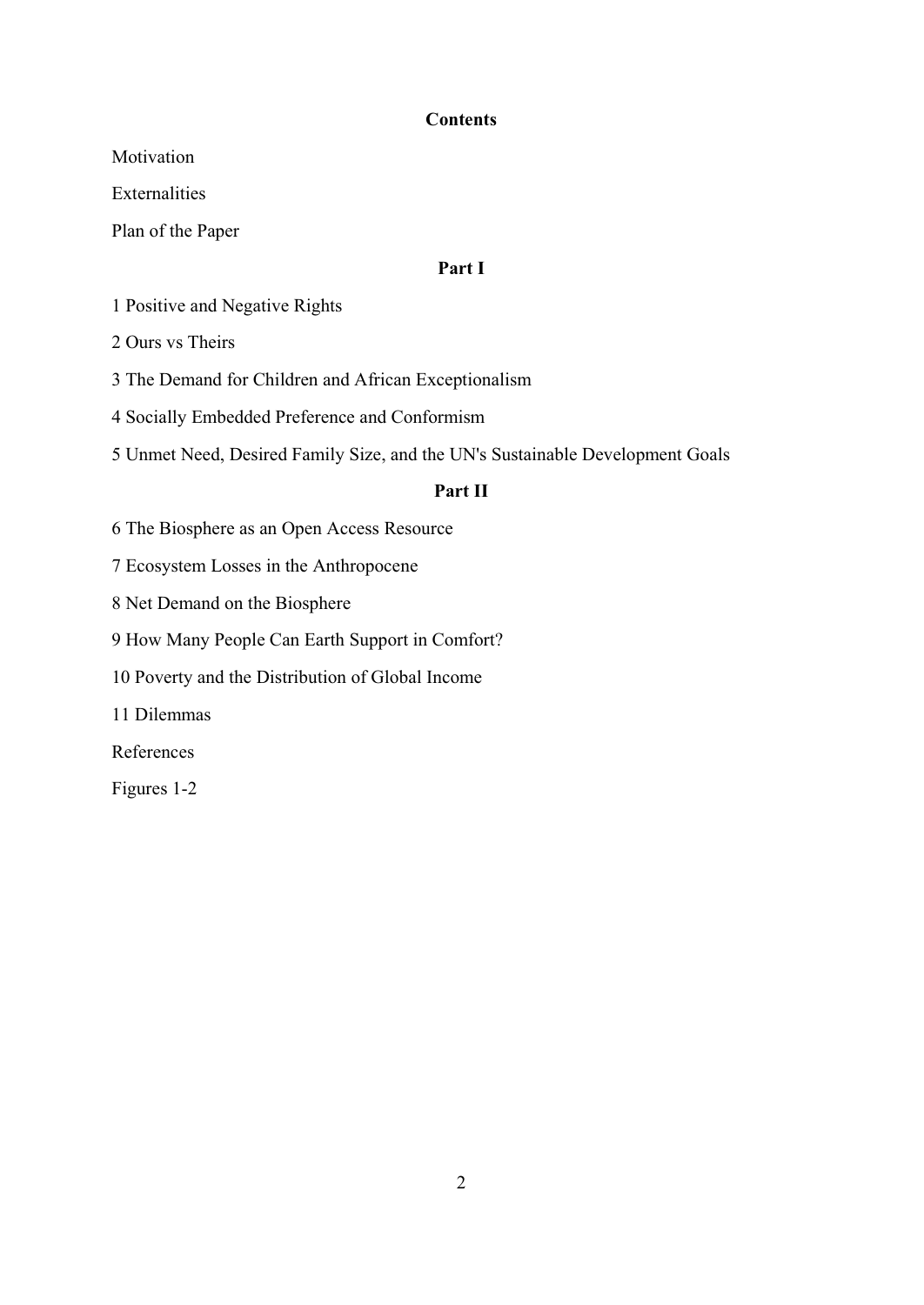## Contents

Motivation

Externalities

Plan of the Paper

### Part I

1 Positive and Negative Rights

2 Ours vs Theirs

3 The Demand for Children and African Exceptionalism

4 Socially Embedded Preference and Conformism

5 Unmet Need, Desired Family Size, and the UN's Sustainable Development Goals

### Part II

6 The Biosphere as an Open Access Resource

7 Ecosystem Losses in the Anthropocene

8 Net Demand on the Biosphere

9 How Many People Can Earth Support in Comfort?

10 Poverty and the Distribution of Global Income

11 Dilemmas

References

Figures 1-2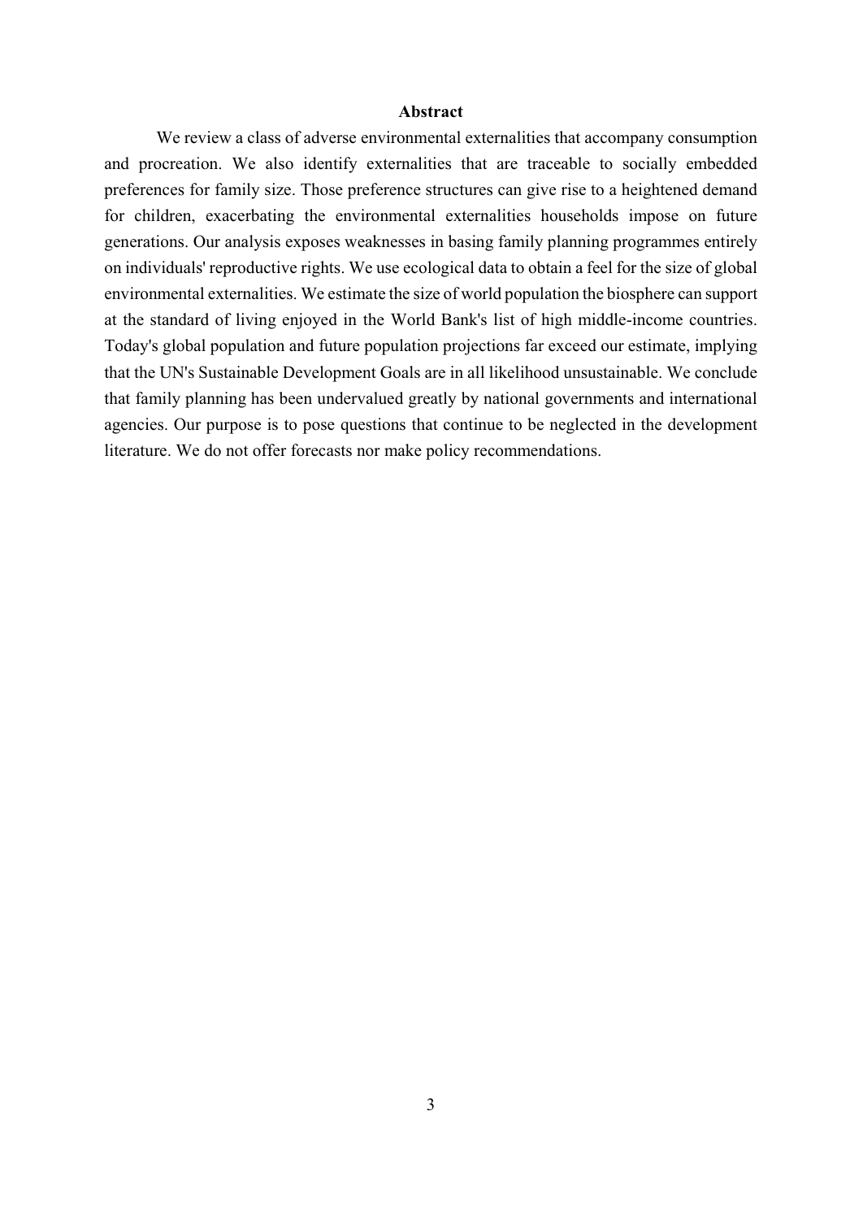## Abstract

We review a class of adverse environmental externalities that accompany consumption and procreation. We also identify externalities that are traceable to socially embedded preferences for family size. Those preference structures can give rise to a heightened demand for children, exacerbating the environmental externalities households impose on future generations. Our analysis exposes weaknesses in basing family planning programmes entirely on individuals' reproductive rights. We use ecological data to obtain a feel for the size of global environmental externalities. We estimate the size of world population the biosphere can support at the standard of living enjoyed in the World Bank's list of high middle-income countries. Today's global population and future population projections far exceed our estimate, implying that the UN's Sustainable Development Goals are in all likelihood unsustainable. We conclude that family planning has been undervalued greatly by national governments and international agencies. Our purpose is to pose questions that continue to be neglected in the development literature. We do not offer forecasts nor make policy recommendations.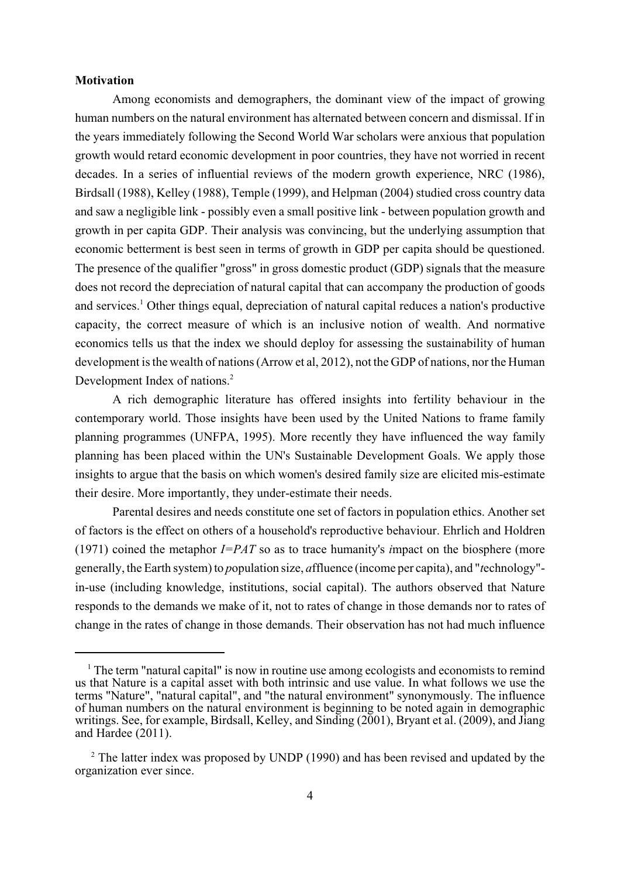**Motivation**

Among economists and demographers, the dominant view of the impact of growing human numbers on the natural environment has alternated between concern and dismissal. If in the years immediately following the Second World War scholars were anxious that population growth would retard economic development in poor countries, they have not worried in recent decades. In a series of influential reviews of the modern growth experience, NRC (1986), Birdsall (1988), Kelley (1988), Temple (1999), and Helpman (2004) studied cross country data and saw a negligible link - possibly even a small positive link - between population growth and growth in per capita GDP. Their analysis was convincing, but the underlying assumption that economic betterment is best seen in terms of growth in GDP per capita should be questioned. The presence of the qualifier "gross" in gross domestic product (GDP) signals that the measure does not record the depreciation of natural capital that can accompany the production of goods and services.[1] Other things equal, depreciation of natural capital reduces a nation's productive capacity, the correct measure of which is an inclusive notion of wealth. And normative economics tells us that the index we should deploy for assessing the sustainability of human development is the wealth of nations (Arrow et al, 2012), not the GDP of nations, nor the Human Development Index of nations.[2]

A rich demographic literature has offered insights into fertility behaviour in the contemporary world. Those insights have been used by the United Nations to frame family planning programmes (UNFPA, 1995). More recently they have influenced the way family planning has been placed within the UN's Sustainable Development Goals. We apply those insights to argue that the basis on which women's desired family size are elicited mis-estimate their desire. More importantly, they under-estimate their needs.

Parental desires and needs constitute one set of factors in population ethics. Another set of factors is the effect on others of a household's reproductive behaviour. Ehrlich and Holdren (1971) coined the metaphor *I=PAT* so as to trace humanity's *i*mpact on the biosphere (more generally, the Earth system) to *p*opulation size, *a*ffluence (income per capita), and "*t*echnology"-in-use (including knowledge, institutions, social capital). The authors observed that Nature responds to the demands we make of it, not to rates of change in those demands nor to rates of change in the rates of change in those demands. Their observation has not had much influence

---

[1] The term "natural capital" is now in routine use among ecologists and economists to remind us that Nature is a capital asset with both intrinsic and use value. In what follows we use the terms "Nature", "natural capital", and "the natural environment" synonymously. The influence of human numbers on the natural environment is beginning to be noted again in demographic writings. See, for example, Birdsall, Kelley, and Sinding (2001), Bryant et al. (2009), and Jiang and Hardee (2011).

[2] The latter index was proposed by UNDP (1990) and has been revised and updated by the organization ever since.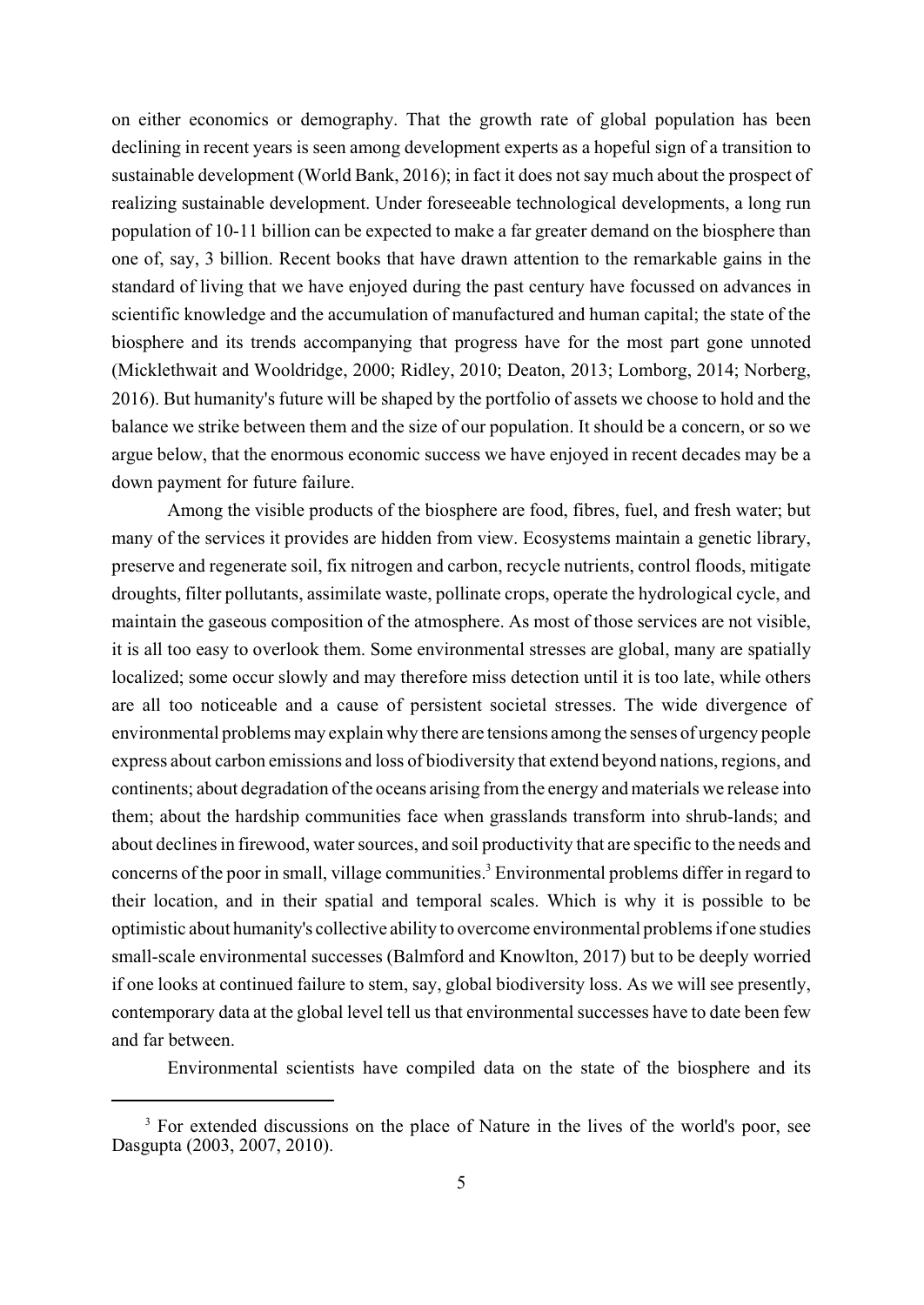on either economics or demography. That the growth rate of global population has been declining in recent years is seen among development experts as a hopeful sign of a transition to sustainable development (World Bank, 2016); in fact it does not say much about the prospect of realizing sustainable development. Under foreseeable technological developments, a long run population of 10-11 billion can be expected to make a far greater demand on the biosphere than one of, say, 3 billion. Recent books that have drawn attention to the remarkable gains in the standard of living that we have enjoyed during the past century have focussed on advances in scientific knowledge and the accumulation of manufactured and human capital; the state of the biosphere and its trends accompanying that progress have for the most part gone unnoted (Micklethwait and Wooldridge, 2000; Ridley, 2010; Deaton, 2013; Lomborg, 2014; Norberg, 2016). But humanity's future will be shaped by the portfolio of assets we choose to hold and the balance we strike between them and the size of our population. It should be a concern, or so we argue below, that the enormous economic success we have enjoyed in recent decades may be a down payment for future failure.

Among the visible products of the biosphere are food, fibres, fuel, and fresh water; but many of the services it provides are hidden from view. Ecosystems maintain a genetic library, preserve and regenerate soil, fix nitrogen and carbon, recycle nutrients, control floods, mitigate droughts, filter pollutants, assimilate waste, pollinate crops, operate the hydrological cycle, and maintain the gaseous composition of the atmosphere. As most of those services are not visible, it is all too easy to overlook them. Some environmental stresses are global, many are spatially localized; some occur slowly and may therefore miss detection until it is too late, while others are all too noticeable and a cause of persistent societal stresses. The wide divergence of environmental problems may explain why there are tensions among the senses of urgency people express about carbon emissions and loss of biodiversity that extend beyond nations, regions, and continents; about degradation of the oceans arising from the energy and materials we release into them; about the hardship communities face when grasslands transform into shrub-lands; and about declines in firewood, water sources, and soil productivity that are specific to the needs and concerns of the poor in small, village communities.[3] Environmental problems differ in regard to their location, and in their spatial and temporal scales. Which is why it is possible to be optimistic about humanity's collective ability to overcome environmental problems if one studies small-scale environmental successes (Balmford and Knowlton, 2017) but to be deeply worried if one looks at continued failure to stem, say, global biodiversity loss. As we will see presently, contemporary data at the global level tell us that environmental successes have to date been few and far between.

Environmental scientists have compiled data on the state of the biosphere and its

[3] For extended discussions on the place of Nature in the lives of the world's poor, see Dasgupta (2003, 2007, 2010).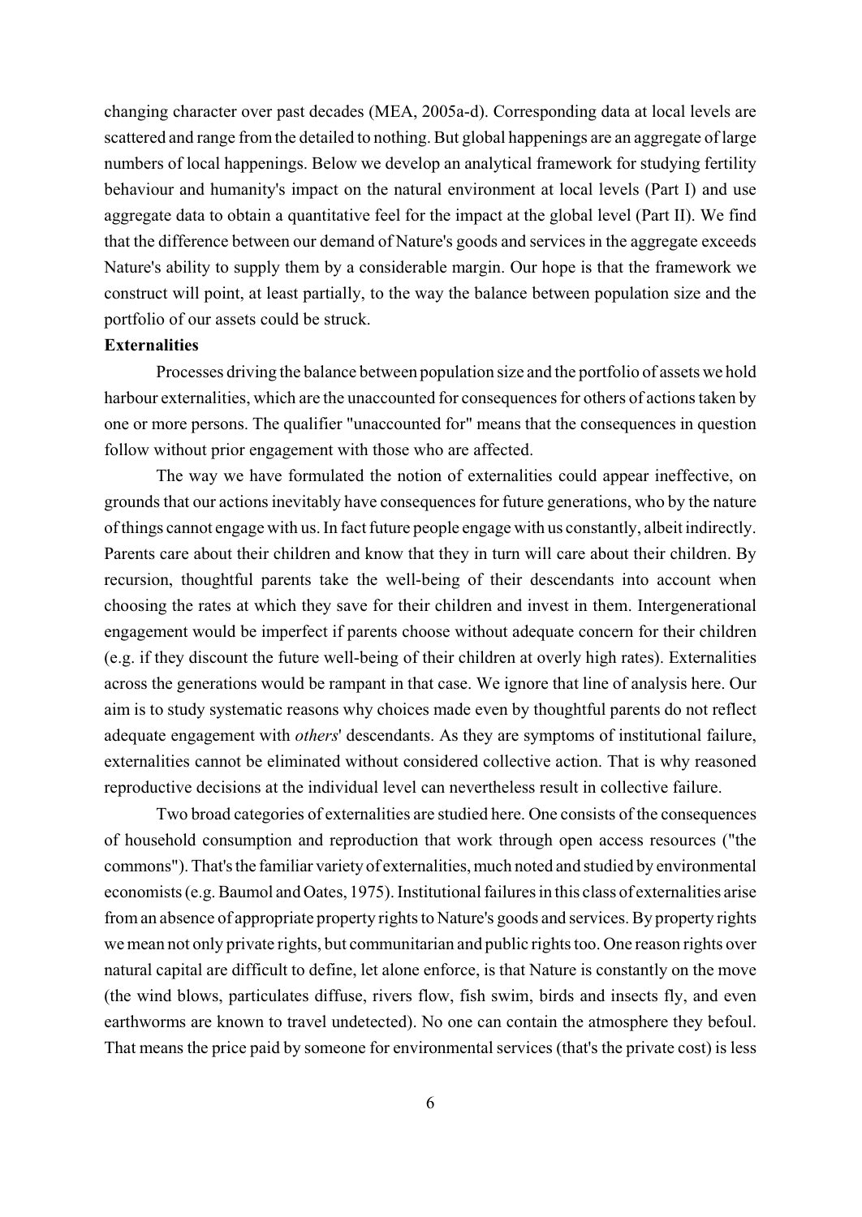changing character over past decades (MEA, 2005a-d). Corresponding data at local levels are scattered and range from the detailed to nothing. But global happenings are an aggregate of large numbers of local happenings. Below we develop an analytical framework for studying fertility behaviour and humanity's impact on the natural environment at local levels (Part I) and use aggregate data to obtain a quantitative feel for the impact at the global level (Part II). We find that the difference between our demand of Nature's goods and services in the aggregate exceeds Nature's ability to supply them by a considerable margin. Our hope is that the framework we construct will point, at least partially, to the way the balance between population size and the portfolio of our assets could be struck.

**Externalities**

Processes driving the balance between population size and the portfolio of assets we hold harbour externalities, which are the unaccounted for consequences for others of actions taken by one or more persons. The qualifier "unaccounted for" means that the consequences in question follow without prior engagement with those who are affected.

The way we have formulated the notion of externalities could appear ineffective, on grounds that our actions inevitably have consequences for future generations, who by the nature of things cannot engage with us. In fact future people engage with us constantly, albeit indirectly. Parents care about their children and know that they in turn will care about their children. By recursion, thoughtful parents take the well-being of their descendants into account when choosing the rates at which they save for their children and invest in them. Intergenerational engagement would be imperfect if parents choose without adequate concern for their children (e.g. if they discount the future well-being of their children at overly high rates). Externalities across the generations would be rampant in that case. We ignore that line of analysis here. Our aim is to study systematic reasons why choices made even by thoughtful parents do not reflect adequate engagement with *others*' descendants. As they are symptoms of institutional failure, externalities cannot be eliminated without considered collective action. That is why reasoned reproductive decisions at the individual level can nevertheless result in collective failure.

Two broad categories of externalities are studied here. One consists of the consequences of household consumption and reproduction that work through open access resources ("the commons"). That's the familiar variety of externalities, much noted and studied by environmental economists (e.g. Baumol and Oates, 1975). Institutional failures in this class of externalities arise from an absence of appropriate property rights to Nature's goods and services. By property rights we mean not only private rights, but communitarian and public rights too. One reason rights over natural capital are difficult to define, let alone enforce, is that Nature is constantly on the move (the wind blows, particulates diffuse, rivers flow, fish swim, birds and insects fly, and even earthworms are known to travel undetected). No one can contain the atmosphere they befoul. That means the price paid by someone for environmental services (that's the private cost) is less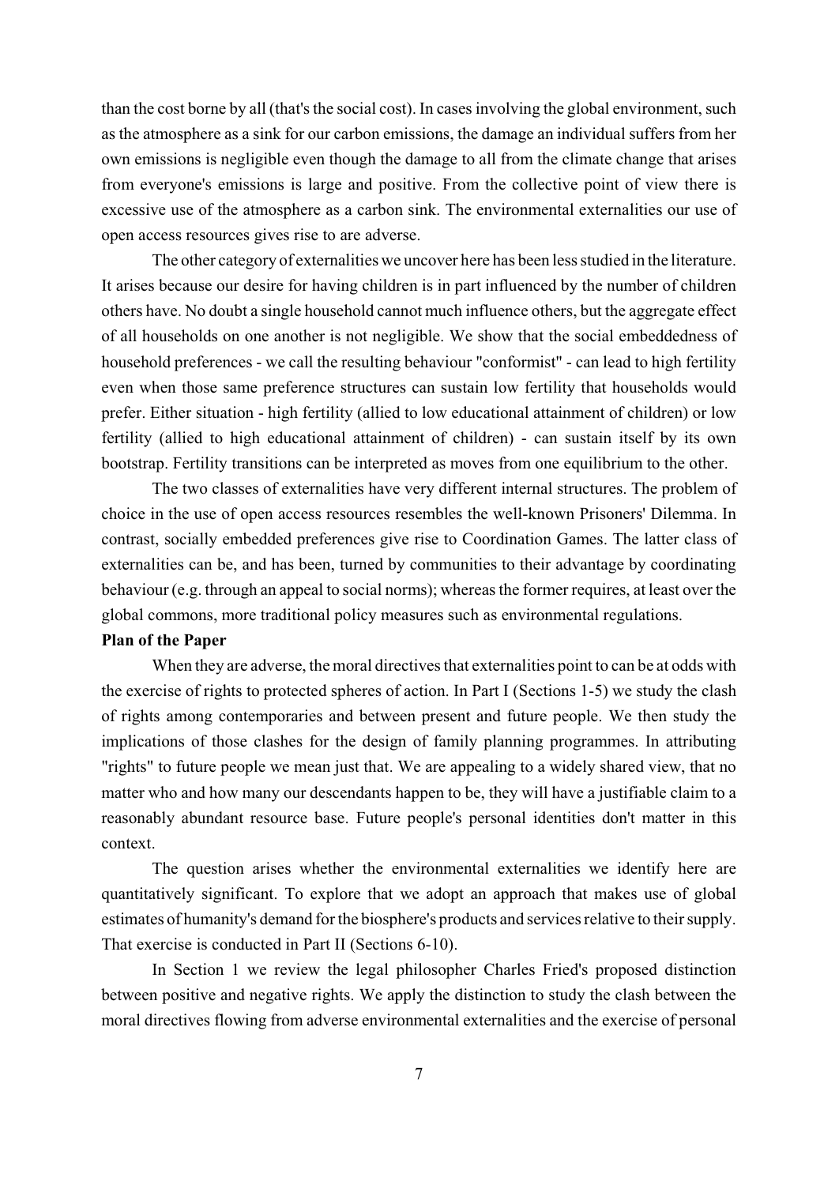than the cost borne by all (that's the social cost). In cases involving the global environment, such as the atmosphere as a sink for our carbon emissions, the damage an individual suffers from her own emissions is negligible even though the damage to all from the climate change that arises from everyone's emissions is large and positive. From the collective point of view there is excessive use of the atmosphere as a carbon sink. The environmental externalities our use of open access resources gives rise to are adverse.

The other category of externalities we uncover here has been less studied in the literature. It arises because our desire for having children is in part influenced by the number of children others have. No doubt a single household cannot much influence others, but the aggregate effect of all households on one another is not negligible. We show that the social embeddedness of household preferences - we call the resulting behaviour "conformist" - can lead to high fertility even when those same preference structures can sustain low fertility that households would prefer. Either situation - high fertility (allied to low educational attainment of children) or low fertility (allied to high educational attainment of children) - can sustain itself by its own bootstrap. Fertility transitions can be interpreted as moves from one equilibrium to the other.

The two classes of externalities have very different internal structures. The problem of choice in the use of open access resources resembles the well-known Prisoners' Dilemma. In contrast, socially embedded preferences give rise to Coordination Games. The latter class of externalities can be, and has been, turned by communities to their advantage by coordinating behaviour (e.g. through an appeal to social norms); whereas the former requires, at least over the global commons, more traditional policy measures such as environmental regulations.

**Plan of the Paper**

When they are adverse, the moral directives that externalities point to can be at odds with the exercise of rights to protected spheres of action. In Part I (Sections 1-5) we study the clash of rights among contemporaries and between present and future people. We then study the implications of those clashes for the design of family planning programmes. In attributing "rights" to future people we mean just that. We are appealing to a widely shared view, that no matter who and how many our descendants happen to be, they will have a justifiable claim to a reasonably abundant resource base. Future people's personal identities don't matter in this context.

The question arises whether the environmental externalities we identify here are quantitatively significant. To explore that we adopt an approach that makes use of global estimates of humanity's demand for the biosphere's products and services relative to their supply. That exercise is conducted in Part II (Sections 6-10).

In Section 1 we review the legal philosopher Charles Fried's proposed distinction between positive and negative rights. We apply the distinction to study the clash between the moral directives flowing from adverse environmental externalities and the exercise of personal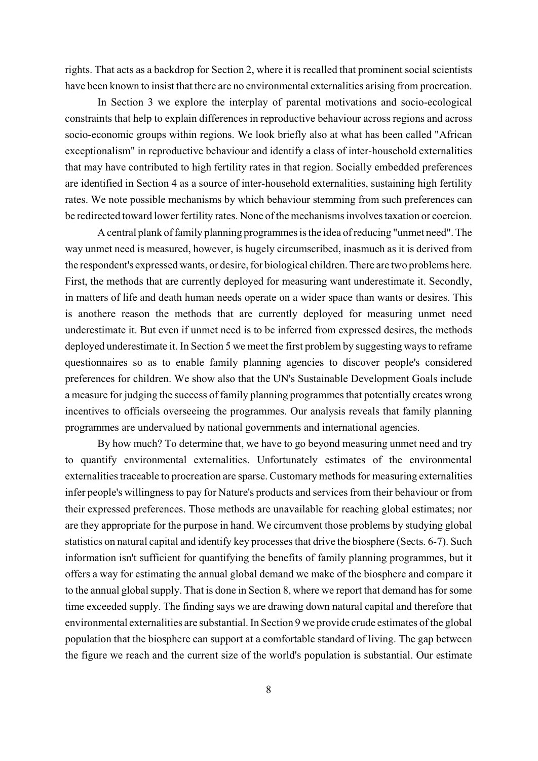rights. That acts as a backdrop for Section 2, where it is recalled that prominent social scientists have been known to insist that there are no environmental externalities arising from procreation.

In Section 3 we explore the interplay of parental motivations and socio-ecological constraints that help to explain differences in reproductive behaviour across regions and across socio-economic groups within regions. We look briefly also at what has been called "African exceptionalism" in reproductive behaviour and identify a class of inter-household externalities that may have contributed to high fertility rates in that region. Socially embedded preferences are identified in Section 4 as a source of inter-household externalities, sustaining high fertility rates. We note possible mechanisms by which behaviour stemming from such preferences can be redirected toward lower fertility rates. None of the mechanisms involves taxation or coercion.

A central plank of family planning programmes is the idea of reducing "unmet need". The way unmet need is measured, however, is hugely circumscribed, inasmuch as it is derived from the respondent's expressed wants, or desire, for biological children. There are two problems here. First, the methods that are currently deployed for measuring want underestimate it. Secondly, in matters of life and death human needs operate on a wider space than wants or desires. This is anothere reason the methods that are currently deployed for measuring unmet need underestimate it. But even if unmet need is to be inferred from expressed desires, the methods deployed underestimate it. In Section 5 we meet the first problem by suggesting ways to reframe questionnaires so as to enable family planning agencies to discover people's considered preferences for children. We show also that the UN's Sustainable Development Goals include a measure for judging the success of family planning programmes that potentially creates wrong incentives to officials overseeing the programmes. Our analysis reveals that family planning programmes are undervalued by national governments and international agencies.

By how much? To determine that, we have to go beyond measuring unmet need and try to quantify environmental externalities. Unfortunately estimates of the environmental externalities traceable to procreation are sparse. Customary methods for measuring externalities infer people's willingness to pay for Nature's products and services from their behaviour or from their expressed preferences. Those methods are unavailable for reaching global estimates; nor are they appropriate for the purpose in hand. We circumvent those problems by studying global statistics on natural capital and identify key processes that drive the biosphere (Sects. 6-7). Such information isn't sufficient for quantifying the benefits of family planning programmes, but it offers a way for estimating the annual global demand we make of the biosphere and compare it to the annual global supply. That is done in Section 8, where we report that demand has for some time exceeded supply. The finding says we are drawing down natural capital and therefore that environmental externalities are substantial. In Section 9 we provide crude estimates of the global population that the biosphere can support at a comfortable standard of living. The gap between the figure we reach and the current size of the world's population is substantial. Our estimate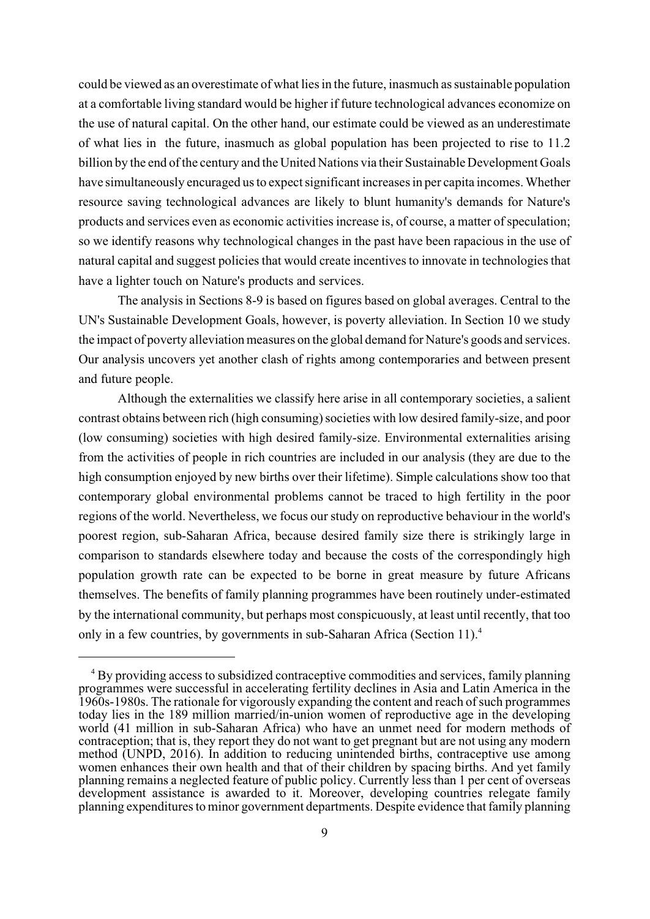could be viewed as an overestimate of what lies in the future, inasmuch as sustainable population at a comfortable living standard would be higher if future technological advances economize on the use of natural capital. On the other hand, our estimate could be viewed as an underestimate of what lies in the future, inasmuch as global population has been projected to rise to 11.2 billion by the end of the century and the United Nations via their Sustainable Development Goals have simultaneously encuraged us to expect significant increases in per capita incomes. Whether resource saving technological advances are likely to blunt humanity's demands for Nature's products and services even as economic activities increase is, of course, a matter of speculation; so we identify reasons why technological changes in the past have been rapacious in the use of natural capital and suggest policies that would create incentives to innovate in technologies that have a lighter touch on Nature's products and services.

The analysis in Sections 8-9 is based on figures based on global averages. Central to the UN's Sustainable Development Goals, however, is poverty alleviation. In Section 10 we study the impact of poverty alleviation measures on the global demand for Nature's goods and services. Our analysis uncovers yet another clash of rights among contemporaries and between present and future people.

Although the externalities we classify here arise in all contemporary societies, a salient contrast obtains between rich (high consuming) societies with low desired family-size, and poor (low consuming) societies with high desired family-size. Environmental externalities arising from the activities of people in rich countries are included in our analysis (they are due to the high consumption enjoyed by new births over their lifetime). Simple calculations show too that contemporary global environmental problems cannot be traced to high fertility in the poor regions of the world. Nevertheless, we focus our study on reproductive behaviour in the world's poorest region, sub-Saharan Africa, because desired family size there is strikingly large in comparison to standards elsewhere today and because the costs of the correspondingly high population growth rate can be expected to be borne in great measure by future Africans themselves. The benefits of family planning programmes have been routinely under-estimated by the international community, but perhaps most conspicuously, at least until recently, that too only in a few countries, by governments in sub-Saharan Africa (Section 11).[4]

[4] By providing access to subsidized contraceptive commodities and services, family planning programmes were successful in accelerating fertility declines in Asia and Latin America in the 1960s-1980s. The rationale for vigorously expanding the content and reach of such programmes today lies in the 189 million married/in-union women of reproductive age in the developing world (41 million in sub-Saharan Africa) who have an unmet need for modern methods of contraception; that is, they report they do not want to get pregnant but are not using any modern method (UNPD, 2016). In addition to reducing unintended births, contraceptive use among women enhances their own health and that of their children by spacing births. And yet family planning remains a neglected feature of public policy. Currently less than 1 per cent of overseas development assistance is awarded to it. Moreover, developing countries relegate family planning expenditures to minor government departments. Despite evidence that family planning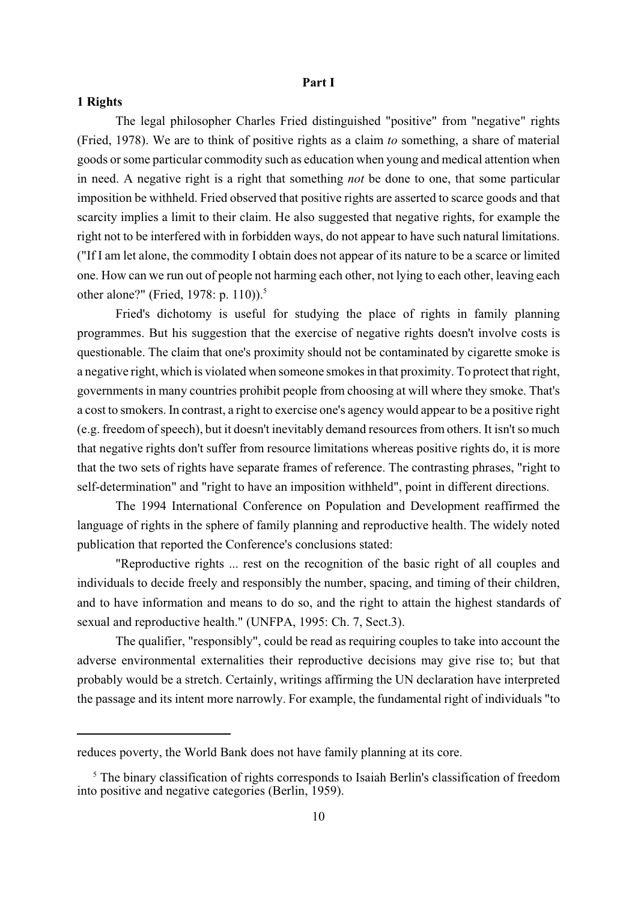## Part I

### 1 Rights

The legal philosopher Charles Fried distinguished "positive" from "negative" rights (Fried, 1978). We are to think of positive rights as a claim *to* something, a share of material goods or some particular commodity such as education when young and medical attention when in need. A negative right is a right that something *not* be done to one, that some particular imposition be withheld. Fried observed that positive rights are asserted to scarce goods and that scarcity implies a limit to their claim. He also suggested that negative rights, for example the right not to be interfered with in forbidden ways, do not appear to have such natural limitations. ("If I am let alone, the commodity I obtain does not appear of its nature to be a scarce or limited one. How can we run out of people not harming each other, not lying to each other, leaving each other alone?" (Fried, 1978: p. 110)).[5]

Fried's dichotomy is useful for studying the place of rights in family planning programmes. But his suggestion that the exercise of negative rights doesn't involve costs is questionable. The claim that one's proximity should not be contaminated by cigarette smoke is a negative right, which is violated when someone smokes in that proximity. To protect that right, governments in many countries prohibit people from choosing at will where they smoke. That's a cost to smokers. In contrast, a right to exercise one's agency would appear to be a positive right (e.g. freedom of speech), but it doesn't inevitably demand resources from others. It isn't so much that negative rights don't suffer from resource limitations whereas positive rights do, it is more that the two sets of rights have separate frames of reference. The contrasting phrases, "right to self-determination" and "right to have an imposition withheld", point in different directions.

The 1994 International Conference on Population and Development reaffirmed the language of rights in the sphere of family planning and reproductive health. The widely noted publication that reported the Conference's conclusions stated:

"Reproductive rights ... rest on the recognition of the basic right of all couples and individuals to decide freely and responsibly the number, spacing, and timing of their children, and to have information and means to do so, and the right to attain the highest standards of sexual and reproductive health." (UNFPA, 1995: Ch. 7, Sect.3).

The qualifier, "responsibly", could be read as requiring couples to take into account the adverse environmental externalities their reproductive decisions may give rise to; but that probably would be a stretch. Certainly, writings affirming the UN declaration have interpreted the passage and its intent more narrowly. For example, the fundamental right of individuals "to

---

reduces poverty, the World Bank does not have family planning at its core.

[5] The binary classification of rights corresponds to Isaiah Berlin's classification of freedom into positive and negative categories (Berlin, 1959).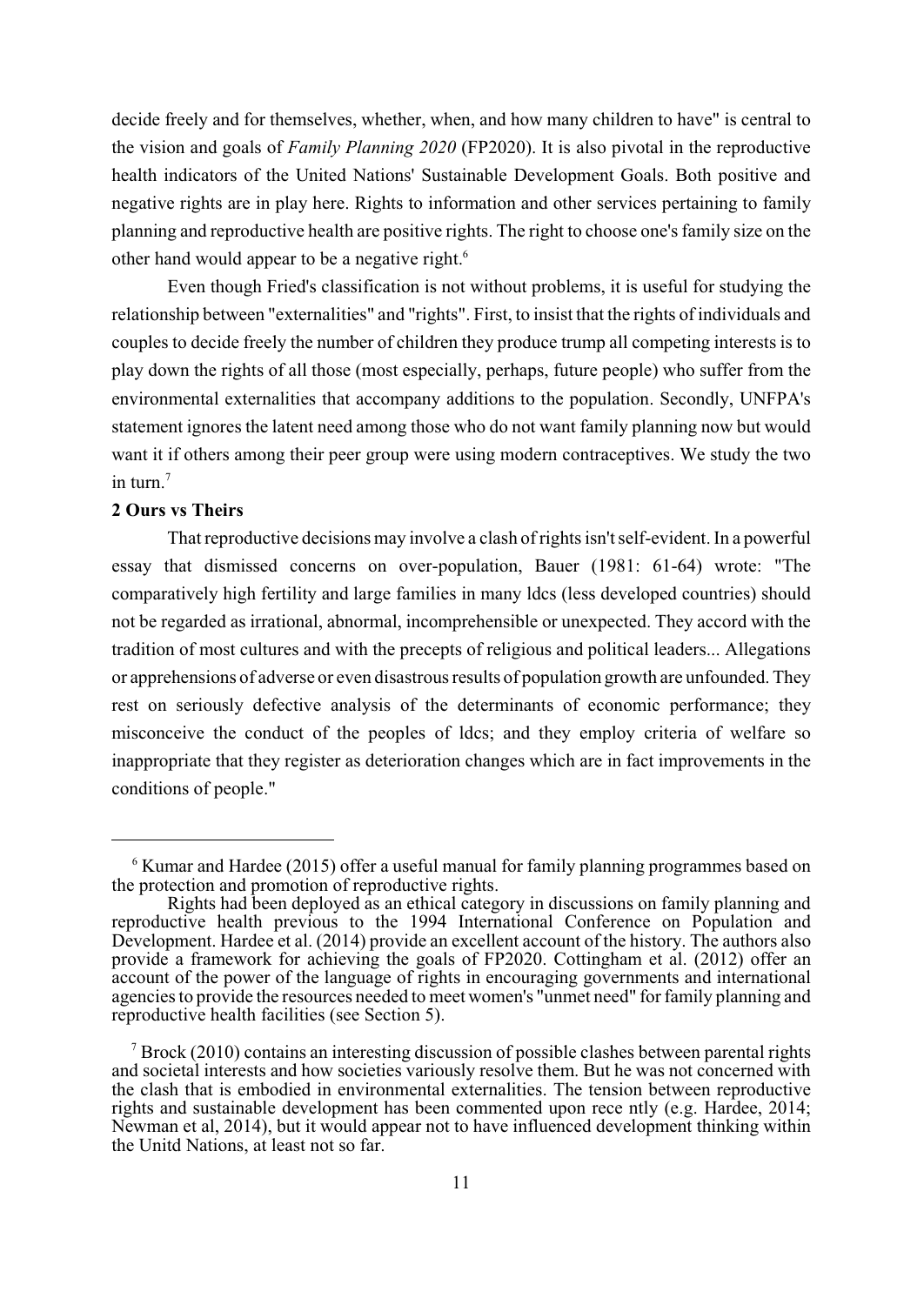decide freely and for themselves, whether, when, and how many children to have" is central to the vision and goals of *Family Planning 2020* (FP2020). It is also pivotal in the reproductive health indicators of the United Nations' Sustainable Development Goals. Both positive and negative rights are in play here. Rights to information and other services pertaining to family planning and reproductive health are positive rights. The right to choose one's family size on the other hand would appear to be a negative right.[6]

Even though Fried's classification is not without problems, it is useful for studying the relationship between "externalities" and "rights". First, to insist that the rights of individuals and couples to decide freely the number of children they produce trump all competing interests is to play down the rights of all those (most especially, perhaps, future people) who suffer from the environmental externalities that accompany additions to the population. Secondly, UNFPA's statement ignores the latent need among those who do not want family planning now but would want it if others among their peer group were using modern contraceptives. We study the two in turn.[7]

## 2 Ours vs Theirs

That reproductive decisions may involve a clash of rights isn't self-evident. In a powerful essay that dismissed concerns on over-population, Bauer (1981: 61-64) wrote: "The comparatively high fertility and large families in many ldcs (less developed countries) should not be regarded as irrational, abnormal, incomprehensible or unexpected. They accord with the tradition of most cultures and with the precepts of religious and political leaders... Allegations or apprehensions of adverse or even disastrous results of population growth are unfounded. They rest on seriously defective analysis of the determinants of economic performance; they misconceive the conduct of the peoples of ldcs; and they employ criteria of welfare so inappropriate that they register as deterioration changes which are in fact improvements in the conditions of people."

---

[6] Kumar and Hardee (2015) offer a useful manual for family planning programmes based on the protection and promotion of reproductive rights.

Rights had been deployed as an ethical category in discussions on family planning and reproductive health previous to the 1994 International Conference on Population and Development. Hardee et al. (2014) provide an excellent account of the history. The authors also provide a framework for achieving the goals of FP2020. Cottingham et al. (2012) offer an account of the power of the language of rights in encouraging governments and international agencies to provide the resources needed to meet women's "unmet need" for family planning and reproductive health facilities (see Section 5).

[7] Brock (2010) contains an interesting discussion of possible clashes between parental rights and societal interests and how societies variously resolve them. But he was not concerned with the clash that is embodied in environmental externalities. The tension between reproductive rights and sustainable development has been commented upon rece ntly (e.g. Hardee, 2014; Newman et al, 2014), but it would appear not to have influenced development thinking within the Unitd Nations, at least not so far.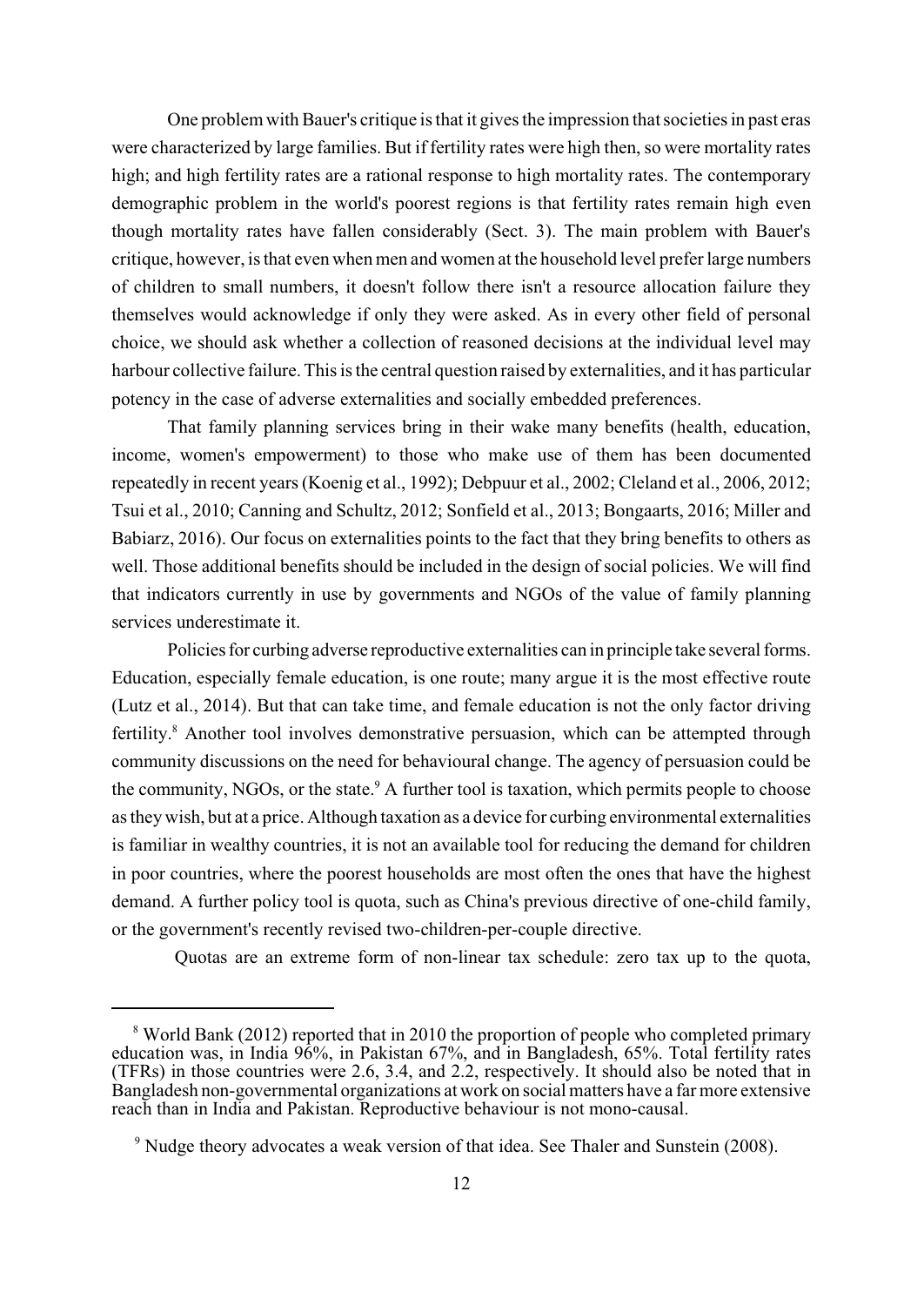One problem with Bauer's critique is that it gives the impression that societies in past eras were characterized by large families. But if fertility rates were high then, so were mortality rates high; and high fertility rates are a rational response to high mortality rates. The contemporary demographic problem in the world's poorest regions is that fertility rates remain high even though mortality rates have fallen considerably (Sect. 3). The main problem with Bauer's critique, however, is that even when men and women at the household level prefer large numbers of children to small numbers, it doesn't follow there isn't a resource allocation failure they themselves would acknowledge if only they were asked. As in every other field of personal choice, we should ask whether a collection of reasoned decisions at the individual level may harbour collective failure. This is the central question raised by externalities, and it has particular potency in the case of adverse externalities and socially embedded preferences.

That family planning services bring in their wake many benefits (health, education, income, women's empowerment) to those who make use of them has been documented repeatedly in recent years (Koenig et al., 1992); Debpuur et al., 2002; Cleland et al., 2006, 2012; Tsui et al., 2010; Canning and Schultz, 2012; Sonfield et al., 2013; Bongaarts, 2016; Miller and Babiarz, 2016). Our focus on externalities points to the fact that they bring benefits to others as well. Those additional benefits should be included in the design of social policies. We will find that indicators currently in use by governments and NGOs of the value of family planning services underestimate it.

Policies for curbing adverse reproductive externalities can in principle take several forms. Education, especially female education, is one route; many argue it is the most effective route (Lutz et al., 2014). But that can take time, and female education is not the only factor driving fertility.[8] Another tool involves demonstrative persuasion, which can be attempted through community discussions on the need for behavioural change. The agency of persuasion could be the community, NGOs, or the state.[9] A further tool is taxation, which permits people to choose as they wish, but at a price. Although taxation as a device for curbing environmental externalities is familiar in wealthy countries, it is not an available tool for reducing the demand for children in poor countries, where the poorest households are most often the ones that have the highest demand. A further policy tool is quota, such as China's previous directive of one-child family, or the government's recently revised two-children-per-couple directive.

Quotas are an extreme form of non-linear tax schedule: zero tax up to the quota,

---

[8] World Bank (2012) reported that in 2010 the proportion of people who completed primary education was, in India 96%, in Pakistan 67%, and in Bangladesh, 65%. Total fertility rates (TFRs) in those countries were 2.6, 3.4, and 2.2, respectively. It should also be noted that in Bangladesh non-governmental organizations at work on social matters have a far more extensive reach than in India and Pakistan. Reproductive behaviour is not mono-causal.

[9] Nudge theory advocates a weak version of that idea. See Thaler and Sunstein (2008).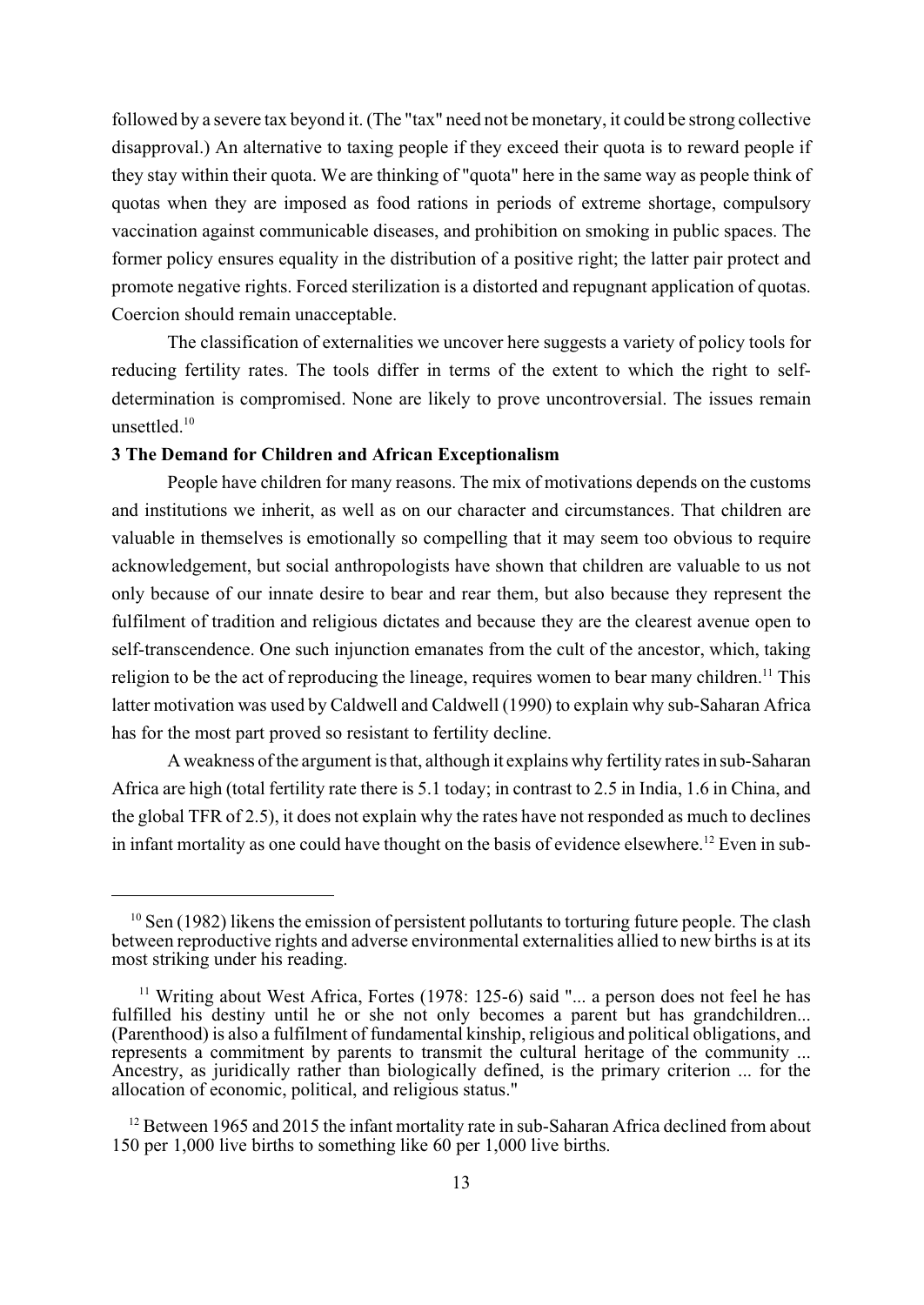followed by a severe tax beyond it. (The "tax" need not be monetary, it could be strong collective disapproval.) An alternative to taxing people if they exceed their quota is to reward people if they stay within their quota. We are thinking of "quota" here in the same way as people think of quotas when they are imposed as food rations in periods of extreme shortage, compulsory vaccination against communicable diseases, and prohibition on smoking in public spaces. The former policy ensures equality in the distribution of a positive right; the latter pair protect and promote negative rights. Forced sterilization is a distorted and repugnant application of quotas. Coercion should remain unacceptable.

The classification of externalities we uncover here suggests a variety of policy tools for reducing fertility rates. The tools differ in terms of the extent to which the right to self-determination is compromised. None are likely to prove uncontroversial. The issues remain unsettled.[10]

### 3 The Demand for Children and African Exceptionalism

People have children for many reasons. The mix of motivations depends on the customs and institutions we inherit, as well as on our character and circumstances. That children are valuable in themselves is emotionally so compelling that it may seem too obvious to require acknowledgement, but social anthropologists have shown that children are valuable to us not only because of our innate desire to bear and rear them, but also because they represent the fulfilment of tradition and religious dictates and because they are the clearest avenue open to self-transcendence. One such injunction emanates from the cult of the ancestor, which, taking religion to be the act of reproducing the lineage, requires women to bear many children.[11] This latter motivation was used by Caldwell and Caldwell (1990) to explain why sub-Saharan Africa has for the most part proved so resistant to fertility decline.

A weakness of the argument is that, although it explains why fertility rates in sub-Saharan Africa are high (total fertility rate there is 5.1 today; in contrast to 2.5 in India, 1.6 in China, and the global TFR of 2.5), it does not explain why the rates have not responded as much to declines in infant mortality as one could have thought on the basis of evidence elsewhere.[12] Even in sub-

---

[10] Sen (1982) likens the emission of persistent pollutants to torturing future people. The clash between reproductive rights and adverse environmental externalities allied to new births is at its most striking under his reading.

[11] Writing about West Africa, Fortes (1978: 125-6) said "... a person does not feel he has fulfilled his destiny until he or she not only becomes a parent but has grandchildren... (Parenthood) is also a fulfilment of fundamental kinship, religious and political obligations, and represents a commitment by parents to transmit the cultural heritage of the community ... Ancestry, as juridically rather than biologically defined, is the primary criterion ... for the allocation of economic, political, and religious status."

[12] Between 1965 and 2015 the infant mortality rate in sub-Saharan Africa declined from about 150 per 1,000 live births to something like 60 per 1,000 live births.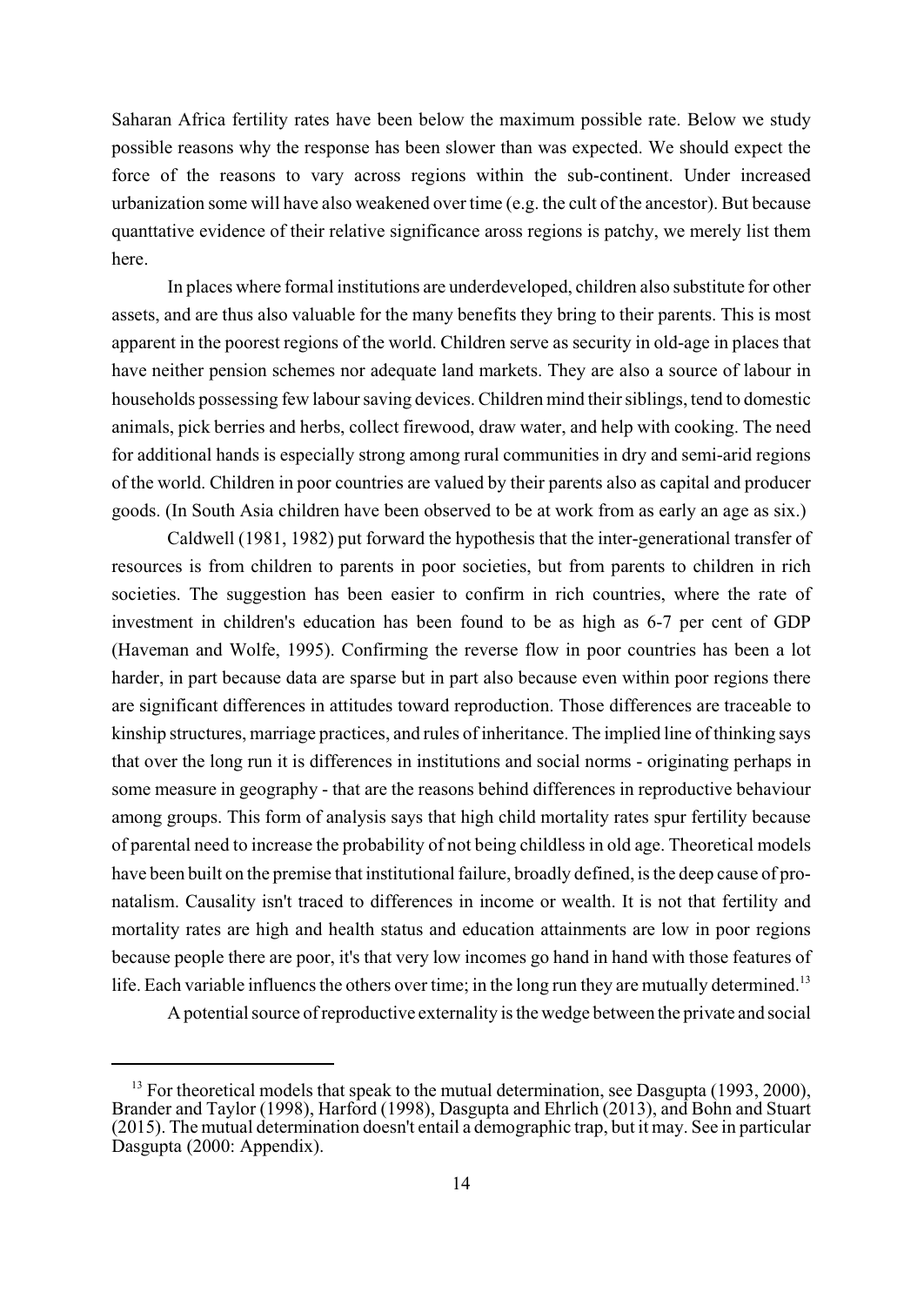Saharan Africa fertility rates have been below the maximum possible rate. Below we study possible reasons why the response has been slower than was expected. We should expect the force of the reasons to vary across regions within the sub-continent. Under increased urbanization some will have also weakened over time (e.g. the cult of the ancestor). But because quanttative evidence of their relative significance aross regions is patchy, we merely list them here.

In places where formal institutions are underdeveloped, children also substitute for other assets, and are thus also valuable for the many benefits they bring to their parents. This is most apparent in the poorest regions of the world. Children serve as security in old-age in places that have neither pension schemes nor adequate land markets. They are also a source of labour in households possessing few labour saving devices. Children mind their siblings, tend to domestic animals, pick berries and herbs, collect firewood, draw water, and help with cooking. The need for additional hands is especially strong among rural communities in dry and semi-arid regions of the world. Children in poor countries are valued by their parents also as capital and producer goods. (In South Asia children have been observed to be at work from as early an age as six.)

Caldwell (1981, 1982) put forward the hypothesis that the inter-generational transfer of resources is from children to parents in poor societies, but from parents to children in rich societies. The suggestion has been easier to confirm in rich countries, where the rate of investment in children's education has been found to be as high as 6-7 per cent of GDP (Haveman and Wolfe, 1995). Confirming the reverse flow in poor countries has been a lot harder, in part because data are sparse but in part also because even within poor regions there are significant differences in attitudes toward reproduction. Those differences are traceable to kinship structures, marriage practices, and rules of inheritance. The implied line of thinking says that over the long run it is differences in institutions and social norms - originating perhaps in some measure in geography - that are the reasons behind differences in reproductive behaviour among groups. This form of analysis says that high child mortality rates spur fertility because of parental need to increase the probability of not being childless in old age. Theoretical models have been built on the premise that institutional failure, broadly defined, is the deep cause of pro-natalism. Causality isn't traced to differences in income or wealth. It is not that fertility and mortality rates are high and health status and education attainments are low in poor regions because people there are poor, it's that very low incomes go hand in hand with those features of life. Each variable influencs the others over time; in the long run they are mutually determined.[13]

A potential source of reproductive externality is the wedge between the private and social

[13] For theoretical models that speak to the mutual determination, see Dasgupta (1993, 2000), Brander and Taylor (1998), Harford (1998), Dasgupta and Ehrlich (2013), and Bohn and Stuart (2015). The mutual determination doesn't entail a demographic trap, but it may. See in particular Dasgupta (2000: Appendix).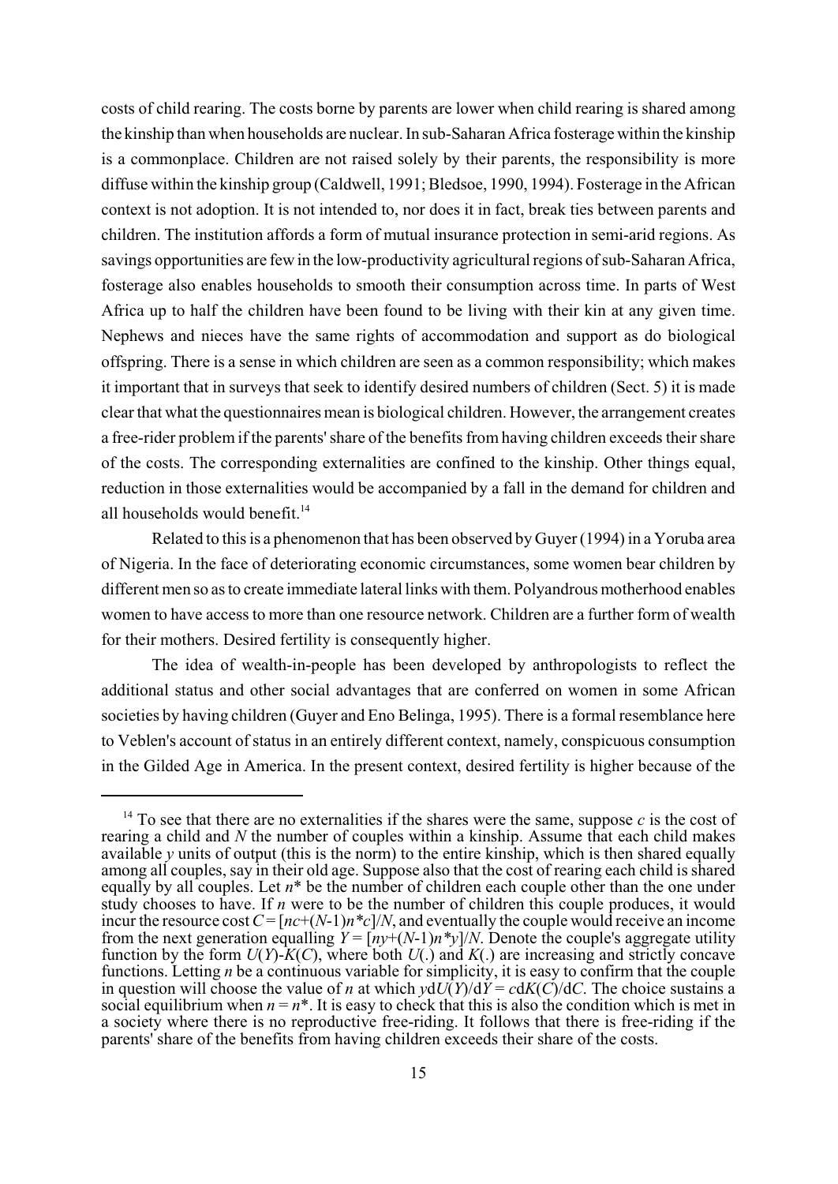costs of child rearing. The costs borne by parents are lower when child rearing is shared among the kinship than when households are nuclear. In sub-Saharan Africa fosterage within the kinship is a commonplace. Children are not raised solely by their parents, the responsibility is more diffuse within the kinship group (Caldwell, 1991; Bledsoe, 1990, 1994). Fosterage in the African context is not adoption. It is not intended to, nor does it in fact, break ties between parents and children. The institution affords a form of mutual insurance protection in semi-arid regions. As savings opportunities are few in the low-productivity agricultural regions of sub-Saharan Africa, fosterage also enables households to smooth their consumption across time. In parts of West Africa up to half the children have been found to be living with their kin at any given time. Nephews and nieces have the same rights of accommodation and support as do biological offspring. There is a sense in which children are seen as a common responsibility; which makes it important that in surveys that seek to identify desired numbers of children (Sect. 5) it is made clear that what the questionnaires mean is biological children. However, the arrangement creates a free-rider problem if the parents' share of the benefits from having children exceeds their share of the costs. The corresponding externalities are confined to the kinship. Other things equal, reduction in those externalities would be accompanied by a fall in the demand for children and all households would benefit.[14]

Related to this is a phenomenon that has been observed by Guyer (1994) in a Yoruba area of Nigeria. In the face of deteriorating economic circumstances, some women bear children by different men so as to create immediate lateral links with them. Polyandrous motherhood enables women to have access to more than one resource network. Children are a further form of wealth for their mothers. Desired fertility is consequently higher.

The idea of wealth-in-people has been developed by anthropologists to reflect the additional status and other social advantages that are conferred on women in some African societies by having children (Guyer and Eno Belinga, 1995). There is a formal resemblance here to Veblen's account of status in an entirely different context, namely, conspicuous consumption in the Gilded Age in America. In the present context, desired fertility is higher because of the

---

[14] To see that there are no externalities if the shares were the same, suppose $c$ is the cost of rearing a child and $N$ the number of couples within a kinship. Assume that each child makes available $y$ units of output (this is the norm) to the entire kinship, which is then shared equally among all couples, say in their old age. Suppose also that the cost of rearing each child is shared equally by all couples. Let $n^*$ be the number of children each couple other than the one under study chooses to have. If $n$ were to be the number of children this couple produces, it would incur the resource cost $C = [nc+(N\text{-}1)n^*c]/N$, and eventually the couple would receive an income from the next generation equalling $Y = [ny+(N\text{-}1)n^*y]/N$. Denote the couple's aggregate utility function by the form $U(Y)\text{-}K(C)$, where both $U(.)$ and $K(.)$ are increasing and strictly concave functions. Letting $n$ be a continuous variable for simplicity, it is easy to confirm that the couple in question will choose the value of $n$ at which $y\mathrm{d}U(Y)/\mathrm{d}Y = c\mathrm{d}K(C)/\mathrm{d}C$. The choice sustains a social equilibrium when $n = n^*$. It is easy to check that this is also the condition which is met in a society where there is no reproductive free-riding. It follows that there is free-riding if the parents' share of the benefits from having children exceeds their share of the costs.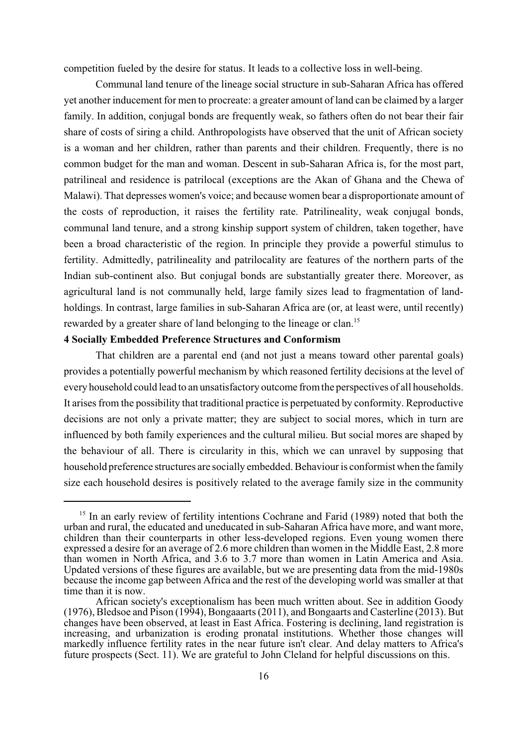competition fueled by the desire for status. It leads to a collective loss in well-being.

Communal land tenure of the lineage social structure in sub-Saharan Africa has offered yet another inducement for men to procreate: a greater amount of land can be claimed by a larger family. In addition, conjugal bonds are frequently weak, so fathers often do not bear their fair share of costs of siring a child. Anthropologists have observed that the unit of African society is a woman and her children, rather than parents and their children. Frequently, there is no common budget for the man and woman. Descent in sub-Saharan Africa is, for the most part, patrilineal and residence is patrilocal (exceptions are the Akan of Ghana and the Chewa of Malawi). That depresses women's voice; and because women bear a disproportionate amount of the costs of reproduction, it raises the fertility rate. Patrilineality, weak conjugal bonds, communal land tenure, and a strong kinship support system of children, taken together, have been a broad characteristic of the region. In principle they provide a powerful stimulus to fertility. Admittedly, patrilineality and patrilocality are features of the northern parts of the Indian sub-continent also. But conjugal bonds are substantially greater there. Moreover, as agricultural land is not communally held, large family sizes lead to fragmentation of land-holdings. In contrast, large families in sub-Saharan Africa are (or, at least were, until recently) rewarded by a greater share of land belonging to the lineage or clan.[15]

## 4 Socially Embedded Preference Structures and Conformism

That children are a parental end (and not just a means toward other parental goals) provides a potentially powerful mechanism by which reasoned fertility decisions at the level of every household could lead to an unsatisfactory outcome from the perspectives of all households. It arises from the possibility that traditional practice is perpetuated by conformity. Reproductive decisions are not only a private matter; they are subject to social mores, which in turn are influenced by both family experiences and the cultural milieu. But social mores are shaped by the behaviour of all. There is circularity in this, which we can unravel by supposing that household preference structures are socially embedded. Behaviour is conformist when the family size each household desires is positively related to the average family size in the community

---

[15] In an early review of fertility intentions Cochrane and Farid (1989) noted that both the urban and rural, the educated and uneducated in sub-Saharan Africa have more, and want more, children than their counterparts in other less-developed regions. Even young women there expressed a desire for an average of 2.6 more children than women in the Middle East, 2.8 more than women in North Africa, and 3.6 to 3.7 more than women in Latin America and Asia. Updated versions of these figures are available, but we are presenting data from the mid-1980s because the income gap between Africa and the rest of the developing world was smaller at that time than it is now.

African society's exceptionalism has been much written about. See in addition Goody (1976), Bledsoe and Pison (1994), Bongaaarts (2011), and Bongaarts and Casterline (2013). But changes have been observed, at least in East Africa. Fostering is declining, land registration is increasing, and urbanization is eroding pronatal institutions. Whether those changes will markedly influence fertility rates in the near future isn't clear. And delay matters to Africa's future prospects (Sect. 11). We are grateful to John Cleland for helpful discussions on this.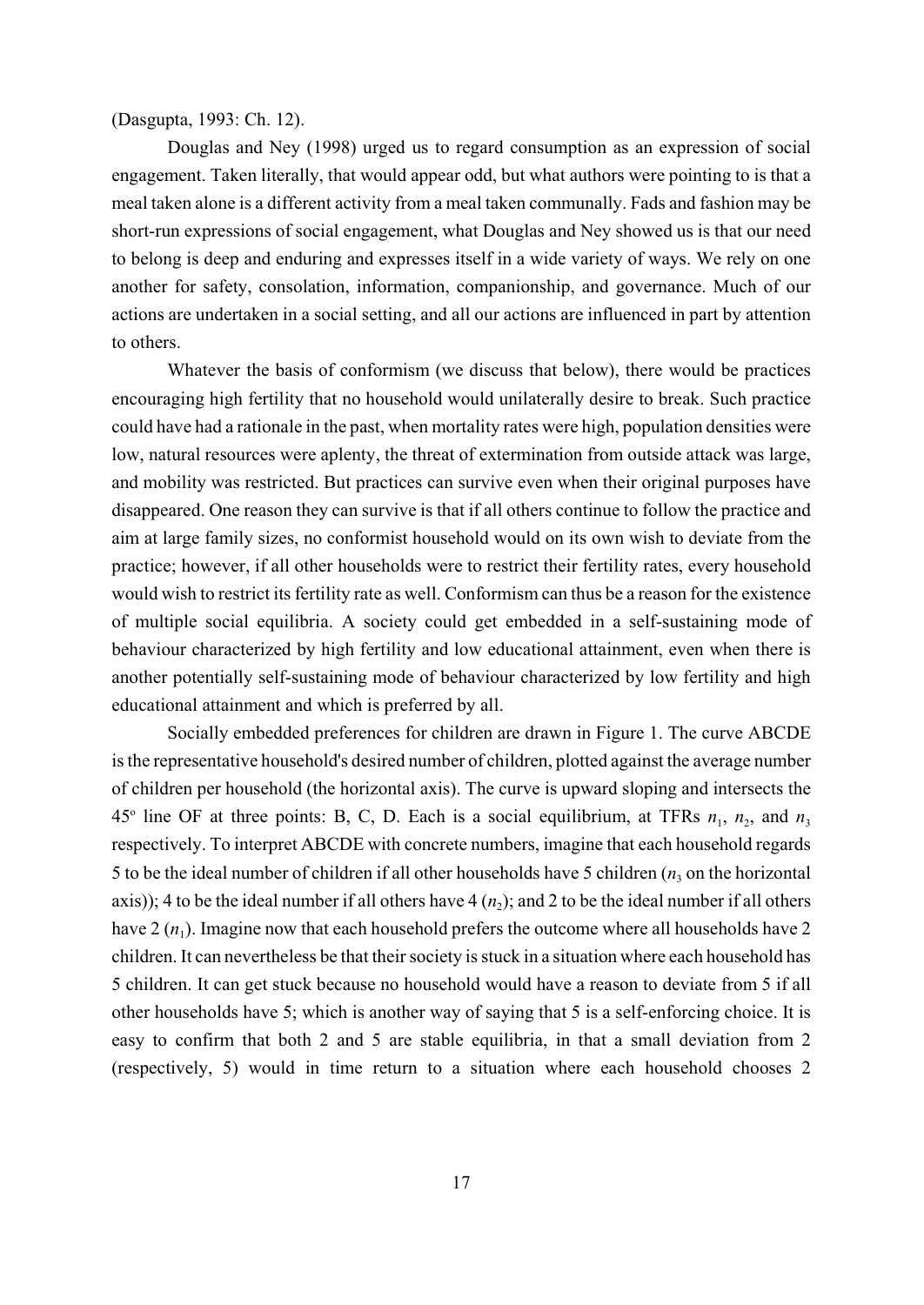(Dasgupta, 1993: Ch. 12).

Douglas and Ney (1998) urged us to regard consumption as an expression of social engagement. Taken literally, that would appear odd, but what authors were pointing to is that a meal taken alone is a different activity from a meal taken communally. Fads and fashion may be short-run expressions of social engagement, what Douglas and Ney showed us is that our need to belong is deep and enduring and expresses itself in a wide variety of ways. We rely on one another for safety, consolation, information, companionship, and governance. Much of our actions are undertaken in a social setting, and all our actions are influenced in part by attention to others.

Whatever the basis of conformism (we discuss that below), there would be practices encouraging high fertility that no household would unilaterally desire to break. Such practice could have had a rationale in the past, when mortality rates were high, population densities were low, natural resources were aplenty, the threat of extermination from outside attack was large, and mobility was restricted. But practices can survive even when their original purposes have disappeared. One reason they can survive is that if all others continue to follow the practice and aim at large family sizes, no conformist household would on its own wish to deviate from the practice; however, if all other households were to restrict their fertility rates, every household would wish to restrict its fertility rate as well. Conformism can thus be a reason for the existence of multiple social equilibria. A society could get embedded in a self-sustaining mode of behaviour characterized by high fertility and low educational attainment, even when there is another potentially self-sustaining mode of behaviour characterized by low fertility and high educational attainment and which is preferred by all.

Socially embedded preferences for children are drawn in Figure 1. The curve ABCDE is the representative household's desired number of children, plotted against the average number of children per household (the horizontal axis). The curve is upward sloping and intersects the 45$^{o}$ line OF at three points: B, C, D. Each is a social equilibrium, at TFRs $n_1$, $n_2$, and $n_3$ respectively. To interpret ABCDE with concrete numbers, imagine that each household regards 5 to be the ideal number of children if all other households have 5 children ($n_3$ on the horizontal axis)); 4 to be the ideal number if all others have 4 ($n_2$); and 2 to be the ideal number if all others have 2 ($n_1$). Imagine now that each household prefers the outcome where all households have 2 children. It can nevertheless be that their society is stuck in a situation where each household has 5 children. It can get stuck because no household would have a reason to deviate from 5 if all other households have 5; which is another way of saying that 5 is a self-enforcing choice. It is easy to confirm that both 2 and 5 are stable equilibria, in that a small deviation from 2 (respectively, 5) would in time return to a situation where each household chooses 2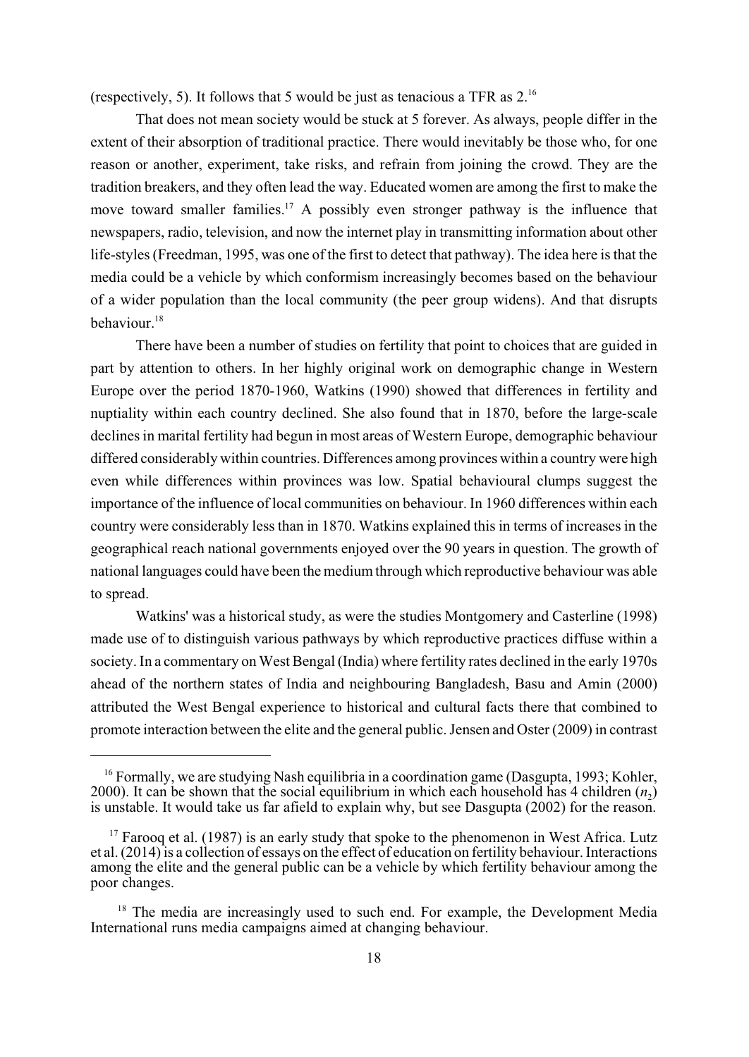(respectively, 5). It follows that 5 would be just as tenacious a TFR as 2.[16]

That does not mean society would be stuck at 5 forever. As always, people differ in the extent of their absorption of traditional practice. There would inevitably be those who, for one reason or another, experiment, take risks, and refrain from joining the crowd. They are the tradition breakers, and they often lead the way. Educated women are among the first to make the move toward smaller families.[17] A possibly even stronger pathway is the influence that newspapers, radio, television, and now the internet play in transmitting information about other life-styles (Freedman, 1995, was one of the first to detect that pathway). The idea here is that the media could be a vehicle by which conformism increasingly becomes based on the behaviour of a wider population than the local community (the peer group widens). And that disrupts behaviour.[18]

There have been a number of studies on fertility that point to choices that are guided in part by attention to others. In her highly original work on demographic change in Western Europe over the period 1870-1960, Watkins (1990) showed that differences in fertility and nuptiality within each country declined. She also found that in 1870, before the large-scale declines in marital fertility had begun in most areas of Western Europe, demographic behaviour differed considerably within countries. Differences among provinces within a country were high even while differences within provinces was low. Spatial behavioural clumps suggest the importance of the influence of local communities on behaviour. In 1960 differences within each country were considerably less than in 1870. Watkins explained this in terms of increases in the geographical reach national governments enjoyed over the 90 years in question. The growth of national languages could have been the medium through which reproductive behaviour was able to spread.

Watkins' was a historical study, as were the studies Montgomery and Casterline (1998) made use of to distinguish various pathways by which reproductive practices diffuse within a society. In a commentary on West Bengal (India) where fertility rates declined in the early 1970s ahead of the northern states of India and neighbouring Bangladesh, Basu and Amin (2000) attributed the West Bengal experience to historical and cultural facts there that combined to promote interaction between the elite and the general public. Jensen and Oster (2009) in contrast

---

[16] Formally, we are studying Nash equilibria in a coordination game (Dasgupta, 1993; Kohler, 2000). It can be shown that the social equilibrium in which each household has 4 children ($n_2$) is unstable. It would take us far afield to explain why, but see Dasgupta (2002) for the reason.

[17] Farooq et al. (1987) is an early study that spoke to the phenomenon in West Africa. Lutz et al. (2014) is a collection of essays on the effect of education on fertility behaviour. Interactions among the elite and the general public can be a vehicle by which fertility behaviour among the poor changes.

[18] The media are increasingly used to such end. For example, the Development Media International runs media campaigns aimed at changing behaviour.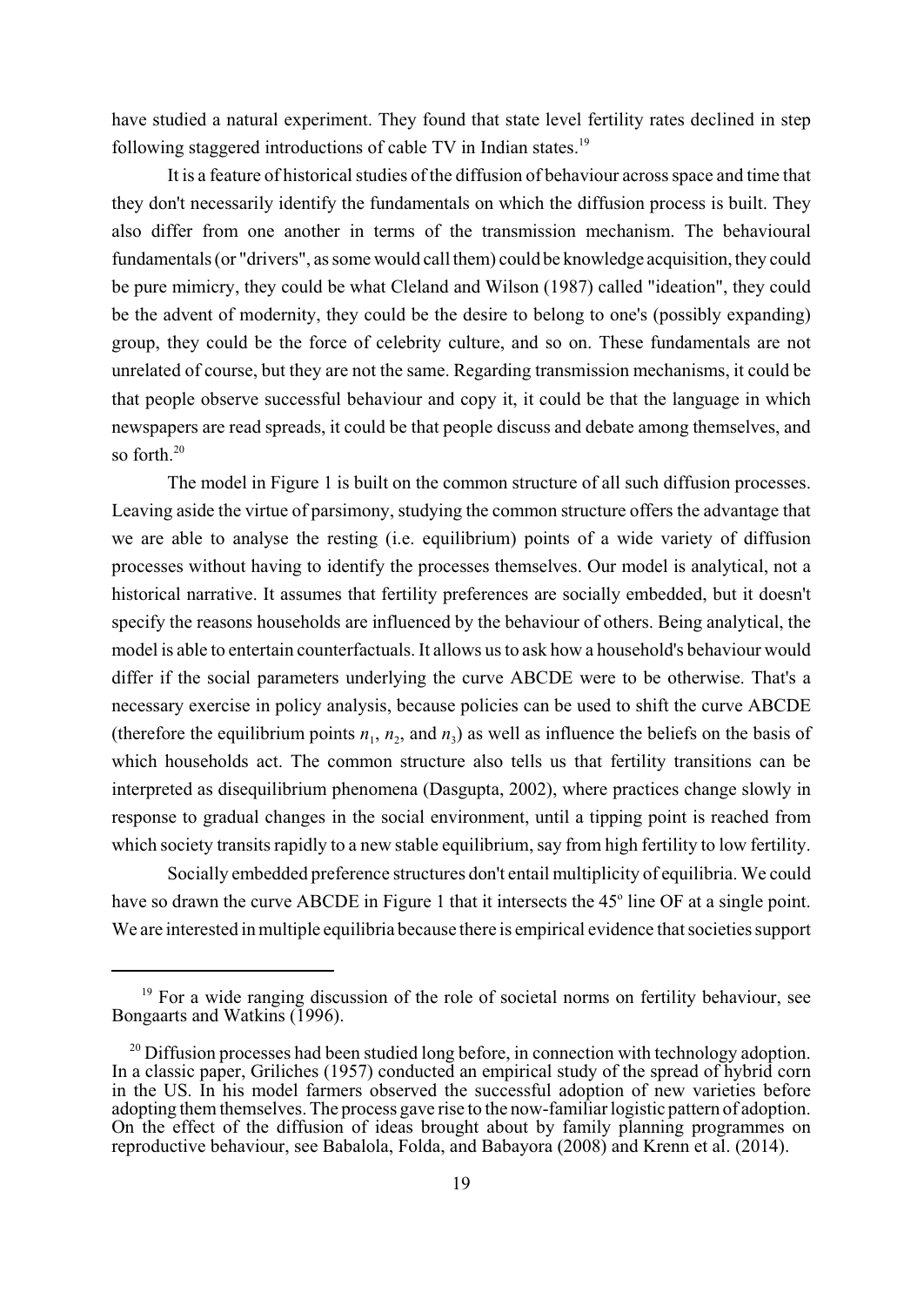have studied a natural experiment. They found that state level fertility rates declined in step following staggered introductions of cable TV in Indian states.[19]

It is a feature of historical studies of the diffusion of behaviour across space and time that they don't necessarily identify the fundamentals on which the diffusion process is built. They also differ from one another in terms of the transmission mechanism. The behavioural fundamentals (or "drivers", as some would call them) could be knowledge acquisition, they could be pure mimicry, they could be what Cleland and Wilson (1987) called "ideation", they could be the advent of modernity, they could be the desire to belong to one's (possibly expanding) group, they could be the force of celebrity culture, and so on. These fundamentals are not unrelated of course, but they are not the same. Regarding transmission mechanisms, it could be that people observe successful behaviour and copy it, it could be that the language in which newspapers are read spreads, it could be that people discuss and debate among themselves, and so forth.[20]

The model in Figure 1 is built on the common structure of all such diffusion processes. Leaving aside the virtue of parsimony, studying the common structure offers the advantage that we are able to analyse the resting (i.e. equilibrium) points of a wide variety of diffusion processes without having to identify the processes themselves. Our model is analytical, not a historical narrative. It assumes that fertility preferences are socially embedded, but it doesn't specify the reasons households are influenced by the behaviour of others. Being analytical, the model is able to entertain counterfactuals. It allows us to ask how a household's behaviour would differ if the social parameters underlying the curve ABCDE were to be otherwise. That's a necessary exercise in policy analysis, because policies can be used to shift the curve ABCDE (therefore the equilibrium points $n_1$, $n_2$, and $n_3$) as well as influence the beliefs on the basis of which households act. The common structure also tells us that fertility transitions can be interpreted as disequilibrium phenomena (Dasgupta, 2002), where practices change slowly in response to gradual changes in the social environment, until a tipping point is reached from which society transits rapidly to a new stable equilibrium, say from high fertility to low fertility.

Socially embedded preference structures don't entail multiplicity of equilibria. We could have so drawn the curve ABCDE in Figure 1 that it intersects the 45º line OF at a single point. We are interested in multiple equilibria because there is empirical evidence that societies support

---

[19] For a wide ranging discussion of the role of societal norms on fertility behaviour, see Bongaarts and Watkins (1996).

[20] Diffusion processes had been studied long before, in connection with technology adoption. In a classic paper, Griliches (1957) conducted an empirical study of the spread of hybrid corn in the US. In his model farmers observed the successful adoption of new varieties before adopting them themselves. The process gave rise to the now-familiar logistic pattern of adoption. On the effect of the diffusion of ideas brought about by family planning programmes on reproductive behaviour, see Babalola, Folda, and Babayora (2008) and Krenn et al. (2014).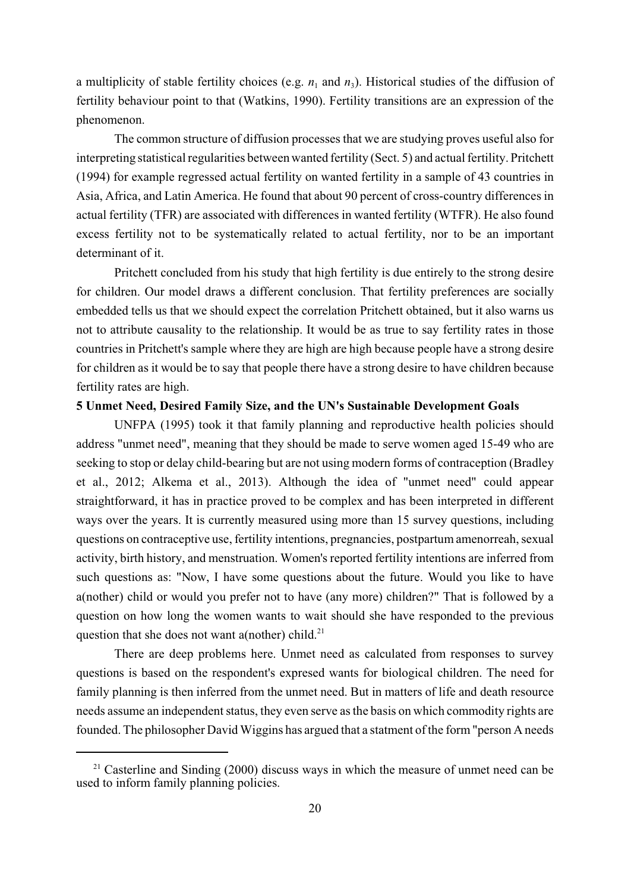a multiplicity of stable fertility choices (e.g. $n_1$ and $n_3$). Historical studies of the diffusion of fertility behaviour point to that (Watkins, 1990). Fertility transitions are an expression of the phenomenon.

The common structure of diffusion processes that we are studying proves useful also for interpreting statistical regularities between wanted fertility (Sect. 5) and actual fertility. Pritchett (1994) for example regressed actual fertility on wanted fertility in a sample of 43 countries in Asia, Africa, and Latin America. He found that about 90 percent of cross-country differences in actual fertility (TFR) are associated with differences in wanted fertility (WTFR). He also found excess fertility not to be systematically related to actual fertility, nor to be an important determinant of it.

Pritchett concluded from his study that high fertility is due entirely to the strong desire for children. Our model draws a different conclusion. That fertility preferences are socially embedded tells us that we should expect the correlation Pritchett obtained, but it also warns us not to attribute causality to the relationship. It would be as true to say fertility rates in those countries in Pritchett's sample where they are high are high because people have a strong desire for children as it would be to say that people there have a strong desire to have children because fertility rates are high.

**5 Unmet Need, Desired Family Size, and the UN's Sustainable Development Goals**

UNFPA (1995) took it that family planning and reproductive health policies should address "unmet need", meaning that they should be made to serve women aged 15-49 who are seeking to stop or delay child-bearing but are not using modern forms of contraception (Bradley et al., 2012; Alkema et al., 2013). Although the idea of "unmet need" could appear straightforward, it has in practice proved to be complex and has been interpreted in different ways over the years. It is currently measured using more than 15 survey questions, including questions on contraceptive use, fertility intentions, pregnancies, postpartum amenorreah, sexual activity, birth history, and menstruation. Women's reported fertility intentions are inferred from such questions as: "Now, I have some questions about the future. Would you like to have a(nother) child or would you prefer not to have (any more) children?" That is followed by a question on how long the women wants to wait should she have responded to the previous question that she does not want a(nother) child.[21]

There are deep problems here. Unmet need as calculated from responses to survey questions is based on the respondent's expresed wants for biological children. The need for family planning is then inferred from the unmet need. But in matters of life and death resource needs assume an independent status, they even serve as the basis on which commodity rights are founded. The philosopher David Wiggins has argued that a statment of the form "person A needs

[21] Casterline and Sinding (2000) discuss ways in which the measure of unmet need can be used to inform family planning policies.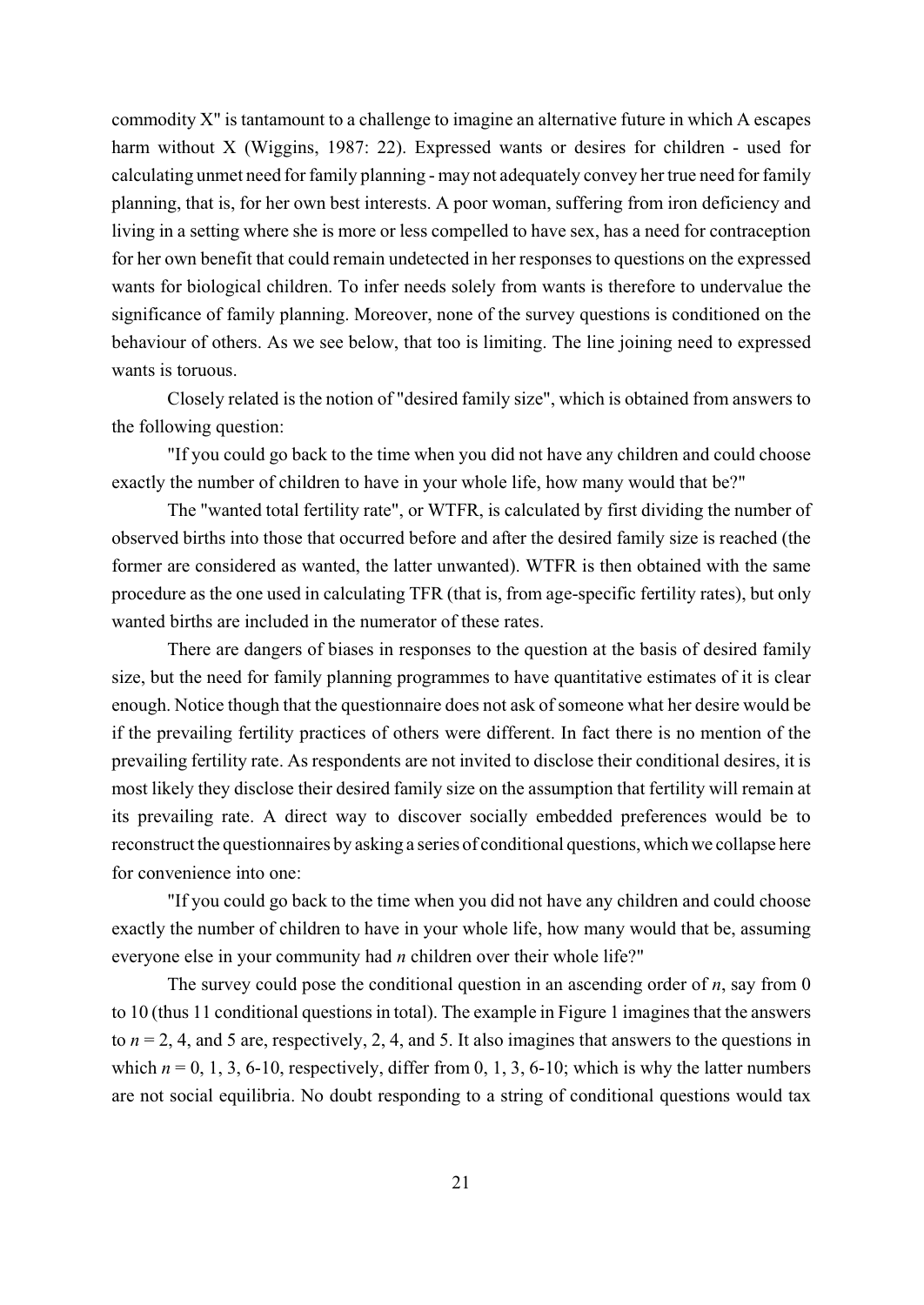commodity X" is tantamount to a challenge to imagine an alternative future in which A escapes harm without X (Wiggins, 1987: 22). Expressed wants or desires for children - used for calculating unmet need for family planning - may not adequately convey her true need for family planning, that is, for her own best interests. A poor woman, suffering from iron deficiency and living in a setting where she is more or less compelled to have sex, has a need for contraception for her own benefit that could remain undetected in her responses to questions on the expressed wants for biological children. To infer needs solely from wants is therefore to undervalue the significance of family planning. Moreover, none of the survey questions is conditioned on the behaviour of others. As we see below, that too is limiting. The line joining need to expressed wants is toruous.

Closely related is the notion of "desired family size", which is obtained from answers to the following question:

"If you could go back to the time when you did not have any children and could choose exactly the number of children to have in your whole life, how many would that be?"

The "wanted total fertility rate", or WTFR, is calculated by first dividing the number of observed births into those that occurred before and after the desired family size is reached (the former are considered as wanted, the latter unwanted). WTFR is then obtained with the same procedure as the one used in calculating TFR (that is, from age-specific fertility rates), but only wanted births are included in the numerator of these rates.

There are dangers of biases in responses to the question at the basis of desired family size, but the need for family planning programmes to have quantitative estimates of it is clear enough. Notice though that the questionnaire does not ask of someone what her desire would be if the prevailing fertility practices of others were different. In fact there is no mention of the prevailing fertility rate. As respondents are not invited to disclose their conditional desires, it is most likely they disclose their desired family size on the assumption that fertility will remain at its prevailing rate. A direct way to discover socially embedded preferences would be to reconstruct the questionnaires by asking a series of conditional questions, which we collapse here for convenience into one:

"If you could go back to the time when you did not have any children and could choose exactly the number of children to have in your whole life, how many would that be, assuming everyone else in your community had $n$ children over their whole life?"

The survey could pose the conditional question in an ascending order of $n$, say from 0 to 10 (thus 11 conditional questions in total). The example in Figure 1 imagines that the answers to $n = 2$, 4, and 5 are, respectively, 2, 4, and 5. It also imagines that answers to the questions in which $n = 0$, 1, 3, 6-10, respectively, differ from 0, 1, 3, 6-10; which is why the latter numbers are not social equilibria. No doubt responding to a string of conditional questions would tax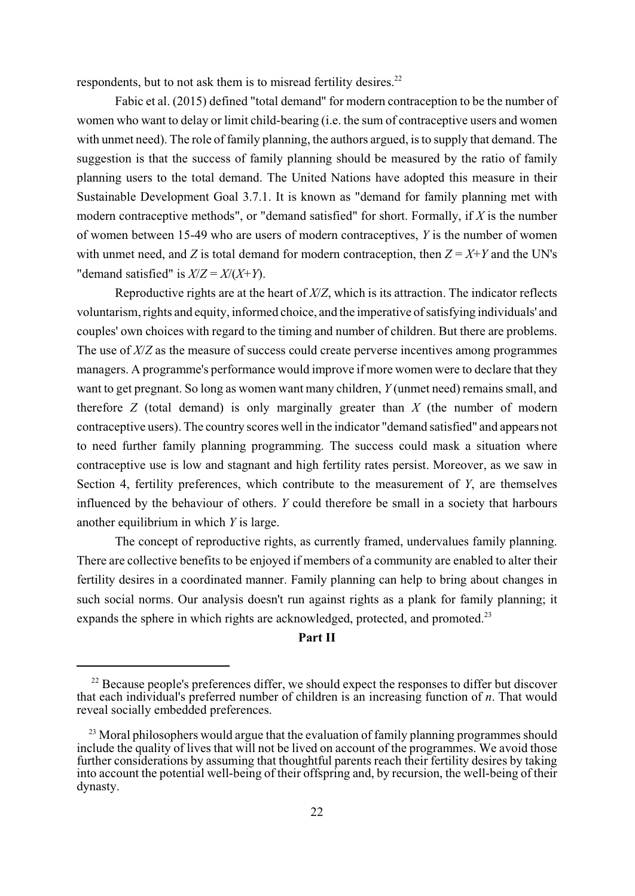respondents, but to not ask them is to misread fertility desires.[22]

Fabic et al. (2015) defined "total demand" for modern contraception to be the number of women who want to delay or limit child-bearing (i.e. the sum of contraceptive users and women with unmet need). The role of family planning, the authors argued, is to supply that demand. The suggestion is that the success of family planning should be measured by the ratio of family planning users to the total demand. The United Nations have adopted this measure in their Sustainable Development Goal 3.7.1. It is known as "demand for family planning met with modern contraceptive methods", or "demand satisfied" for short. Formally, if $X$ is the number of women between 15-49 who are users of modern contraceptives, $Y$ is the number of women with unmet need, and $Z$ is total demand for modern contraception, then $Z = X+Y$ and the UN's "demand satisfied" is $X/Z = X/(X+Y)$.

Reproductive rights are at the heart of $X/Z$, which is its attraction. The indicator reflects voluntarism, rights and equity, informed choice, and the imperative of satisfying individuals' and couples' own choices with regard to the timing and number of children. But there are problems. The use of $X/Z$ as the measure of success could create perverse incentives among programmes managers. A programme's performance would improve if more women were to declare that they want to get pregnant. So long as women want many children, $Y$ (unmet need) remains small, and therefore $Z$ (total demand) is only marginally greater than $X$ (the number of modern contraceptive users). The country scores well in the indicator "demand satisfied" and appears not to need further family planning programming. The success could mask a situation where contraceptive use is low and stagnant and high fertility rates persist. Moreover, as we saw in Section 4, fertility preferences, which contribute to the measurement of $Y$, are themselves influenced by the behaviour of others. $Y$ could therefore be small in a society that harbours another equilibrium in which $Y$ is large.

The concept of reproductive rights, as currently framed, undervalues family planning. There are collective benefits to be enjoyed if members of a community are enabled to alter their fertility desires in a coordinated manner. Family planning can help to bring about changes in such social norms. Our analysis doesn't run against rights as a plank for family planning; it expands the sphere in which rights are acknowledged, protected, and promoted.[23]

## Part II

[22] Because people's preferences differ, we should expect the responses to differ but discover that each individual's preferred number of children is an increasing function of $n$. That would reveal socially embedded preferences.

[23] Moral philosophers would argue that the evaluation of family planning programmes should include the quality of lives that will not be lived on account of the programmes. We avoid those further considerations by assuming that thoughtful parents reach their fertility desires by taking into account the potential well-being of their offspring and, by recursion, the well-being of their dynasty.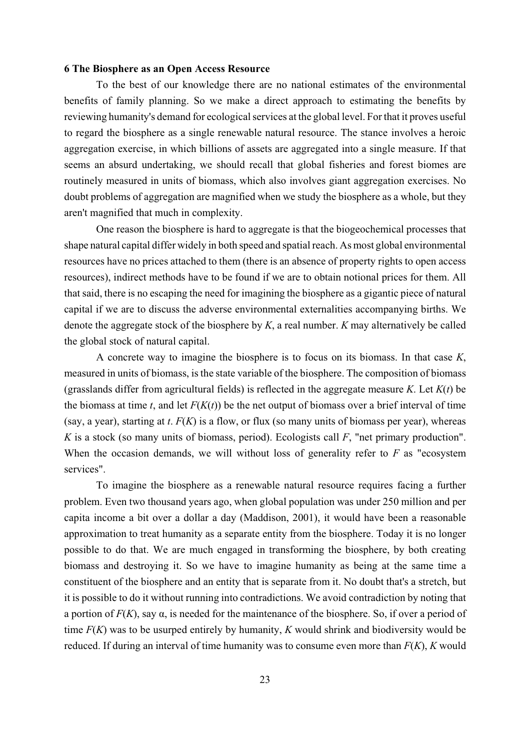### 6 The Biosphere as an Open Access Resource

To the best of our knowledge there are no national estimates of the environmental benefits of family planning. So we make a direct approach to estimating the benefits by reviewing humanity's demand for ecological services at the global level. For that it proves useful to regard the biosphere as a single renewable natural resource. The stance involves a heroic aggregation exercise, in which billions of assets are aggregated into a single measure. If that seems an absurd undertaking, we should recall that global fisheries and forest biomes are routinely measured in units of biomass, which also involves giant aggregation exercises. No doubt problems of aggregation are magnified when we study the biosphere as a whole, but they aren't magnified that much in complexity.

One reason the biosphere is hard to aggregate is that the biogeochemical processes that shape natural capital differ widely in both speed and spatial reach. As most global environmental resources have no prices attached to them (there is an absence of property rights to open access resources), indirect methods have to be found if we are to obtain notional prices for them. All that said, there is no escaping the need for imagining the biosphere as a gigantic piece of natural capital if we are to discuss the adverse environmental externalities accompanying births. We denote the aggregate stock of the biosphere by $K$, a real number. $K$ may alternatively be called the global stock of natural capital.

A concrete way to imagine the biosphere is to focus on its biomass. In that case $K$, measured in units of biomass, is the state variable of the biosphere. The composition of biomass (grasslands differ from agricultural fields) is reflected in the aggregate measure $K$. Let $K(t)$ be the biomass at time $t$, and let $F(K(t))$ be the net output of biomass over a brief interval of time (say, a year), starting at $t$. $F(K)$ is a flow, or flux (so many units of biomass per year), whereas $K$ is a stock (so many units of biomass, period). Ecologists call $F$, "net primary production". When the occasion demands, we will without loss of generality refer to $F$ as "ecosystem services".

To imagine the biosphere as a renewable natural resource requires facing a further problem. Even two thousand years ago, when global population was under 250 million and per capita income a bit over a dollar a day (Maddison, 2001), it would have been a reasonable approximation to treat humanity as a separate entity from the biosphere. Today it is no longer possible to do that. We are much engaged in transforming the biosphere, by both creating biomass and destroying it. So we have to imagine humanity as being at the same time a constituent of the biosphere and an entity that is separate from it. No doubt that's a stretch, but it is possible to do it without running into contradictions. We avoid contradiction by noting that a portion of $F(K)$, say $\alpha$, is needed for the maintenance of the biosphere. So, if over a period of time $F(K)$ was to be usurped entirely by humanity, $K$ would shrink and biodiversity would be reduced. If during an interval of time humanity was to consume even more than $F(K)$, $K$ would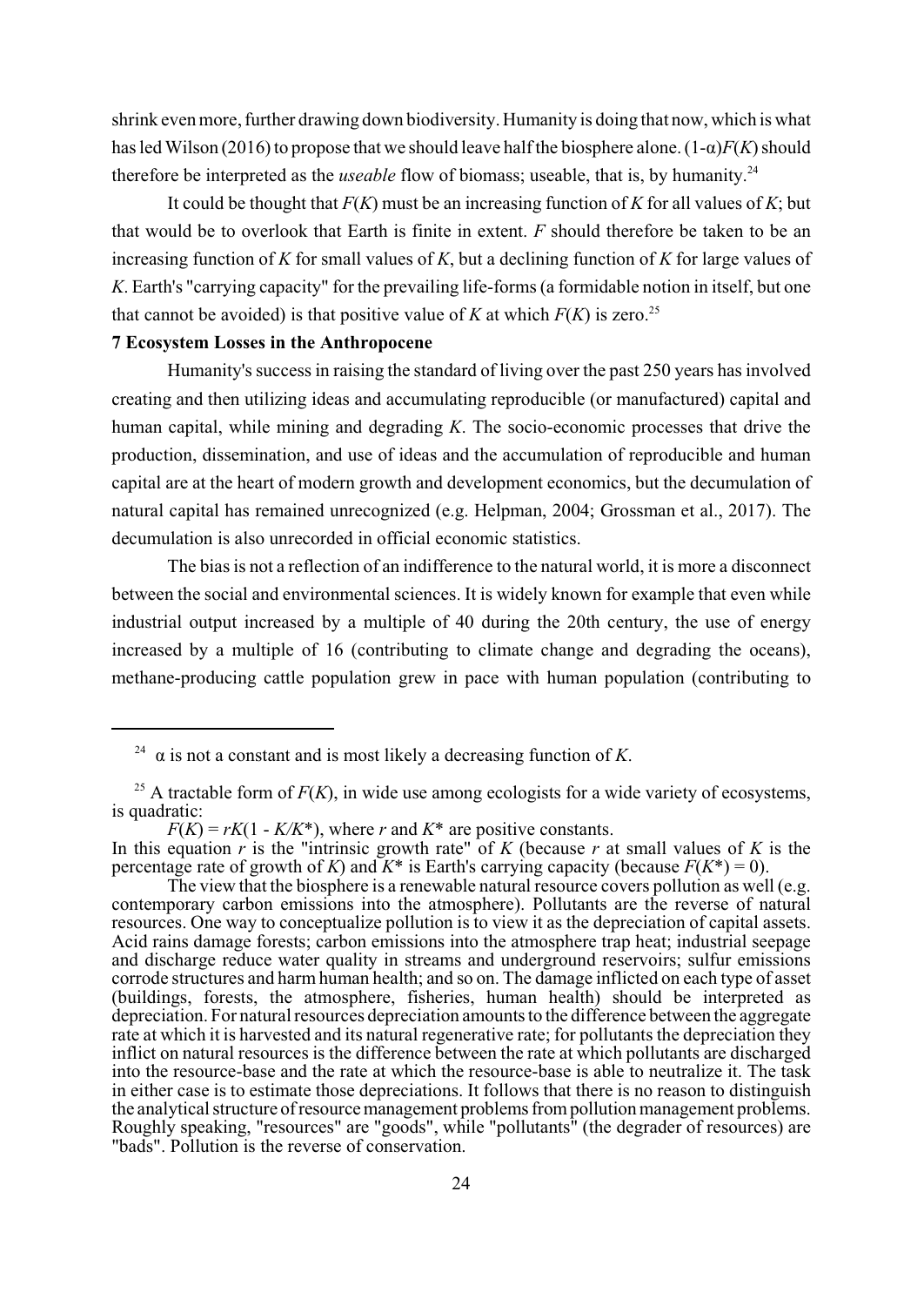shrink even more, further drawing down biodiversity. Humanity is doing that now, which is what has led Wilson (2016) to propose that we should leave half the biosphere alone. $(1-\alpha)F(K)$ should therefore be interpreted as the *useable* flow of biomass; useable, that is, by humanity.[24]

It could be thought that $F(K)$ must be an increasing function of $K$ for all values of $K$; but that would be to overlook that Earth is finite in extent. $F$ should therefore be taken to be an increasing function of $K$ for small values of $K$, but a declining function of $K$ for large values of $K$. Earth's "carrying capacity" for the prevailing life-forms (a formidable notion in itself, but one that cannot be avoided) is that positive value of $K$ at which $F(K)$ is zero.[25]

## 7 Ecosystem Losses in the Anthropocene

Humanity's success in raising the standard of living over the past 250 years has involved creating and then utilizing ideas and accumulating reproducible (or manufactured) capital and human capital, while mining and degrading $K$. The socio-economic processes that drive the production, dissemination, and use of ideas and the accumulation of reproducible and human capital are at the heart of modern growth and development economics, but the decumulation of natural capital has remained unrecognized (e.g. Helpman, 2004; Grossman et al., 2017). The decumulation is also unrecorded in official economic statistics.

The bias is not a reflection of an indifference to the natural world, it is more a disconnect between the social and environmental sciences. It is widely known for example that even while industrial output increased by a multiple of 40 during the 20th century, the use of energy increased by a multiple of 16 (contributing to climate change and degrading the oceans), methane-producing cattle population grew in pace with human population (contributing to

---

[24] $\alpha$ is not a constant and is most likely a decreasing function of $K$.

[25] A tractable form of $F(K)$, in wide use among ecologists for a wide variety of ecosystems, is quadratic:

$F(K) = rK(1 - K/K^*)$, where $r$ and $K^*$ are positive constants.

In this equation $r$ is the "intrinsic growth rate" of $K$ (because $r$ at small values of $K$ is the percentage rate of growth of $K$) and $K^*$ is Earth's carrying capacity (because $F(K^*) = 0$).

The view that the biosphere is a renewable natural resource covers pollution as well (e.g. contemporary carbon emissions into the atmosphere). Pollutants are the reverse of natural resources. One way to conceptualize pollution is to view it as the depreciation of capital assets. Acid rains damage forests; carbon emissions into the atmosphere trap heat; industrial seepage and discharge reduce water quality in streams and underground reservoirs; sulfur emissions corrode structures and harm human health; and so on. The damage inflicted on each type of asset (buildings, forests, the atmosphere, fisheries, human health) should be interpreted as depreciation. For natural resources depreciation amounts to the difference between the aggregate rate at which it is harvested and its natural regenerative rate; for pollutants the depreciation they inflict on natural resources is the difference between the rate at which pollutants are discharged into the resource-base and the rate at which the resource-base is able to neutralize it. The task in either case is to estimate those depreciations. It follows that there is no reason to distinguish the analytical structure of resource management problems from pollution management problems. Roughly speaking, "resources" are "goods", while "pollutants" (the degrader of resources) are "bads". Pollution is the reverse of conservation.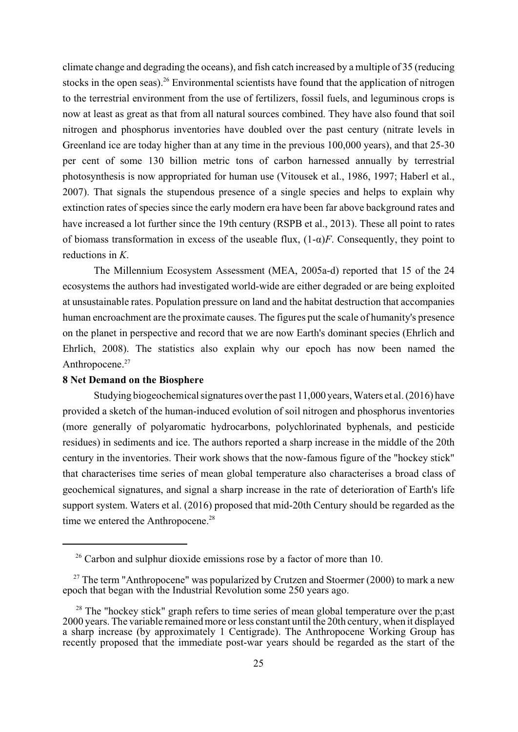climate change and degrading the oceans), and fish catch increased by a multiple of 35 (reducing stocks in the open seas).[26] Environmental scientists have found that the application of nitrogen to the terrestrial environment from the use of fertilizers, fossil fuels, and leguminous crops is now at least as great as that from all natural sources combined. They have also found that soil nitrogen and phosphorus inventories have doubled over the past century (nitrate levels in Greenland ice are today higher than at any time in the previous 100,000 years), and that 25-30 per cent of some 130 billion metric tons of carbon harnessed annually by terrestrial photosynthesis is now appropriated for human use (Vitousek et al., 1986, 1997; Haberl et al., 2007). That signals the stupendous presence of a single species and helps to explain why extinction rates of species since the early modern era have been far above background rates and have increased a lot further since the 19th century (RSPB et al., 2013). These all point to rates of biomass transformation in excess of the useable flux, $(1\text{-}\alpha)F$. Consequently, they point to reductions in $K$.

The Millennium Ecosystem Assessment (MEA, 2005a-d) reported that 15 of the 24 ecosystems the authors had investigated world-wide are either degraded or are being exploited at unsustainable rates. Population pressure on land and the habitat destruction that accompanies human encroachment are the proximate causes. The figures put the scale of humanity's presence on the planet in perspective and record that we are now Earth's dominant species (Ehrlich and Ehrlich, 2008). The statistics also explain why our epoch has now been named the Anthropocene.[27]

## 8 Net Demand on the Biosphere

Studying biogeochemical signatures over the past 11,000 years, Waters et al. (2016) have provided a sketch of the human-induced evolution of soil nitrogen and phosphorus inventories (more generally of polyaromatic hydrocarbons, polychlorinated byphenals, and pesticide residues) in sediments and ice. The authors reported a sharp increase in the middle of the 20th century in the inventories. Their work shows that the now-famous figure of the "hockey stick" that characterises time series of mean global temperature also characterises a broad class of geochemical signatures, and signal a sharp increase in the rate of deterioration of Earth's life support system. Waters et al. (2016) proposed that mid-20th Century should be regarded as the time we entered the Anthropocene.[28]

---

[26] Carbon and sulphur dioxide emissions rose by a factor of more than 10.

[27] The term "Anthropocene" was popularized by Crutzen and Stoermer (2000) to mark a new epoch that began with the Industrial Revolution some 250 years ago.

[28] The "hockey stick" graph refers to time series of mean global temperature over the p;ast 2000 years. The variable remained more or less constant until the 20th century, when it displayed a sharp increase (by approximately 1 Centigrade). The Anthropocene Working Group has recently proposed that the immediate post-war years should be regarded as the start of the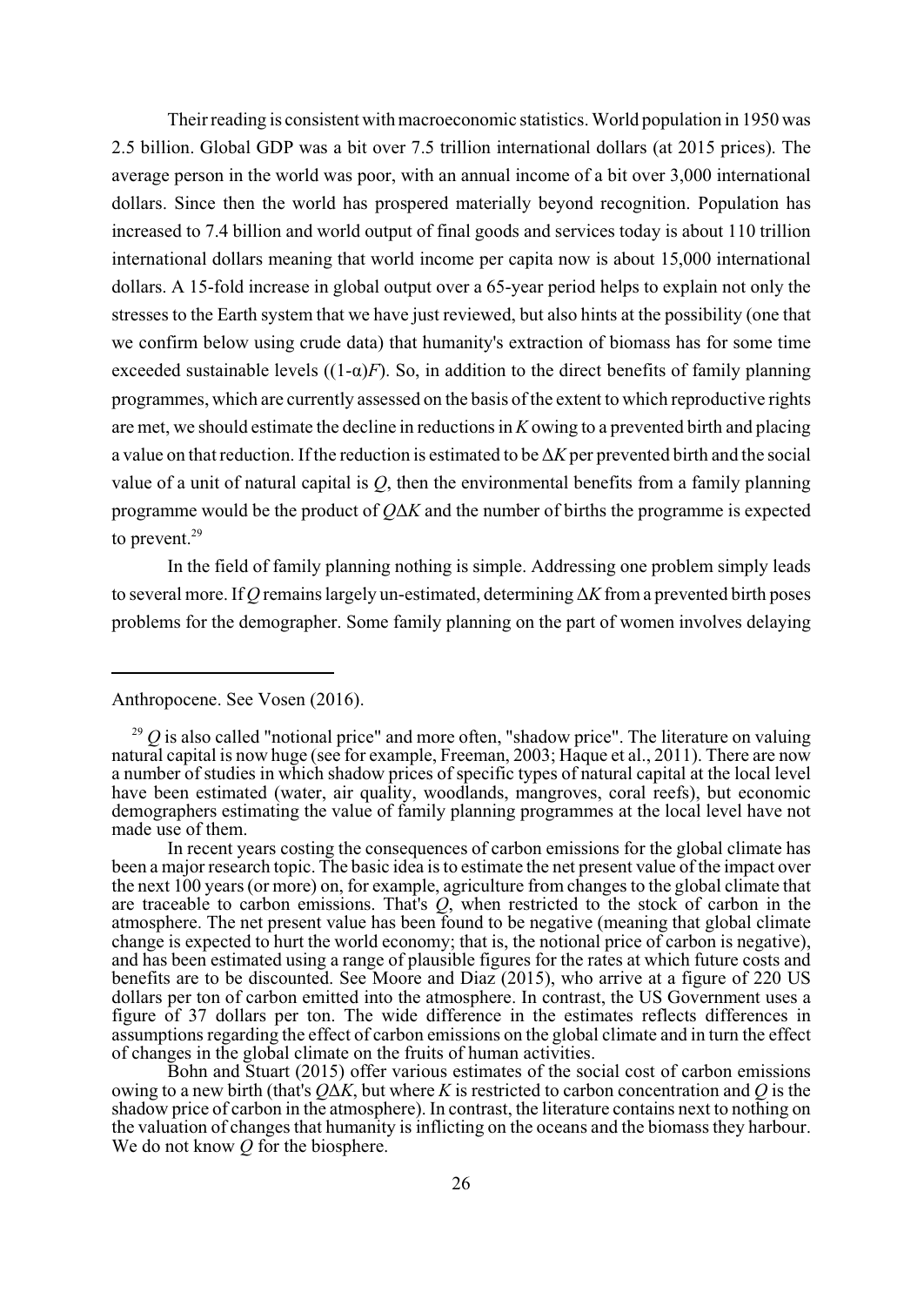Their reading is consistent with macroeconomic statistics. World population in 1950 was 2.5 billion. Global GDP was a bit over 7.5 trillion international dollars (at 2015 prices). The average person in the world was poor, with an annual income of a bit over 3,000 international dollars. Since then the world has prospered materially beyond recognition. Population has increased to 7.4 billion and world output of final goods and services today is about 110 trillion international dollars meaning that world income per capita now is about 15,000 international dollars. A 15-fold increase in global output over a 65-year period helps to explain not only the stresses to the Earth system that we have just reviewed, but also hints at the possibility (one that we confirm below using crude data) that humanity's extraction of biomass has for some time exceeded sustainable levels ($(1-\alpha)F$). So, in addition to the direct benefits of family planning programmes, which are currently assessed on the basis of the extent to which reproductive rights are met, we should estimate the decline in reductions in $K$ owing to a prevented birth and placing a value on that reduction. If the reduction is estimated to be $\Delta K$ per prevented birth and the social value of a unit of natural capital is $Q$, then the environmental benefits from a family planning programme would be the product of $Q\Delta K$ and the number of births the programme is expected to prevent.[29]

In the field of family planning nothing is simple. Addressing one problem simply leads to several more. If $Q$ remains largely un-estimated, determining $\Delta K$ from a prevented birth poses problems for the demographer. Some family planning on the part of women involves delaying

---

Anthropocene. See Vosen (2016).

[29] $Q$ is also called "notional price" and more often, "shadow price". The literature on valuing natural capital is now huge (see for example, Freeman, 2003; Haque et al., 2011). There are now a number of studies in which shadow prices of specific types of natural capital at the local level have been estimated (water, air quality, woodlands, mangroves, coral reefs), but economic demographers estimating the value of family planning programmes at the local level have not made use of them.

In recent years costing the consequences of carbon emissions for the global climate has been a major research topic. The basic idea is to estimate the net present value of the impact over the next 100 years (or more) on, for example, agriculture from changes to the global climate that are traceable to carbon emissions. That's $Q$, when restricted to the stock of carbon in the atmosphere. The net present value has been found to be negative (meaning that global climate change is expected to hurt the world economy; that is, the notional price of carbon is negative), and has been estimated using a range of plausible figures for the rates at which future costs and benefits are to be discounted. See Moore and Diaz (2015), who arrive at a figure of 220 US dollars per ton of carbon emitted into the atmosphere. In contrast, the US Government uses a figure of 37 dollars per ton. The wide difference in the estimates reflects differences in assumptions regarding the effect of carbon emissions on the global climate and in turn the effect of changes in the global climate on the fruits of human activities.

Bohn and Stuart (2015) offer various estimates of the social cost of carbon emissions owing to a new birth (that's $Q\Delta K$, but where $K$ is restricted to carbon concentration and $Q$ is the shadow price of carbon in the atmosphere). In contrast, the literature contains next to nothing on the valuation of changes that humanity is inflicting on the oceans and the biomass they harbour. We do not know $Q$ for the biosphere.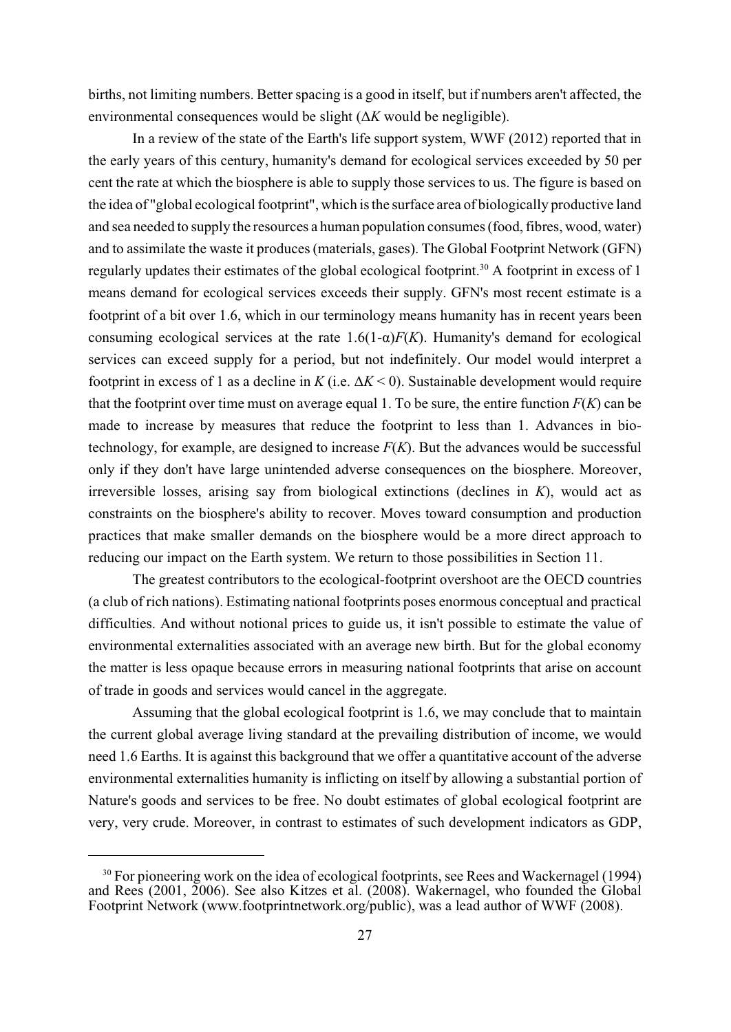births, not limiting numbers. Better spacing is a good in itself, but if numbers aren't affected, the environmental consequences would be slight ($\Delta K$ would be negligible).

In a review of the state of the Earth's life support system, WWF (2012) reported that in the early years of this century, humanity's demand for ecological services exceeded by 50 per cent the rate at which the biosphere is able to supply those services to us. The figure is based on the idea of "global ecological footprint", which is the surface area of biologically productive land and sea needed to supply the resources a human population consumes (food, fibres, wood, water) and to assimilate the waste it produces (materials, gases). The Global Footprint Network (GFN) regularly updates their estimates of the global ecological footprint.[30] A footprint in excess of 1 means demand for ecological services exceeds their supply. GFN's most recent estimate is a footprint of a bit over 1.6, which in our terminology means humanity has in recent years been consuming ecological services at the rate $1.6(1\text{-}\alpha)F(K)$. Humanity's demand for ecological services can exceed supply for a period, but not indefinitely. Our model would interpret a footprint in excess of 1 as a decline in $K$ (i.e. $\Delta K < 0$). Sustainable development would require that the footprint over time must on average equal 1. To be sure, the entire function $F(K)$ can be made to increase by measures that reduce the footprint to less than 1. Advances in biotechnology, for example, are designed to increase $F(K)$. But the advances would be successful only if they don't have large unintended adverse consequences on the biosphere. Moreover, irreversible losses, arising say from biological extinctions (declines in $K$), would act as constraints on the biosphere's ability to recover. Moves toward consumption and production practices that make smaller demands on the biosphere would be a more direct approach to reducing our impact on the Earth system. We return to those possibilities in Section 11.

The greatest contributors to the ecological-footprint overshoot are the OECD countries (a club of rich nations). Estimating national footprints poses enormous conceptual and practical difficulties. And without notional prices to guide us, it isn't possible to estimate the value of environmental externalities associated with an average new birth. But for the global economy the matter is less opaque because errors in measuring national footprints that arise on account of trade in goods and services would cancel in the aggregate.

Assuming that the global ecological footprint is 1.6, we may conclude that to maintain the current global average living standard at the prevailing distribution of income, we would need 1.6 Earths. It is against this background that we offer a quantitative account of the adverse environmental externalities humanity is inflicting on itself by allowing a substantial portion of Nature's goods and services to be free. No doubt estimates of global ecological footprint are very, very crude. Moreover, in contrast to estimates of such development indicators as GDP,

---

[30] For pioneering work on the idea of ecological footprints, see Rees and Wackernagel (1994) and Rees (2001, 2006). See also Kitzes et al. (2008). Wakernagel, who founded the Global Footprint Network (www.footprintnetwork.org/public), was a lead author of WWF (2008).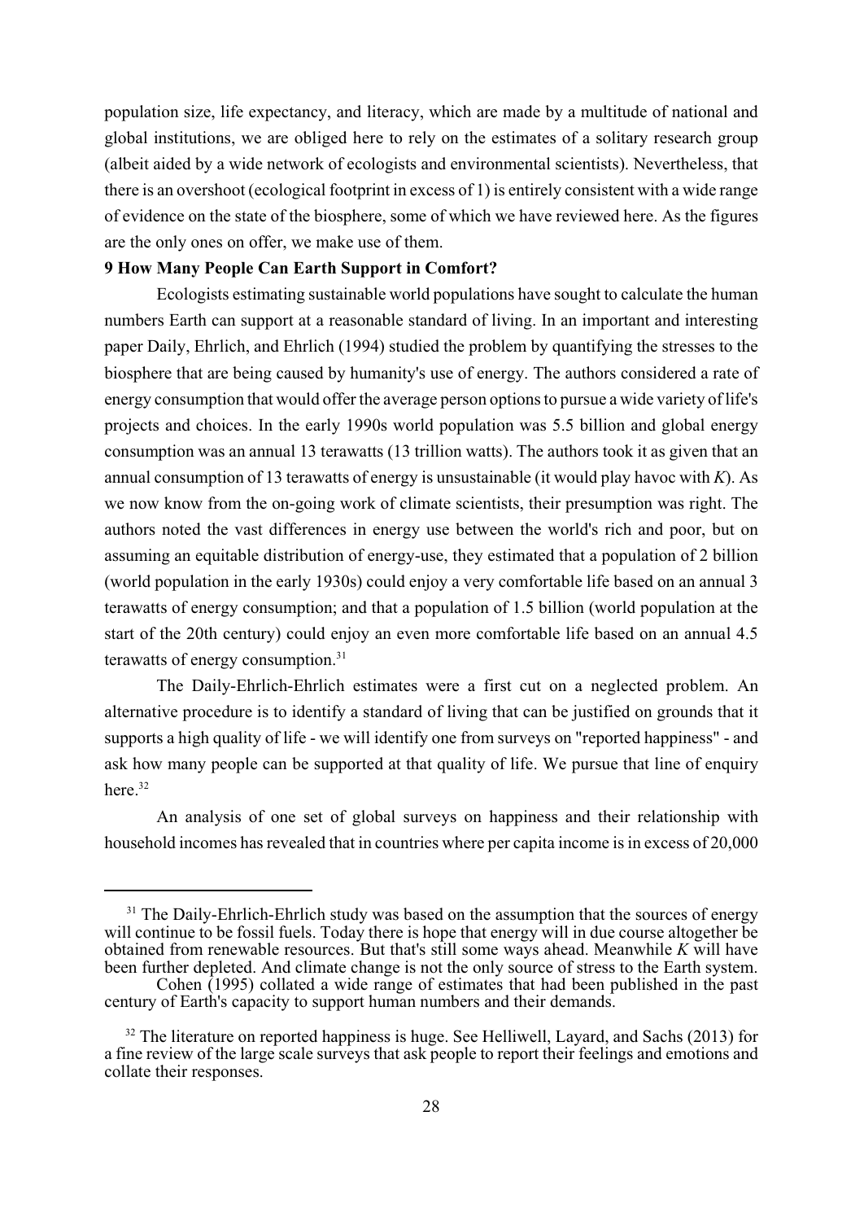population size, life expectancy, and literacy, which are made by a multitude of national and global institutions, we are obliged here to rely on the estimates of a solitary research group (albeit aided by a wide network of ecologists and environmental scientists). Nevertheless, that there is an overshoot (ecological footprint in excess of 1) is entirely consistent with a wide range of evidence on the state of the biosphere, some of which we have reviewed here. As the figures are the only ones on offer, we make use of them.

## 9 How Many People Can Earth Support in Comfort?

Ecologists estimating sustainable world populations have sought to calculate the human numbers Earth can support at a reasonable standard of living. In an important and interesting paper Daily, Ehrlich, and Ehrlich (1994) studied the problem by quantifying the stresses to the biosphere that are being caused by humanity's use of energy. The authors considered a rate of energy consumption that would offer the average person options to pursue a wide variety of life's projects and choices. In the early 1990s world population was 5.5 billion and global energy consumption was an annual 13 terawatts (13 trillion watts). The authors took it as given that an annual consumption of 13 terawatts of energy is unsustainable (it would play havoc with *K*). As we now know from the on-going work of climate scientists, their presumption was right. The authors noted the vast differences in energy use between the world's rich and poor, but on assuming an equitable distribution of energy-use, they estimated that a population of 2 billion (world population in the early 1930s) could enjoy a very comfortable life based on an annual 3 terawatts of energy consumption; and that a population of 1.5 billion (world population at the start of the 20th century) could enjoy an even more comfortable life based on an annual 4.5 terawatts of energy consumption.[31]

The Daily-Ehrlich-Ehrlich estimates were a first cut on a neglected problem. An alternative procedure is to identify a standard of living that can be justified on grounds that it supports a high quality of life - we will identify one from surveys on "reported happiness" - and ask how many people can be supported at that quality of life. We pursue that line of enquiry here.[32]

An analysis of one set of global surveys on happiness and their relationship with household incomes has revealed that in countries where per capita income is in excess of 20,000

---

[31] The Daily-Ehrlich-Ehrlich study was based on the assumption that the sources of energy will continue to be fossil fuels. Today there is hope that energy will in due course altogether be obtained from renewable resources. But that's still some ways ahead. Meanwhile *K* will have been further depleted. And climate change is not the only source of stress to the Earth system.

Cohen (1995) collated a wide range of estimates that had been published in the past century of Earth's capacity to support human numbers and their demands.

[32] The literature on reported happiness is huge. See Helliwell, Layard, and Sachs (2013) for a fine review of the large scale surveys that ask people to report their feelings and emotions and collate their responses.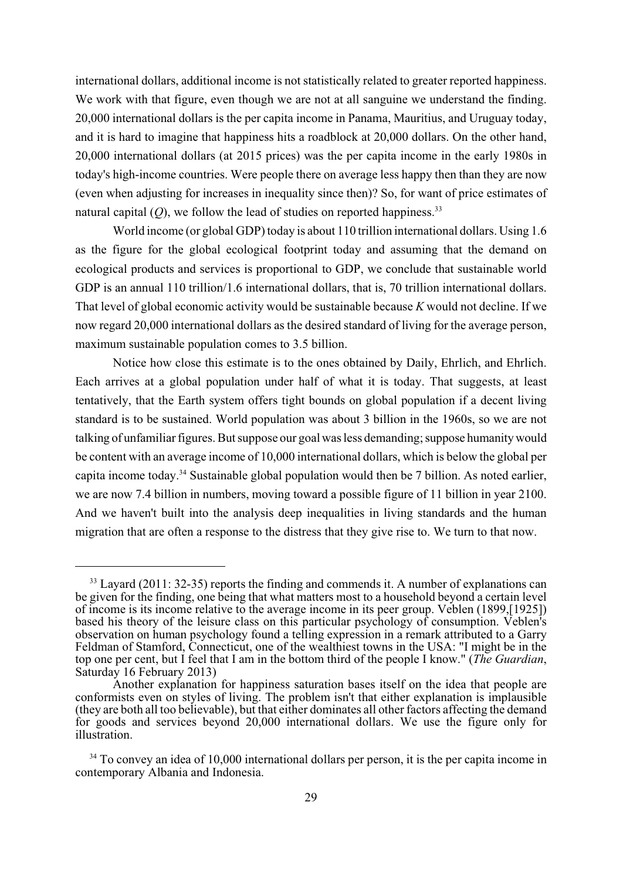international dollars, additional income is not statistically related to greater reported happiness. We work with that figure, even though we are not at all sanguine we understand the finding. 20,000 international dollars is the per capita income in Panama, Mauritius, and Uruguay today, and it is hard to imagine that happiness hits a roadblock at 20,000 dollars. On the other hand, 20,000 international dollars (at 2015 prices) was the per capita income in the early 1980s in today's high-income countries. Were people there on average less happy then than they are now (even when adjusting for increases in inequality since then)? So, for want of price estimates of natural capital ($Q$), we follow the lead of studies on reported happiness.[33]

World income (or global GDP) today is about 110 trillion international dollars. Using 1.6 as the figure for the global ecological footprint today and assuming that the demand on ecological products and services is proportional to GDP, we conclude that sustainable world GDP is an annual 110 trillion/1.6 international dollars, that is, 70 trillion international dollars. That level of global economic activity would be sustainable because $K$ would not decline. If we now regard 20,000 international dollars as the desired standard of living for the average person, maximum sustainable population comes to 3.5 billion.

Notice how close this estimate is to the ones obtained by Daily, Ehrlich, and Ehrlich. Each arrives at a global population under half of what it is today. That suggests, at least tentatively, that the Earth system offers tight bounds on global population if a decent living standard is to be sustained. World population was about 3 billion in the 1960s, so we are not talking of unfamiliar figures. But suppose our goal was less demanding; suppose humanity would be content with an average income of 10,000 international dollars, which is below the global per capita income today.[34] Sustainable global population would then be 7 billion. As noted earlier, we are now 7.4 billion in numbers, moving toward a possible figure of 11 billion in year 2100. And we haven't built into the analysis deep inequalities in living standards and the human migration that are often a response to the distress that they give rise to. We turn to that now.

---

[33] Layard (2011: 32-35) reports the finding and commends it. A number of explanations can be given for the finding, one being that what matters most to a household beyond a certain level of income is its income relative to the average income in its peer group. Veblen (1899,[1925]) based his theory of the leisure class on this particular psychology of consumption. Veblen's observation on human psychology found a telling expression in a remark attributed to a Garry Feldman of Stamford, Connecticut, one of the wealthiest towns in the USA: "I might be in the top one per cent, but I feel that I am in the bottom third of the people I know." (*The Guardian*, Saturday 16 February 2013)

Another explanation for happiness saturation bases itself on the idea that people are conformists even on styles of living. The problem isn't that either explanation is implausible (they are both all too believable), but that either dominates all other factors affecting the demand for goods and services beyond 20,000 international dollars. We use the figure only for illustration.

[34] To convey an idea of 10,000 international dollars per person, it is the per capita income in contemporary Albania and Indonesia.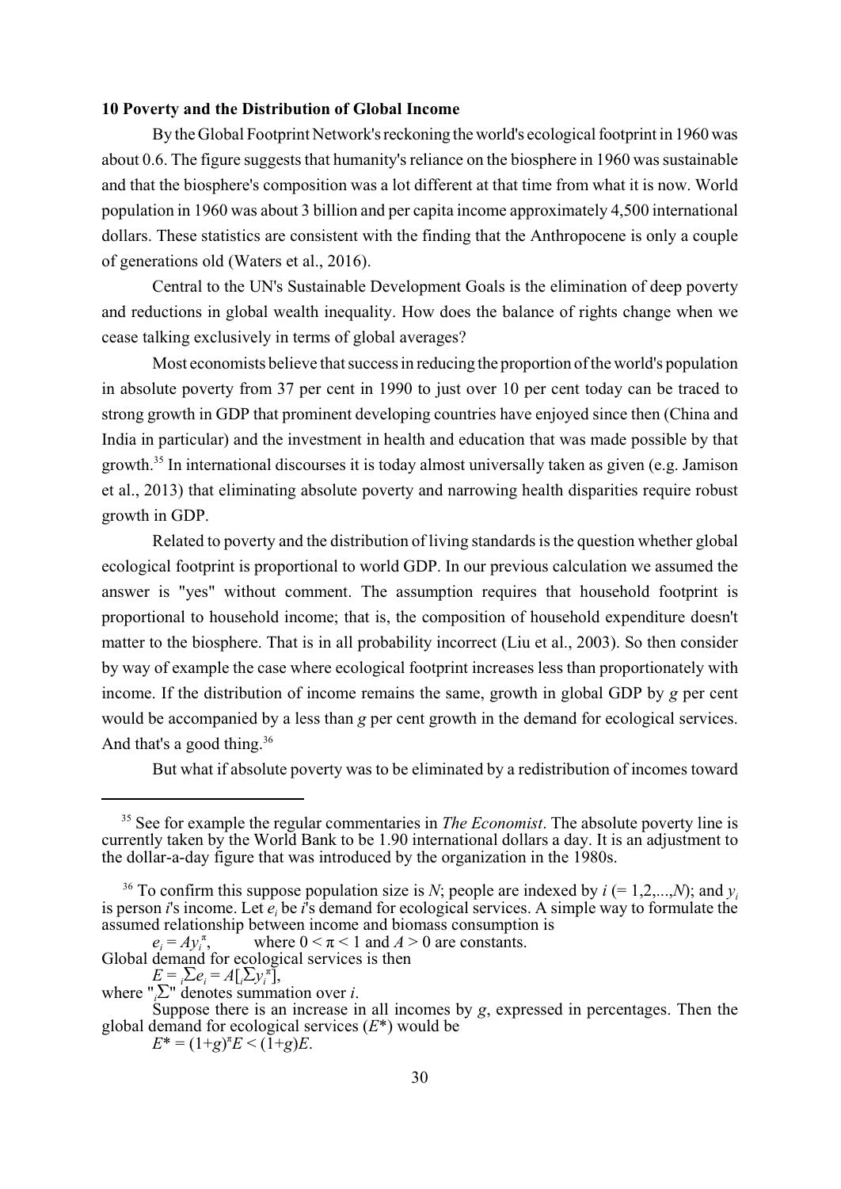## 10 Poverty and the Distribution of Global Income

By the Global Footprint Network's reckoning the world's ecological footprint in 1960 was about 0.6. The figure suggests that humanity's reliance on the biosphere in 1960 was sustainable and that the biosphere's composition was a lot different at that time from what it is now. World population in 1960 was about 3 billion and per capita income approximately 4,500 international dollars. These statistics are consistent with the finding that the Anthropocene is only a couple of generations old (Waters et al., 2016).

Central to the UN's Sustainable Development Goals is the elimination of deep poverty and reductions in global wealth inequality. How does the balance of rights change when we cease talking exclusively in terms of global averages?

Most economists believe that success in reducing the proportion of the world's population in absolute poverty from 37 per cent in 1990 to just over 10 per cent today can be traced to strong growth in GDP that prominent developing countries have enjoyed since then (China and India in particular) and the investment in health and education that was made possible by that growth.[35] In international discourses it is today almost universally taken as given (e.g. Jamison et al., 2013) that eliminating absolute poverty and narrowing health disparities require robust growth in GDP.

Related to poverty and the distribution of living standards is the question whether global ecological footprint is proportional to world GDP. In our previous calculation we assumed the answer is "yes" without comment. The assumption requires that household footprint is proportional to household income; that is, the composition of household expenditure doesn't matter to the biosphere. That is in all probability incorrect (Liu et al., 2003). So then consider by way of example the case where ecological footprint increases less than proportionately with income. If the distribution of income remains the same, growth in global GDP by *g* per cent would be accompanied by a less than *g* per cent growth in the demand for ecological services. And that's a good thing.[36]

But what if absolute poverty was to be eliminated by a redistribution of incomes toward

---

[35] See for example the regular commentaries in *The Economist*. The absolute poverty line is currently taken by the World Bank to be 1.90 international dollars a day. It is an adjustment to the dollar-a-day figure that was introduced by the organization in the 1980s.

[36] To confirm this suppose population size is $N$; people are indexed by $i$ (= 1,2,...,$N$); and $y_i$ is person $i$'s income. Let $e_i$ be $i$'s demand for ecological services. A simple way to formulate the assumed relationship between income and biomass consumption is

$$e_i = Ay_i^{\pi}, \qquad \text{where } 0 < \pi < 1 \text{ and } A > 0 \text{ are constants.}$$

Global demand for ecological services is then

$$E = {}_i\Sigma e_i = A[{}_i\Sigma y_i^{\pi}],$$

where "${}_i\Sigma$" denotes summation over $i$.

Suppose there is an increase in all incomes by $g$, expressed in percentages. Then the global demand for ecological services ($E^*$) would be

$$E^* = (1+g)^{\pi}E < (1+g)E.$$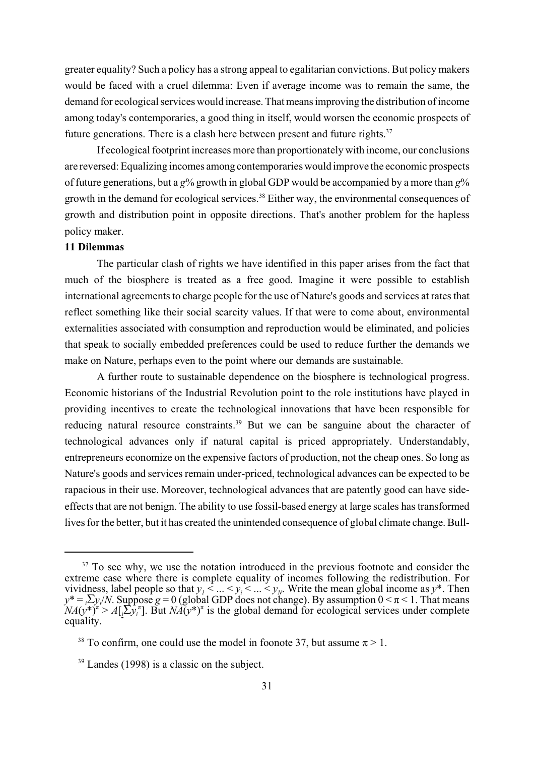greater equality? Such a policy has a strong appeal to egalitarian convictions. But policy makers would be faced with a cruel dilemma: Even if average income was to remain the same, the demand for ecological services would increase. That means improving the distribution of income among today's contemporaries, a good thing in itself, would worsen the economic prospects of future generations. There is a clash here between present and future rights.[37]

If ecological footprint increases more than proportionately with income, our conclusions are reversed: Equalizing incomes among contemporaries would improve the economic prospects of future generations, but a $g$% growth in global GDP would be accompanied by a more than $g$% growth in the demand for ecological services.[38] Either way, the environmental consequences of growth and distribution point in opposite directions. That's another problem for the hapless policy maker.

**11 Dilemmas**

The particular clash of rights we have identified in this paper arises from the fact that much of the biosphere is treated as a free good. Imagine it were possible to establish international agreements to charge people for the use of Nature's goods and services at rates that reflect something like their social scarcity values. If that were to come about, environmental externalities associated with consumption and reproduction would be eliminated, and policies that speak to socially embedded preferences could be used to reduce further the demands we make on Nature, perhaps even to the point where our demands are sustainable.

A further route to sustainable dependence on the biosphere is technological progress. Economic historians of the Industrial Revolution point to the role institutions have played in providing incentives to create the technological innovations that have been responsible for reducing natural resource constraints.[39] But we can be sanguine about the character of technological advances only if natural capital is priced appropriately. Understandably, entrepreneurs economize on the expensive factors of production, not the cheap ones. So long as Nature's goods and services remain under-priced, technological advances can be expected to be rapacious in their use. Moreover, technological advances that are patently good can have side-effects that are not benign. The ability to use fossil-based energy at large scales has transformed lives for the better, but it has created the unintended consequence of global climate change. Bull-

---

[37] To see why, we use the notation introduced in the previous footnote and consider the extreme case where there is complete equality of incomes following the redistribution. For vividness, label people so that $y_1 < ... < y_i < ... < y_N$. Write the mean global income as $y^*$. Then $y^* = {}_i\Sigma y_i/N$. Suppose $g = 0$ (global GDP does not change). By assumption $0 < \pi < 1$. That means $NA(y^*)^\pi > A[{}_i\Sigma y_i^\pi]$. But $NA(y^*)^\pi$ is the global demand for ecological services under complete equality.

[38] To confirm, one could use the model in foonote 37, but assume $\pi > 1$.

[39] Landes (1998) is a classic on the subject.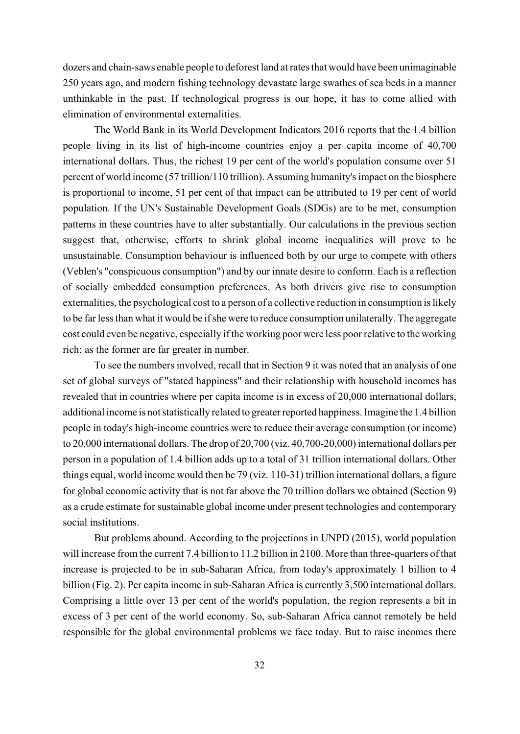dozers and chain-saws enable people to deforest land at rates that would have been unimaginable 250 years ago, and modern fishing technology devastate large swathes of sea beds in a manner unthinkable in the past. If technological progress is our hope, it has to come allied with elimination of environmental externalities.

The World Bank in its World Development Indicators 2016 reports that the 1.4 billion people living in its list of high-income countries enjoy a per capita income of 40,700 international dollars. Thus, the richest 19 per cent of the world's population consume over 51 percent of world income (57 trillion/110 trillion). Assuming humanity's impact on the biosphere is proportional to income, 51 per cent of that impact can be attributed to 19 per cent of world population. If the UN's Sustainable Development Goals (SDGs) are to be met, consumption patterns in these countries have to alter substantially. Our calculations in the previous section suggest that, otherwise, efforts to shrink global income inequalities will prove to be unsustainable. Consumption behaviour is influenced both by our urge to compete with others (Veblen's "conspicuous consumption") and by our innate desire to conform. Each is a reflection of socially embedded consumption preferences. As both drivers give rise to consumption externalities, the psychological cost to a person of a collective reduction in consumption is likely to be far less than what it would be if she were to reduce consumption unilaterally. The aggregate cost could even be negative, especially if the working poor were less poor relative to the working rich; as the former are far greater in number.

To see the numbers involved, recall that in Section 9 it was noted that an analysis of one set of global surveys of "stated happiness" and their relationship with household incomes has revealed that in countries where per capita income is in excess of 20,000 international dollars, additional income is not statistically related to greater reported happiness. Imagine the 1.4 billion people in today's high-income countries were to reduce their average consumption (or income) to 20,000 international dollars. The drop of 20,700 (viz. 40,700-20,000) international dollars per person in a population of 1.4 billion adds up to a total of 31 trillion international dollars. Other things equal, world income would then be 79 (viz. 110-31) trillion international dollars, a figure for global economic activity that is not far above the 70 trillion dollars we obtained (Section 9) as a crude estimate for sustainable global income under present technologies and contemporary social institutions.

But problems abound. According to the projections in UNPD (2015), world population will increase from the current 7.4 billion to 11.2 billion in 2100. More than three-quarters of that increase is projected to be in sub-Saharan Africa, from today's approximately 1 billion to 4 billion (Fig. 2). Per capita income in sub-Saharan Africa is currently 3,500 international dollars. Comprising a little over 13 per cent of the world's population, the region represents a bit in excess of 3 per cent of the world economy. So, sub-Saharan Africa cannot remotely be held responsible for the global environmental problems we face today. But to raise incomes there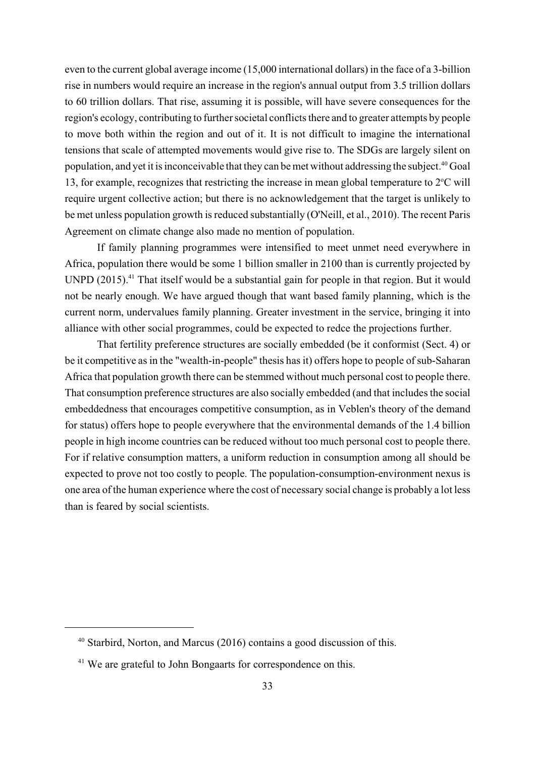even to the current global average income (15,000 international dollars) in the face of a 3-billion rise in numbers would require an increase in the region's annual output from 3.5 trillion dollars to 60 trillion dollars. That rise, assuming it is possible, will have severe consequences for the region's ecology, contributing to further societal conflicts there and to greater attempts by people to move both within the region and out of it. It is not difficult to imagine the international tensions that scale of attempted movements would give rise to. The SDGs are largely silent on population, and yet it is inconceivable that they can be met without addressing the subject.[40] Goal 13, for example, recognizes that restricting the increase in mean global temperature to 2°C will require urgent collective action; but there is no acknowledgement that the target is unlikely to be met unless population growth is reduced substantially (O'Neill, et al., 2010). The recent Paris Agreement on climate change also made no mention of population.

If family planning programmes were intensified to meet unmet need everywhere in Africa, population there would be some 1 billion smaller in 2100 than is currently projected by UNPD (2015).[41] That itself would be a substantial gain for people in that region. But it would not be nearly enough. We have argued though that want based family planning, which is the current norm, undervalues family planning. Greater investment in the service, bringing it into alliance with other social programmes, could be expected to redce the projections further.

That fertility preference structures are socially embedded (be it conformist (Sect. 4) or be it competitive as in the "wealth-in-people" thesis has it) offers hope to people of sub-Saharan Africa that population growth there can be stemmed without much personal cost to people there. That consumption preference structures are also socially embedded (and that includes the social embeddedness that encourages competitive consumption, as in Veblen's theory of the demand for status) offers hope to people everywhere that the environmental demands of the 1.4 billion people in high income countries can be reduced without too much personal cost to people there. For if relative consumption matters, a uniform reduction in consumption among all should be expected to prove not too costly to people. The population-consumption-environment nexus is one area of the human experience where the cost of necessary social change is probably a lot less than is feared by social scientists.

[40] Starbird, Norton, and Marcus (2016) contains a good discussion of this.

[41] We are grateful to John Bongaarts for correspondence on this.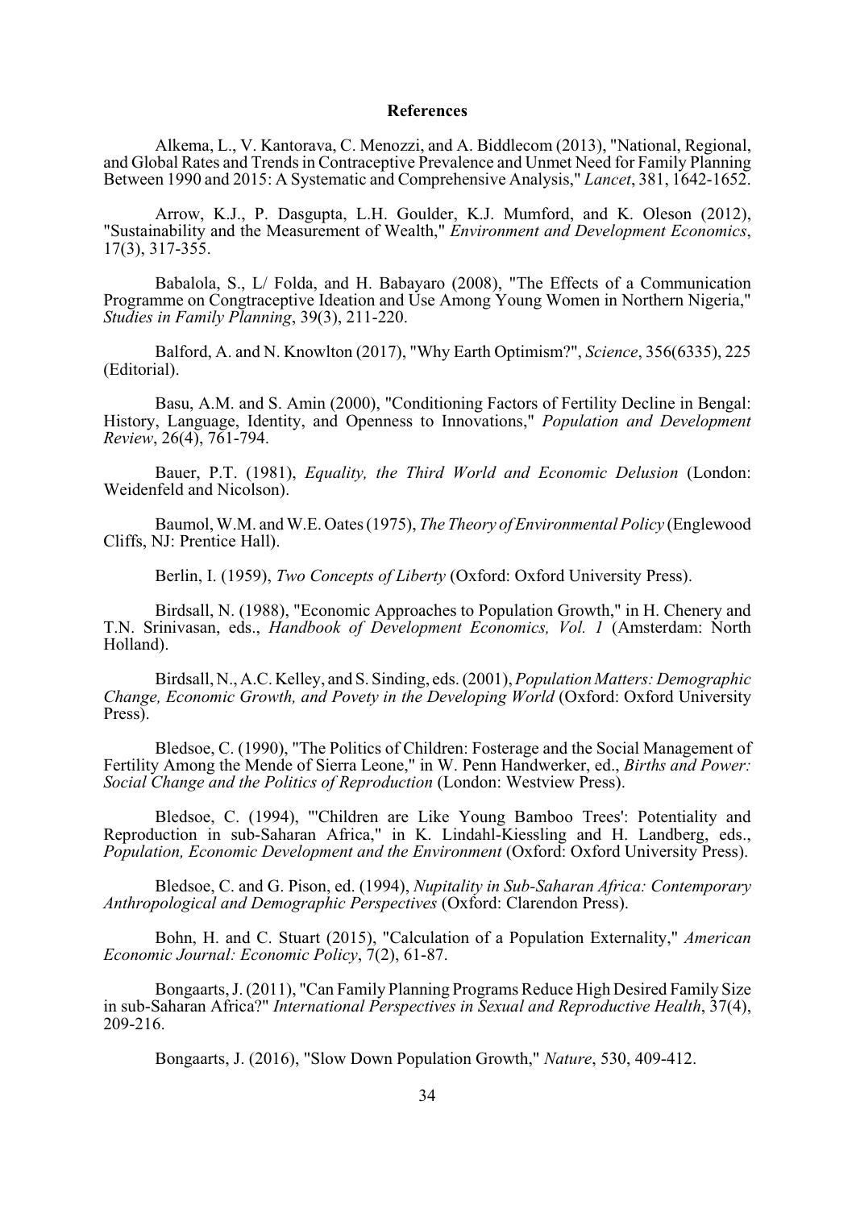## References

Alkema, L., V. Kantorava, C. Menozzi, and A. Biddlecom (2013), "National, Regional, and Global Rates and Trends in Contraceptive Prevalence and Unmet Need for Family Planning Between 1990 and 2015: A Systematic and Comprehensive Analysis," *Lancet*, 381, 1642-1652.

Arrow, K.J., P. Dasgupta, L.H. Goulder, K.J. Mumford, and K. Oleson (2012), "Sustainability and the Measurement of Wealth," *Environment and Development Economics*, 17(3), 317-355.

Babalola, S., L/ Folda, and H. Babayaro (2008), "The Effects of a Communication Programme on Congtraceptive Ideation and Use Among Young Women in Northern Nigeria," *Studies in Family Planning*, 39(3), 211-220.

Balford, A. and N. Knowlton (2017), "Why Earth Optimism?", *Science*, 356(6335), 225 (Editorial).

Basu, A.M. and S. Amin (2000), "Conditioning Factors of Fertility Decline in Bengal: History, Language, Identity, and Openness to Innovations," *Population and Development Review*, 26(4), 761-794.

Bauer, P.T. (1981), *Equality, the Third World and Economic Delusion* (London: Weidenfeld and Nicolson).

Baumol, W.M. and W.E. Oates (1975), *The Theory of Environmental Policy* (Englewood Cliffs, NJ: Prentice Hall).

Berlin, I. (1959), *Two Concepts of Liberty* (Oxford: Oxford University Press).

Birdsall, N. (1988), "Economic Approaches to Population Growth," in H. Chenery and T.N. Srinivasan, eds., *Handbook of Development Economics, Vol. 1* (Amsterdam: North Holland).

Birdsall, N., A.C. Kelley, and S. Sinding, eds. (2001), *Population Matters: Demographic Change, Economic Growth, and Povety in the Developing World* (Oxford: Oxford University Press).

Bledsoe, C. (1990), "The Politics of Children: Fosterage and the Social Management of Fertility Among the Mende of Sierra Leone," in W. Penn Handwerker, ed., *Births and Power: Social Change and the Politics of Reproduction* (London: Westview Press).

Bledsoe, C. (1994), "'Children are Like Young Bamboo Trees': Potentiality and Reproduction in sub-Saharan Africa," in K. Lindahl-Kiessling and H. Landberg, eds., *Population, Economic Development and the Environment* (Oxford: Oxford University Press).

Bledsoe, C. and G. Pison, ed. (1994), *Nupitality in Sub-Saharan Africa: Contemporary Anthropological and Demographic Perspectives* (Oxford: Clarendon Press).

Bohn, H. and C. Stuart (2015), "Calculation of a Population Externality," *American Economic Journal: Economic Policy*, 7(2), 61-87.

Bongaarts, J. (2011), "Can Family Planning Programs Reduce High Desired Family Size in sub-Saharan Africa?" *International Perspectives in Sexual and Reproductive Health*, 37(4), 209-216.

Bongaarts, J. (2016), "Slow Down Population Growth," *Nature*, 530, 409-412.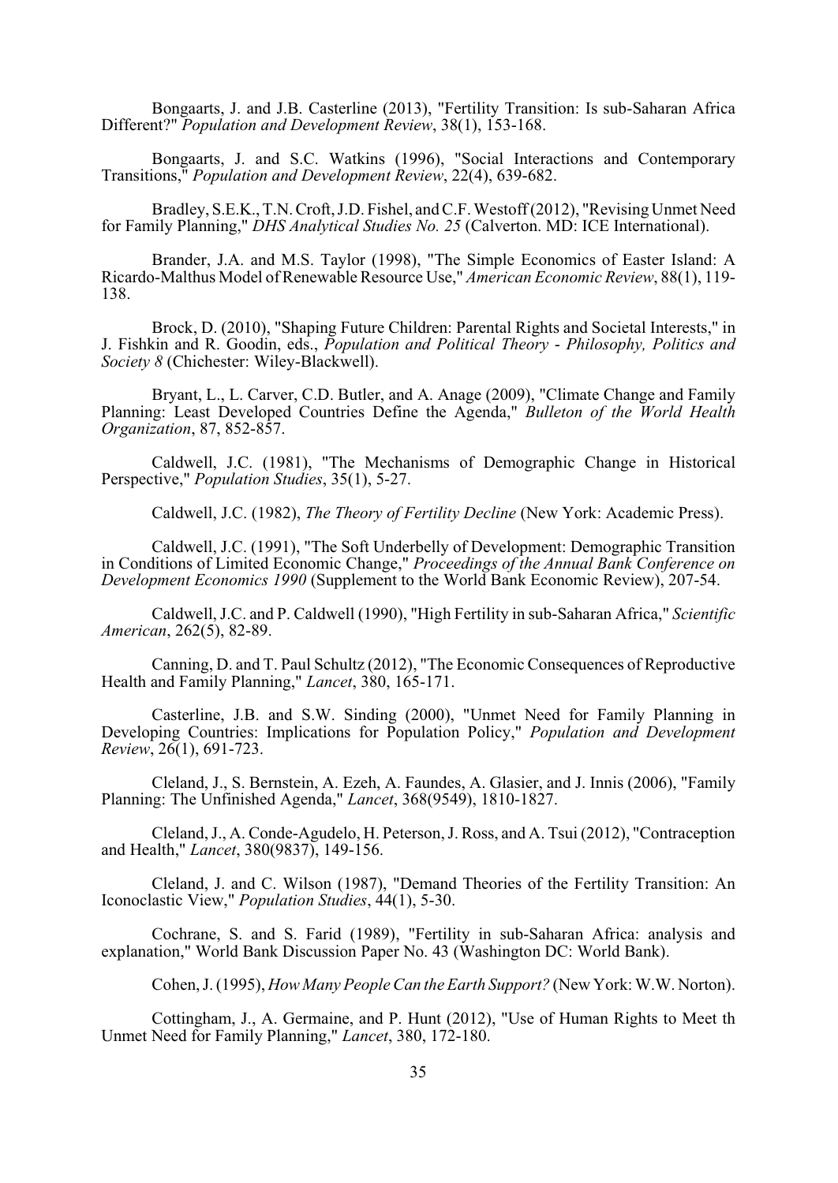Bongaarts, J. and J.B. Casterline (2013), "Fertility Transition: Is sub-Saharan Africa Different?" *Population and Development Review*, 38(1), 153-168.

Bongaarts, J. and S.C. Watkins (1996), "Social Interactions and Contemporary Transitions," *Population and Development Review*, 22(4), 639-682.

Bradley, S.E.K., T.N. Croft, J.D. Fishel, and C.F. Westoff (2012), "Revising Unmet Need for Family Planning," *DHS Analytical Studies No. 25* (Calverton. MD: ICE International).

Brander, J.A. and M.S. Taylor (1998), "The Simple Economics of Easter Island: A Ricardo-Malthus Model of Renewable Resource Use," *American Economic Review*, 88(1), 119-138.

Brock, D. (2010), "Shaping Future Children: Parental Rights and Societal Interests," in J. Fishkin and R. Goodin, eds., *Population and Political Theory* - *Philosophy, Politics and Society 8* (Chichester: Wiley-Blackwell).

Bryant, L., L. Carver, C.D. Butler, and A. Anage (2009), "Climate Change and Family Planning: Least Developed Countries Define the Agenda," *Bulleton of the World Health Organization*, 87, 852-857.

Caldwell, J.C. (1981), "The Mechanisms of Demographic Change in Historical Perspective," *Population Studies*, 35(1), 5-27.

Caldwell, J.C. (1982), *The Theory of Fertility Decline* (New York: Academic Press).

Caldwell, J.C. (1991), "The Soft Underbelly of Development: Demographic Transition in Conditions of Limited Economic Change," *Proceedings of the Annual Bank Conference on Development Economics 1990* (Supplement to the World Bank Economic Review), 207-54.

Caldwell, J.C. and P. Caldwell (1990), "High Fertility in sub-Saharan Africa," *Scientific American*, 262(5), 82-89.

Canning, D. and T. Paul Schultz (2012), "The Economic Consequences of Reproductive Health and Family Planning," *Lancet*, 380, 165-171.

Casterline, J.B. and S.W. Sinding (2000), "Unmet Need for Family Planning in Developing Countries: Implications for Population Policy," *Population and Development Review*, 26(1), 691-723.

Cleland, J., S. Bernstein, A. Ezeh, A. Faundes, A. Glasier, and J. Innis (2006), "Family Planning: The Unfinished Agenda," *Lancet*, 368(9549), 1810-1827.

Cleland, J., A. Conde-Agudelo, H. Peterson, J. Ross, and A. Tsui (2012), "Contraception and Health," *Lancet*, 380(9837), 149-156.

Cleland, J. and C. Wilson (1987), "Demand Theories of the Fertility Transition: An Iconoclastic View," *Population Studies*, 44(1), 5-30.

Cochrane, S. and S. Farid (1989), "Fertility in sub-Saharan Africa: analysis and explanation," World Bank Discussion Paper No. 43 (Washington DC: World Bank).

Cohen, J. (1995), *How Many People Can the Earth Support?* (New York: W.W. Norton).

Cottingham, J., A. Germaine, and P. Hunt (2012), "Use of Human Rights to Meet th Unmet Need for Family Planning," *Lancet*, 380, 172-180.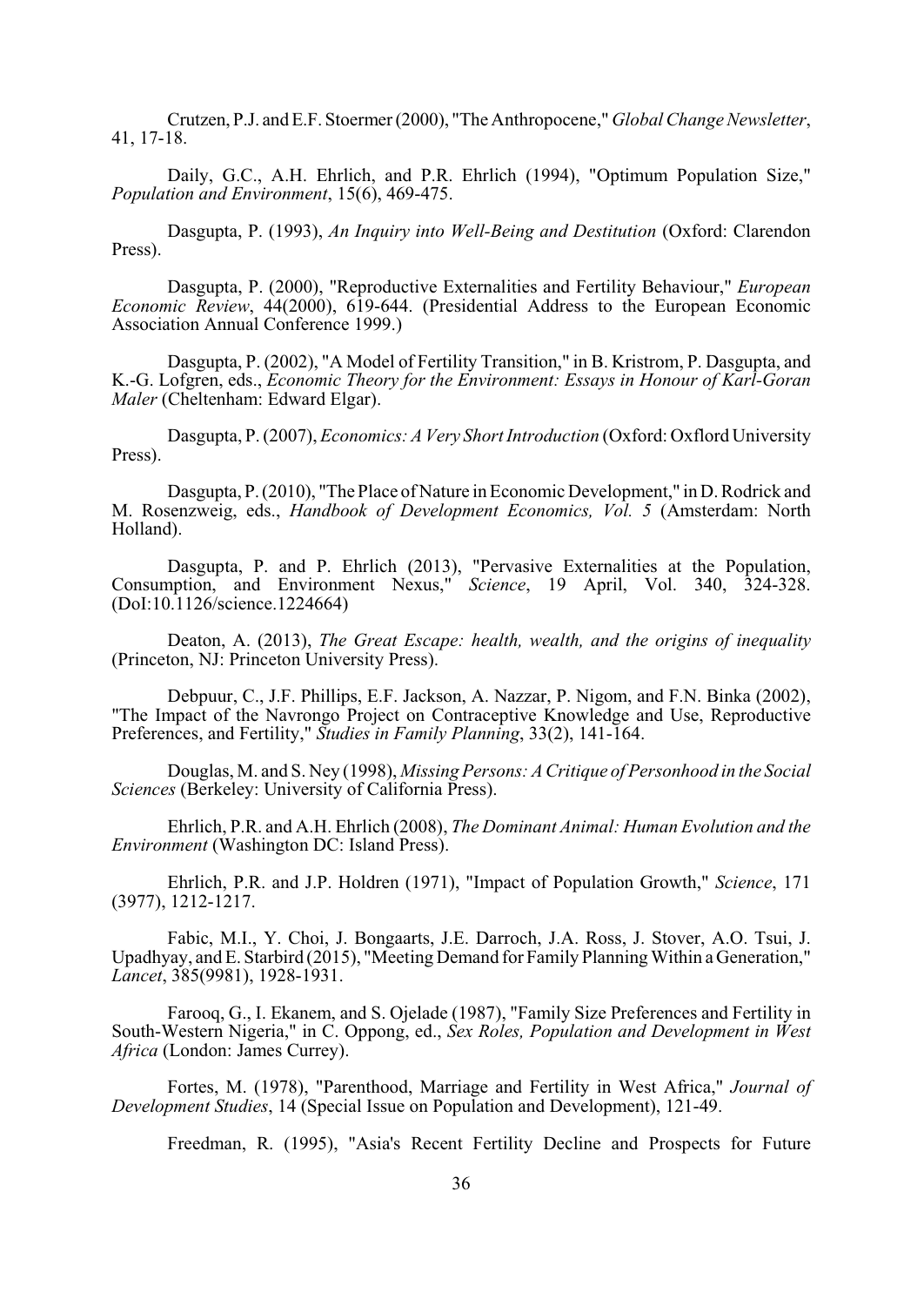Crutzen, P.J. and E.F. Stoermer (2000), "The Anthropocene," *Global Change Newsletter*, 41, 17-18.

Daily, G.C., A.H. Ehrlich, and P.R. Ehrlich (1994), "Optimum Population Size," *Population and Environment*, 15(6), 469-475.

Dasgupta, P. (1993), *An Inquiry into Well-Being and Destitution* (Oxford: Clarendon Press).

Dasgupta, P. (2000), "Reproductive Externalities and Fertility Behaviour," *European Economic Review*, 44(2000), 619-644. (Presidential Address to the European Economic Association Annual Conference 1999.)

Dasgupta, P. (2002), "A Model of Fertility Transition," in B. Kristrom, P. Dasgupta, and K.-G. Lofgren, eds., *Economic Theory for the Environment: Essays in Honour of Karl-Goran Maler* (Cheltenham: Edward Elgar).

Dasgupta, P. (2007), *Economics: A Very Short Introduction* (Oxford: Oxflord University Press).

Dasgupta, P. (2010), "The Place of Nature in Economic Development," in D. Rodrick and M. Rosenzweig, eds., *Handbook of Development Economics, Vol. 5* (Amsterdam: North Holland).

Dasgupta, P. and P. Ehrlich (2013), "Pervasive Externalities at the Population, Consumption, and Environment Nexus," *Science*, 19 April, Vol. 340, 324-328. (DoI:10.1126/science.1224664)

Deaton, A. (2013), *The Great Escape: health, wealth, and the origins of inequality* (Princeton, NJ: Princeton University Press).

Debpuur, C., J.F. Phillips, E.F. Jackson, A. Nazzar, P. Nigom, and F.N. Binka (2002), "The Impact of the Navrongo Project on Contraceptive Knowledge and Use, Reproductive Preferences, and Fertility," *Studies in Family Planning*, 33(2), 141-164.

Douglas, M. and S. Ney (1998), *Missing Persons: A Critique of Personhood in the Social Sciences* (Berkeley: University of California Press).

Ehrlich, P.R. and A.H. Ehrlich (2008), *The Dominant Animal: Human Evolution and the Environment* (Washington DC: Island Press).

Ehrlich, P.R. and J.P. Holdren (1971), "Impact of Population Growth," *Science*, 171 (3977), 1212-1217.

Fabic, M.I., Y. Choi, J. Bongaarts, J.E. Darroch, J.A. Ross, J. Stover, A.O. Tsui, J. Upadhyay, and E. Starbird (2015), "Meeting Demand for Family Planning Within a Generation," *Lancet*, 385(9981), 1928-1931.

Farooq, G., I. Ekanem, and S. Ojelade (1987), "Family Size Preferences and Fertility in South-Western Nigeria," in C. Oppong, ed., *Sex Roles, Population and Development in West Africa* (London: James Currey).

Fortes, M. (1978), "Parenthood, Marriage and Fertility in West Africa," *Journal of Development Studies*, 14 (Special Issue on Population and Development), 121-49.

Freedman, R. (1995), "Asia's Recent Fertility Decline and Prospects for Future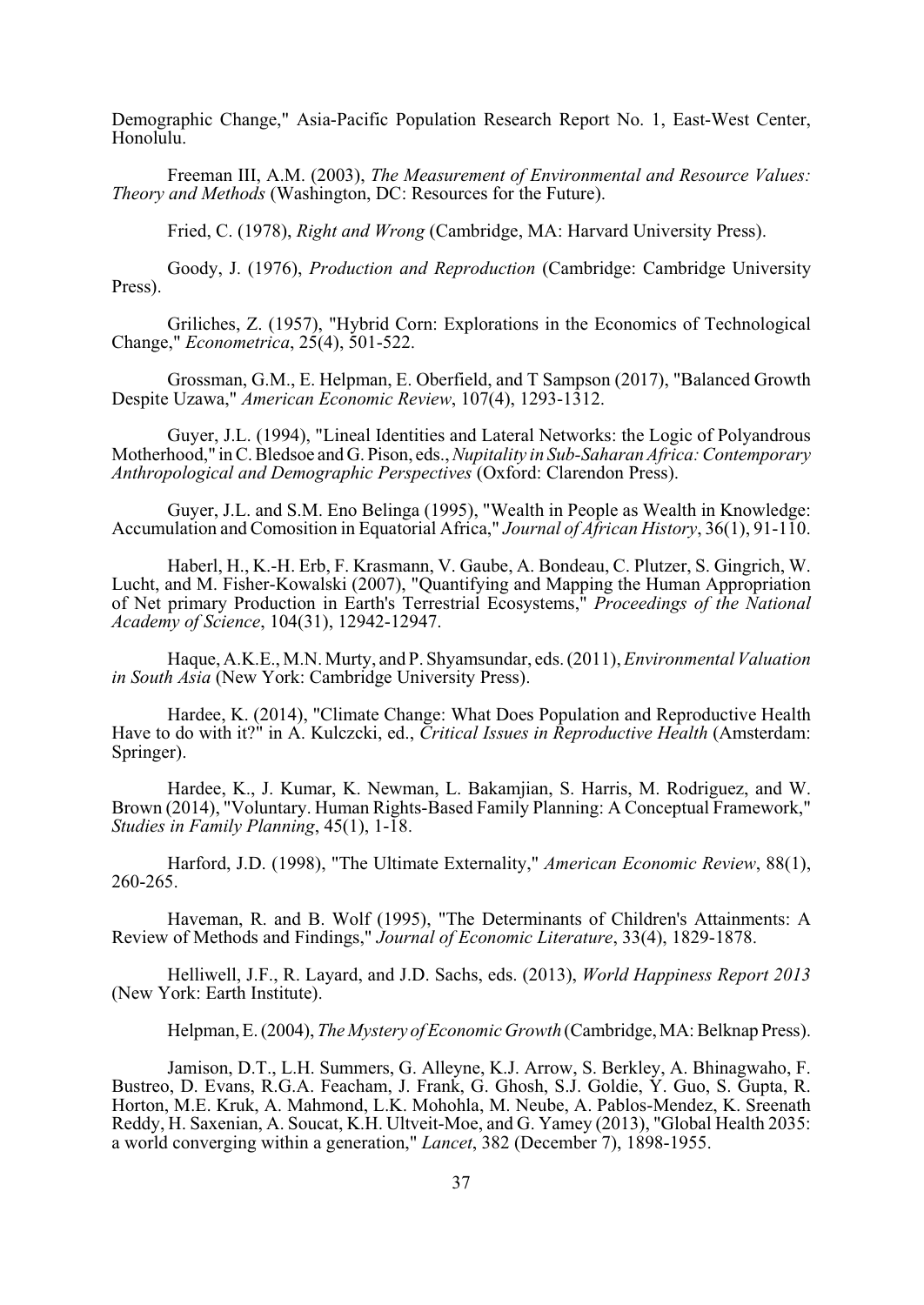Demographic Change," Asia-Pacific Population Research Report No. 1, East-West Center, Honolulu.

Freeman III, A.M. (2003), *The Measurement of Environmental and Resource Values: Theory and Methods* (Washington, DC: Resources for the Future).

Fried, C. (1978), *Right and Wrong* (Cambridge, MA: Harvard University Press).

Goody, J. (1976), *Production and Reproduction* (Cambridge: Cambridge University Press).

Griliches, Z. (1957), "Hybrid Corn: Explorations in the Economics of Technological Change," *Econometrica*, 25(4), 501-522.

Grossman, G.M., E. Helpman, E. Oberfield, and T Sampson (2017), "Balanced Growth Despite Uzawa," *American Economic Review*, 107(4), 1293-1312.

Guyer, J.L. (1994), "Lineal Identities and Lateral Networks: the Logic of Polyandrous Motherhood," in C. Bledsoe and G. Pison, eds., *Nupitality in Sub-Saharan Africa: Contemporary Anthropological and Demographic Perspectives* (Oxford: Clarendon Press).

Guyer, J.L. and S.M. Eno Belinga (1995), "Wealth in People as Wealth in Knowledge: Accumulation and Comosition in Equatorial Africa," *Journal of African History*, 36(1), 91-110.

Haberl, H., K.-H. Erb, F. Krasmann, V. Gaube, A. Bondeau, C. Plutzer, S. Gingrich, W. Lucht, and M. Fisher-Kowalski (2007), "Quantifying and Mapping the Human Appropriation of Net primary Production in Earth's Terrestrial Ecosystems," *Proceedings of the National Academy of Science*, 104(31), 12942-12947.

Haque, A.K.E., M.N. Murty, and P. Shyamsundar, eds. (2011), *Environmental Valuation in South Asia* (New York: Cambridge University Press).

Hardee, K. (2014), "Climate Change: What Does Population and Reproductive Health Have to do with it?" in A. Kulczcki, ed., *Critical Issues in Reproductive Health* (Amsterdam: Springer).

Hardee, K., J. Kumar, K. Newman, L. Bakamjian, S. Harris, M. Rodriguez, and W. Brown (2014), "Voluntary. Human Rights-Based Family Planning: A Conceptual Framework," *Studies in Family Planning*, 45(1), 1-18.

Harford, J.D. (1998), "The Ultimate Externality," *American Economic Review*, 88(1), 260-265.

Haveman, R. and B. Wolf (1995), "The Determinants of Children's Attainments: A Review of Methods and Findings," *Journal of Economic Literature*, 33(4), 1829-1878.

Helliwell, J.F., R. Layard, and J.D. Sachs, eds. (2013), *World Happiness Report 2013* (New York: Earth Institute).

Helpman, E. (2004), *The Mystery of Economic Growth* (Cambridge, MA: Belknap Press).

Jamison, D.T., L.H. Summers, G. Alleyne, K.J. Arrow, S. Berkley, A. Bhinagwaho, F. Bustreo, D. Evans, R.G.A. Feacham, J. Frank, G. Ghosh, S.J. Goldie, Y. Guo, S. Gupta, R. Horton, M.E. Kruk, A. Mahmond, L.K. Mohohla, M. Neube, A. Pablos-Mendez, K. Sreenath Reddy, H. Saxenian, A. Soucat, K.H. Ultveit-Moe, and G. Yamey (2013), "Global Health 2035: a world converging within a generation," *Lancet*, 382 (December 7), 1898-1955.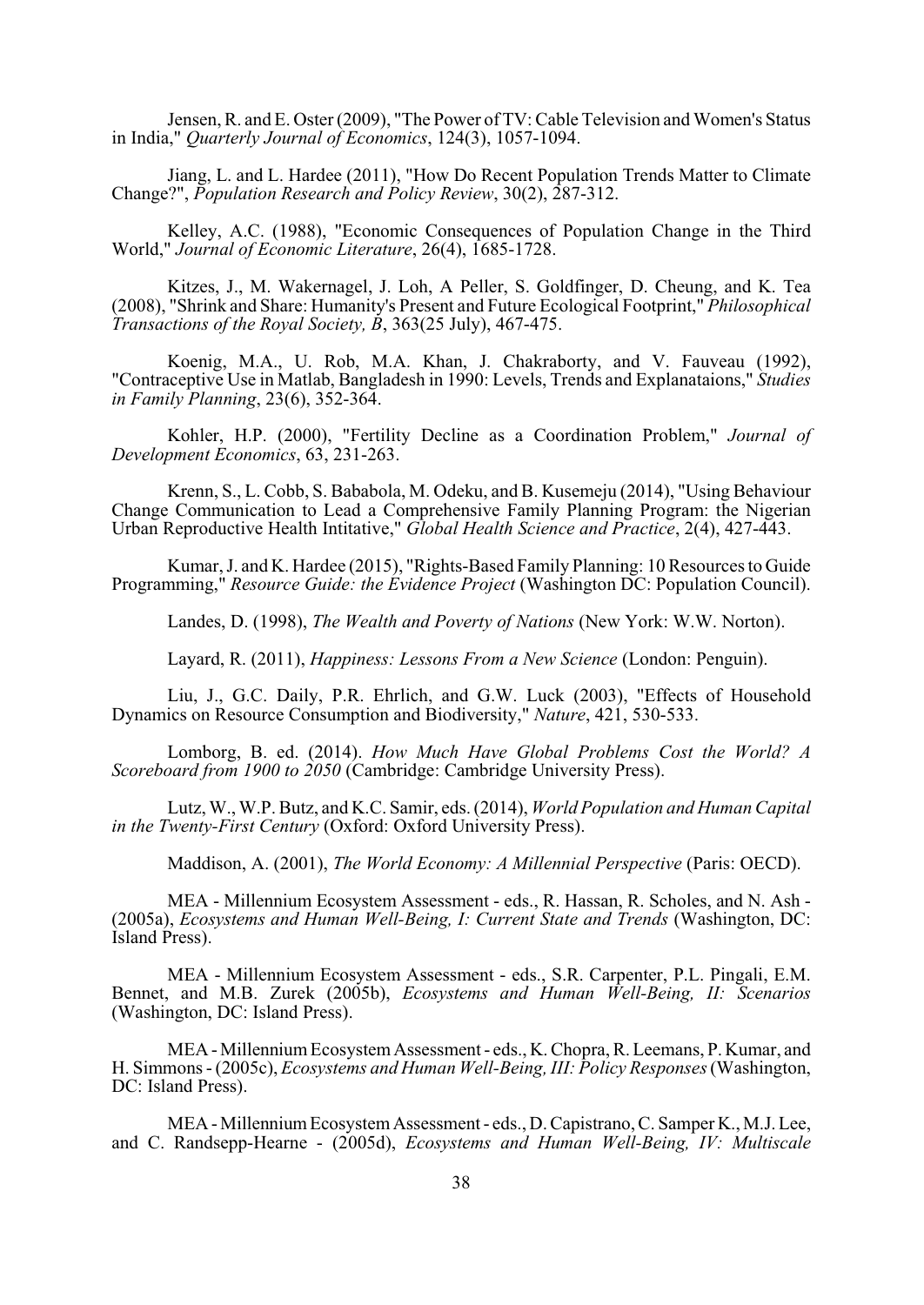Jensen, R. and E. Oster (2009), "The Power of TV: Cable Television and Women's Status in India," *Quarterly Journal of Economics*, 124(3), 1057-1094.

Jiang, L. and L. Hardee (2011), "How Do Recent Population Trends Matter to Climate Change?", *Population Research and Policy Review*, 30(2), 287-312.

Kelley, A.C. (1988), "Economic Consequences of Population Change in the Third World," *Journal of Economic Literature*, 26(4), 1685-1728.

Kitzes, J., M. Wakernagel, J. Loh, A Peller, S. Goldfinger, D. Cheung, and K. Tea (2008), "Shrink and Share: Humanity's Present and Future Ecological Footprint," *Philosophical Transactions of the Royal Society, B*, 363(25 July), 467-475.

Koenig, M.A., U. Rob, M.A. Khan, J. Chakraborty, and V. Fauveau (1992), "Contraceptive Use in Matlab, Bangladesh in 1990: Levels, Trends and Explanataions," *Studies in Family Planning*, 23(6), 352-364.

Kohler, H.P. (2000), "Fertility Decline as a Coordination Problem," *Journal of Development Economics*, 63, 231-263.

Krenn, S., L. Cobb, S. Bababola, M. Odeku, and B. Kusemeju (2014), "Using Behaviour Change Communication to Lead a Comprehensive Family Planning Program: the Nigerian Urban Reproductive Health Intitative," *Global Health Science and Practice*, 2(4), 427-443.

Kumar, J. and K. Hardee (2015), "Rights-Based Family Planning: 10 Resources to Guide Programming," *Resource Guide: the Evidence Project* (Washington DC: Population Council).

Landes, D. (1998), *The Wealth and Poverty of Nations* (New York: W.W. Norton).

Layard, R. (2011), *Happiness: Lessons From a New Science* (London: Penguin).

Liu, J., G.C. Daily, P.R. Ehrlich, and G.W. Luck (2003), "Effects of Household Dynamics on Resource Consumption and Biodiversity," *Nature*, 421, 530-533.

Lomborg, B. ed. (2014). *How Much Have Global Problems Cost the World? A Scoreboard from 1900 to 2050* (Cambridge: Cambridge University Press).

Lutz, W., W.P. Butz, and K.C. Samir, eds. (2014), *World Population and Human Capital in the Twenty-First Century* (Oxford: Oxford University Press).

Maddison, A. (2001), *The World Economy: A Millennial Perspective* (Paris: OECD).

MEA - Millennium Ecosystem Assessment - eds., R. Hassan, R. Scholes, and N. Ash - (2005a), *Ecosystems and Human Well-Being, I: Current State and Trends* (Washington, DC: Island Press).

MEA - Millennium Ecosystem Assessment - eds., S.R. Carpenter, P.L. Pingali, E.M. Bennet, and M.B. Zurek (2005b), *Ecosystems and Human Well-Being, II: Scenarios* (Washington, DC: Island Press).

MEA - Millennium Ecosystem Assessment - eds., K. Chopra, R. Leemans, P. Kumar, and H. Simmons - (2005c), *Ecosystems and Human Well-Being, III: Policy Responses* (Washington, DC: Island Press).

MEA - Millennium Ecosystem Assessment - eds., D. Capistrano, C. Samper K., M.J. Lee, and C. Randsepp-Hearne - (2005d), *Ecosystems and Human Well-Being, IV: Multiscale*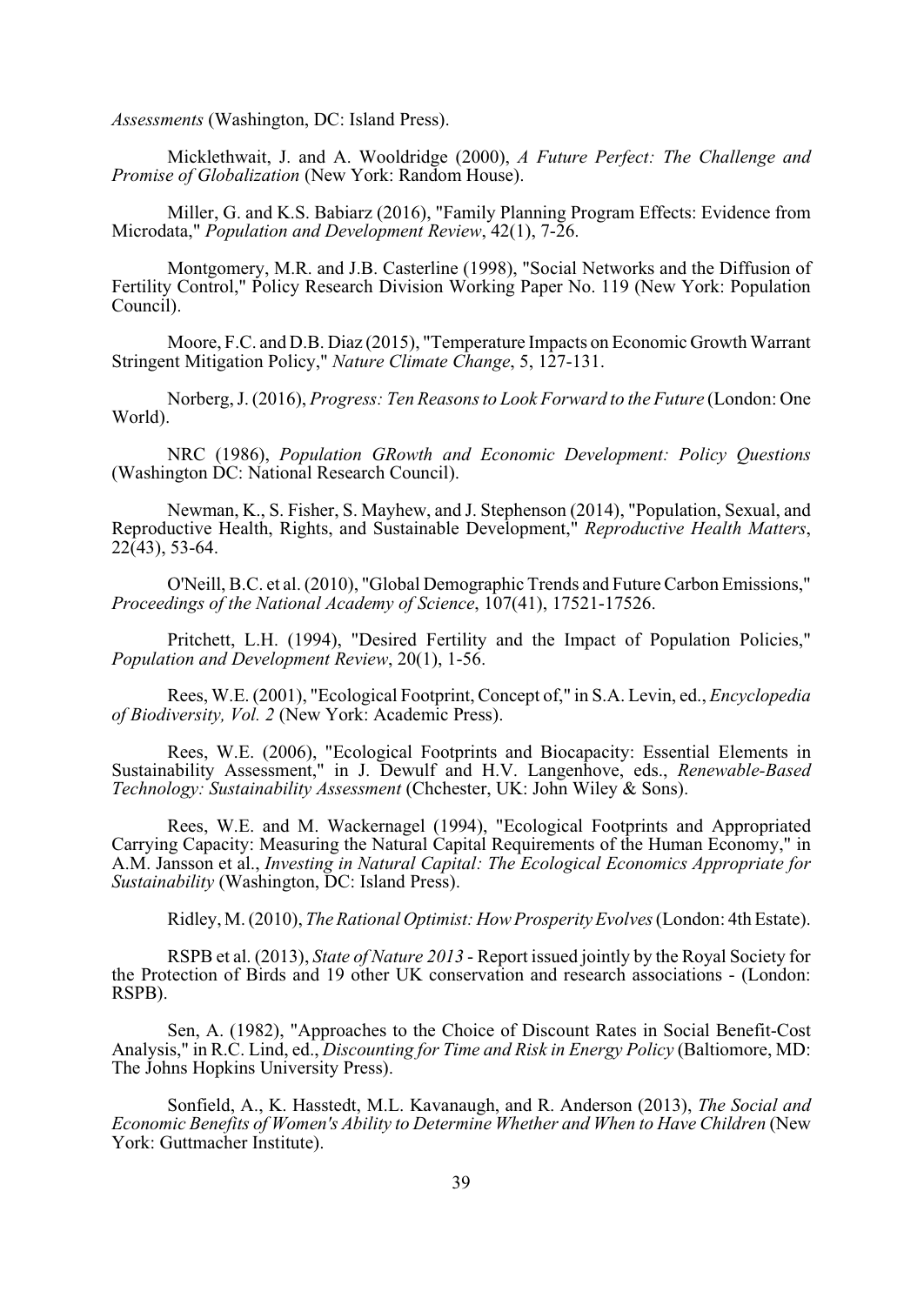*Assessments* (Washington, DC: Island Press).

Micklethwait, J. and A. Wooldridge (2000), *A Future Perfect: The Challenge and Promise of Globalization* (New York: Random House).

Miller, G. and K.S. Babiarz (2016), "Family Planning Program Effects: Evidence from Microdata," *Population and Development Review*, 42(1), 7-26.

Montgomery, M.R. and J.B. Casterline (1998), "Social Networks and the Diffusion of Fertility Control," Policy Research Division Working Paper No. 119 (New York: Population Council).

Moore, F.C. and D.B. Diaz (2015), "Temperature Impacts on Economic Growth Warrant Stringent Mitigation Policy," *Nature Climate Change*, 5, 127-131.

Norberg, J. (2016), *Progress: Ten Reasons to Look Forward to the Future* (London: One World).

NRC (1986), *Population GRowth and Economic Development: Policy Questions* (Washington DC: National Research Council).

Newman, K., S. Fisher, S. Mayhew, and J. Stephenson (2014), "Population, Sexual, and Reproductive Health, Rights, and Sustainable Development," *Reproductive Health Matters*, 22(43), 53-64.

O'Neill, B.C. et al. (2010), "Global Demographic Trends and Future Carbon Emissions," *Proceedings of the National Academy of Science*, 107(41), 17521-17526.

Pritchett, L.H. (1994), "Desired Fertility and the Impact of Population Policies," *Population and Development Review*, 20(1), 1-56.

Rees, W.E. (2001), "Ecological Footprint, Concept of," in S.A. Levin, ed., *Encyclopedia of Biodiversity, Vol. 2* (New York: Academic Press).

Rees, W.E. (2006), "Ecological Footprints and Biocapacity: Essential Elements in Sustainability Assessment," in J. Dewulf and H.V. Langenhove, eds., *Renewable-Based Technology: Sustainability Assessment* (Chchester, UK: John Wiley & Sons).

Rees, W.E. and M. Wackernagel (1994), "Ecological Footprints and Appropriated Carrying Capacity: Measuring the Natural Capital Requirements of the Human Economy," in A.M. Jansson et al., *Investing in Natural Capital: The Ecological Economics Appropriate for Sustainability* (Washington, DC: Island Press).

Ridley, M. (2010), *The Rational Optimist: How Prosperity Evolves* (London: 4th Estate).

RSPB et al. (2013), *State of Nature 2013* - Report issued jointly by the Royal Society for the Protection of Birds and 19 other UK conservation and research associations - (London: RSPB).

Sen, A. (1982), "Approaches to the Choice of Discount Rates in Social Benefit-Cost Analysis," in R.C. Lind, ed., *Discounting for Time and Risk in Energy Policy* (Baltiomore, MD: The Johns Hopkins University Press).

Sonfield, A., K. Hasstedt, M.L. Kavanaugh, and R. Anderson (2013), *The Social and Economic Benefits of Women's Ability to Determine Whether and When to Have Children* (New York: Guttmacher Institute).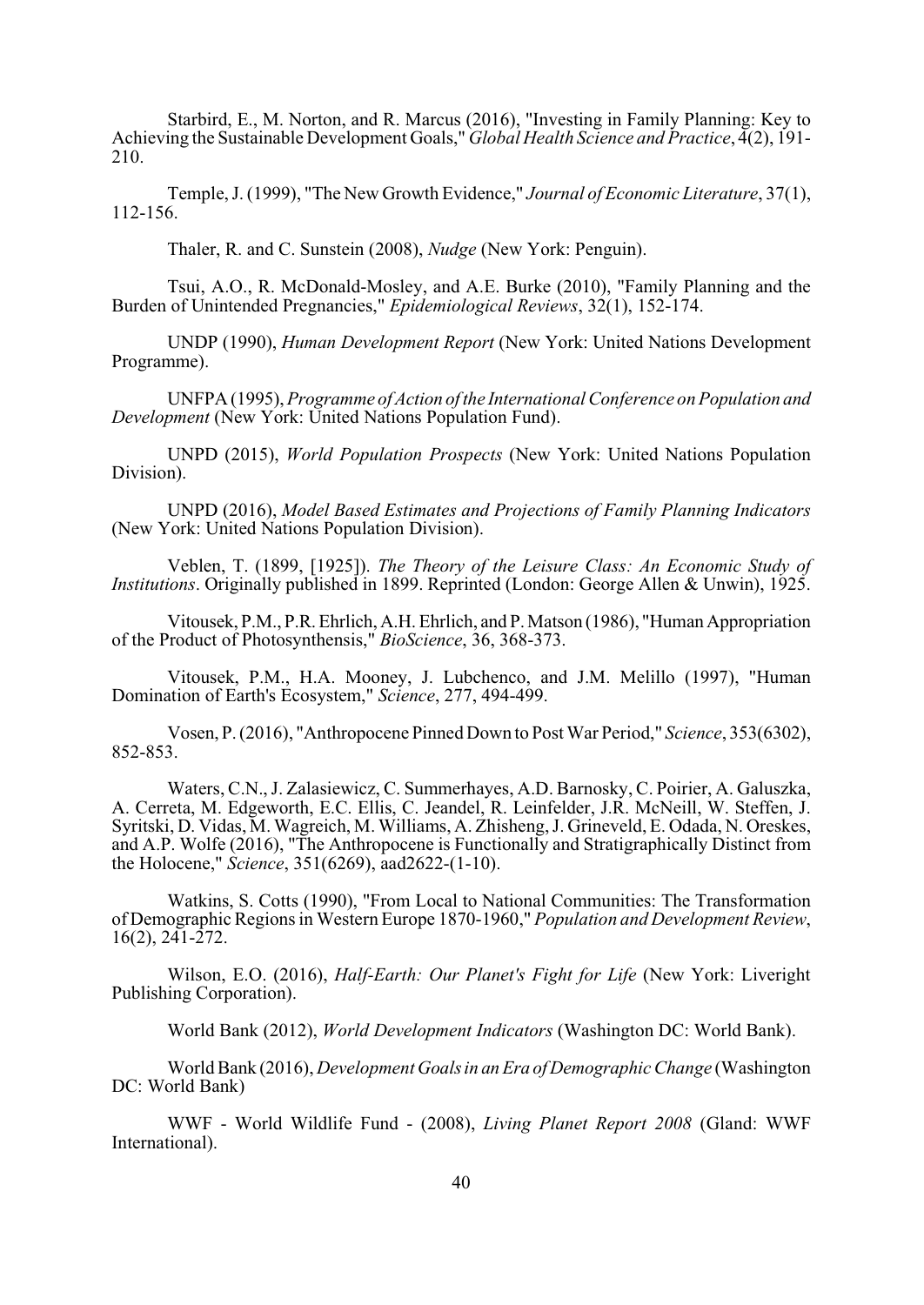Starbird, E., M. Norton, and R. Marcus (2016), "Investing in Family Planning: Key to Achieving the Sustainable Development Goals," *Global Health Science and Practice*, 4(2), 191-210.

Temple, J. (1999), "The New Growth Evidence," *Journal of Economic Literature*, 37(1), 112-156.

Thaler, R. and C. Sunstein (2008), *Nudge* (New York: Penguin).

Tsui, A.O., R. McDonald-Mosley, and A.E. Burke (2010), "Family Planning and the Burden of Unintended Pregnancies," *Epidemiological Reviews*, 32(1), 152-174.

UNDP (1990), *Human Development Report* (New York: United Nations Development Programme).

UNFPA (1995), *Programme of Action of the International Conference on Population and Development* (New York: United Nations Population Fund).

UNPD (2015), *World Population Prospects* (New York: United Nations Population Division).

UNPD (2016), *Model Based Estimates and Projections of Family Planning Indicators* (New York: United Nations Population Division).

Veblen, T. (1899, [1925]). *The Theory of the Leisure Class: An Economic Study of Institutions*. Originally published in 1899. Reprinted (London: George Allen & Unwin), 1925.

Vitousek, P.M., P.R. Ehrlich, A.H. Ehrlich, and P. Matson (1986), "Human Appropriation of the Product of Photosynthensis," *BioScience*, 36, 368-373.

Vitousek, P.M., H.A. Mooney, J. Lubchenco, and J.M. Melillo (1997), "Human Domination of Earth's Ecosystem," *Science*, 277, 494-499.

Vosen, P. (2016), "Anthropocene Pinned Down to Post War Period," *Science*, 353(6302), 852-853.

Waters, C.N., J. Zalasiewicz, C. Summerhayes, A.D. Barnosky, C. Poirier, A. Galuszka, A. Cerreta, M. Edgeworth, E.C. Ellis, C. Jeandel, R. Leinfelder, J.R. McNeill, W. Steffen, J. Syritski, D. Vidas, M. Wagreich, M. Williams, A. Zhisheng, J. Grineveld, E. Odada, N. Oreskes, and A.P. Wolfe (2016), "The Anthropocene is Functionally and Stratigraphically Distinct from the Holocene," *Science*, 351(6269), aad2622-(1-10).

Watkins, S. Cotts (1990), "From Local to National Communities: The Transformation of Demographic Regions in Western Europe 1870-1960," *Population and Development Review*, 16(2), 241-272.

Wilson, E.O. (2016), *Half-Earth: Our Planet's Fight for Life* (New York: Liveright Publishing Corporation).

World Bank (2012), *World Development Indicators* (Washington DC: World Bank).

World Bank (2016), *Development Goals in an Era of Demographic Change* (Washington DC: World Bank)

WWF - World Wildlife Fund - (2008), *Living Planet Report 2008* (Gland: WWF International).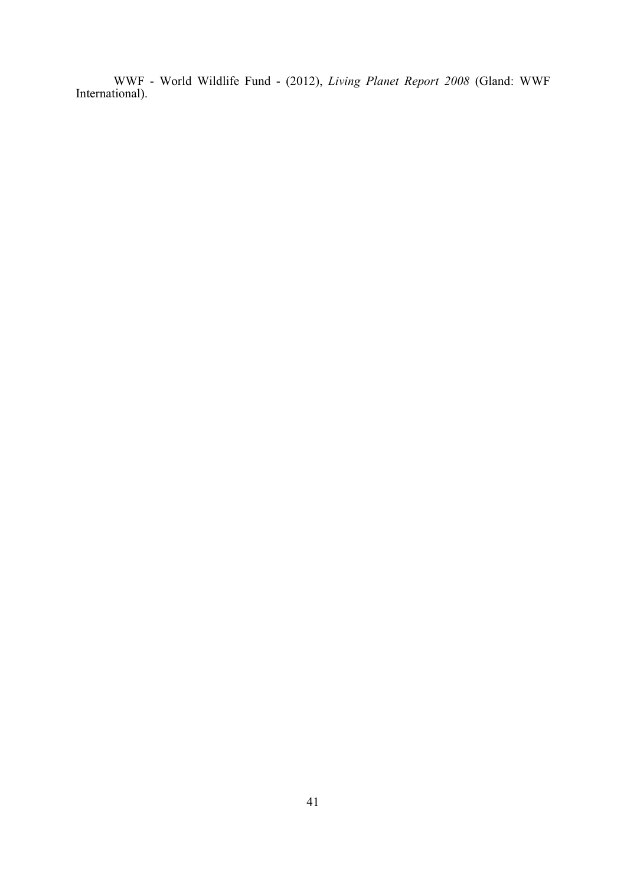WWF - World Wildlife Fund - (2012), *Living Planet Report 2008* (Gland: WWF International).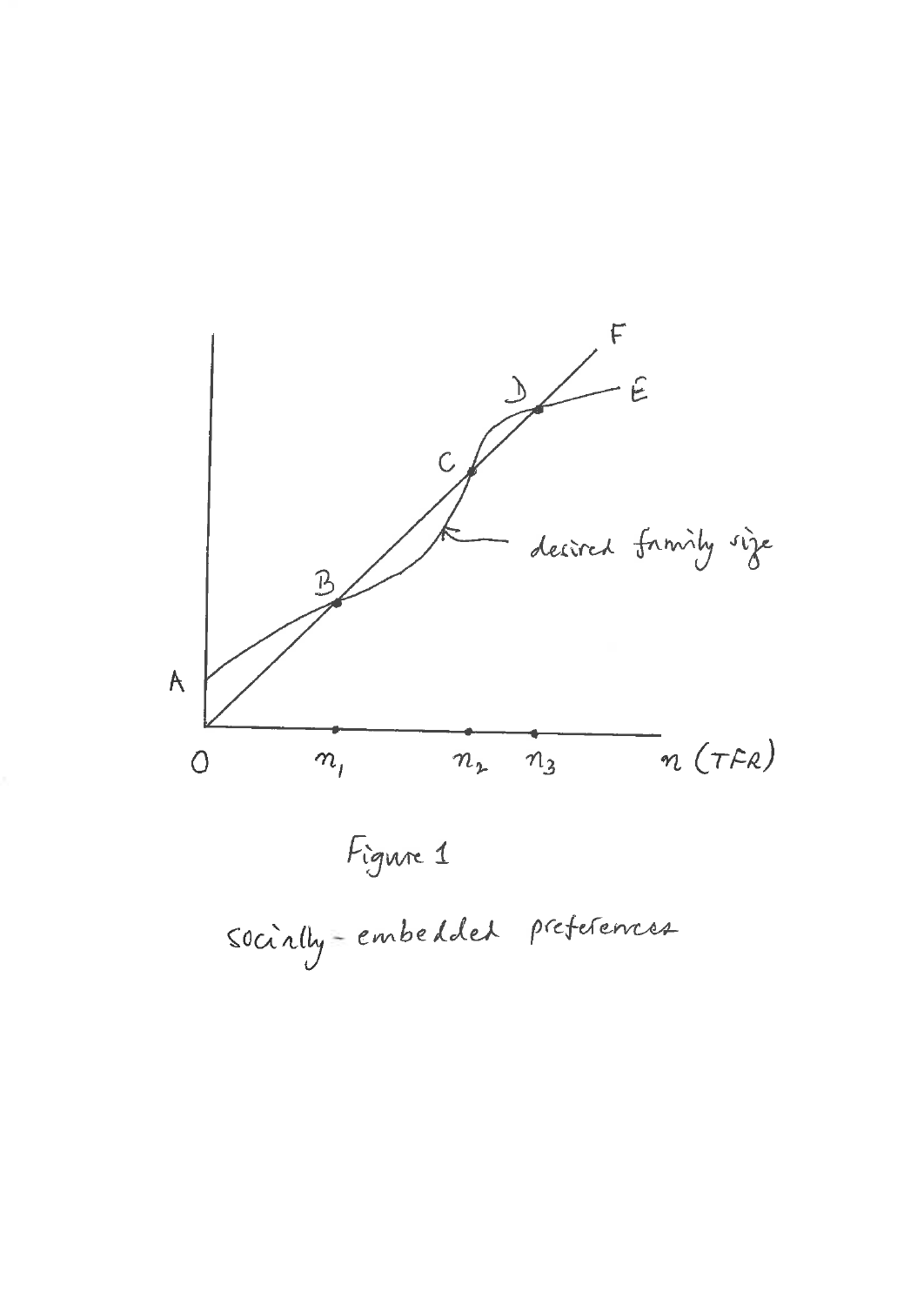Figure 1

socially-embedded preferences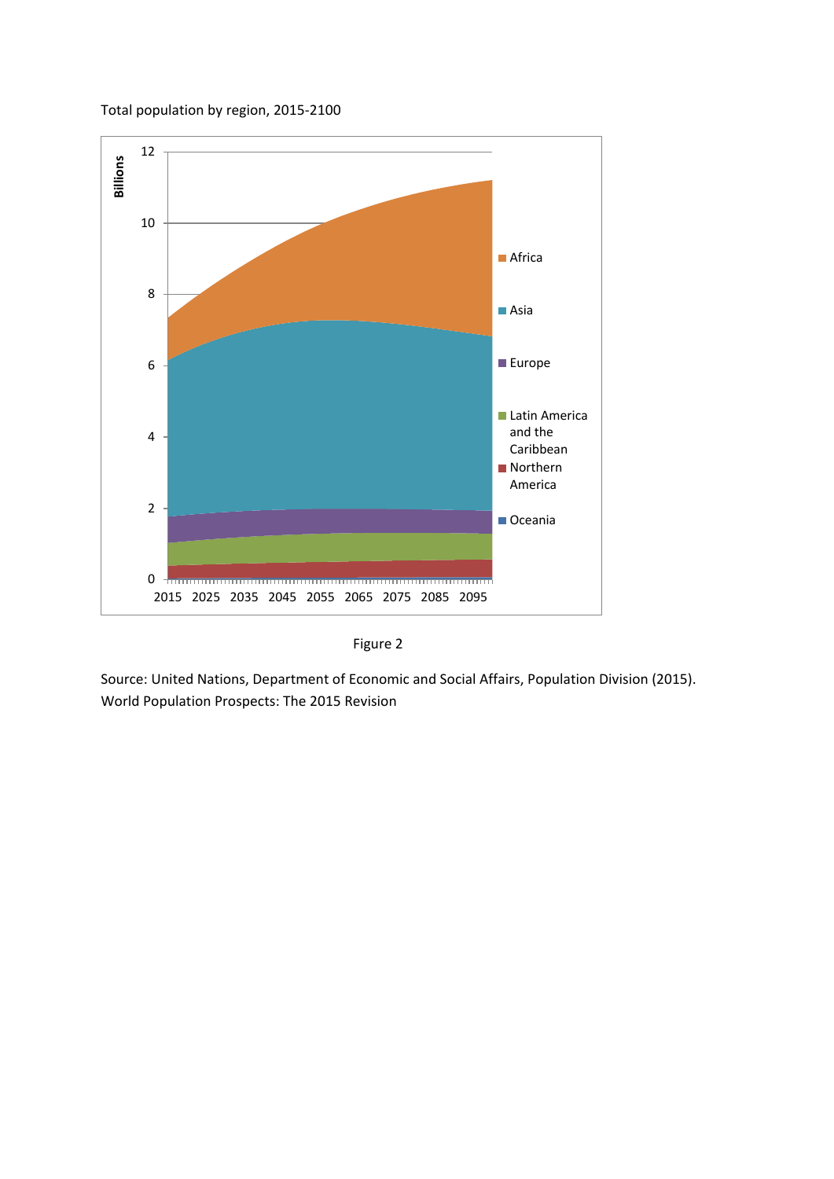Total population by region, 2015-2100

Billions

12
10
8
6
4
2
0

2015 2025 2035 2045 2055 2065 2075 2085 2095

Africa
Asia
Europe
Latin America and the Caribbean
Northern America
Oceania

Figure 2

Source: United Nations, Department of Economic and Social Affairs, Population Division (2015). World Population Prospects: The 2015 Revision